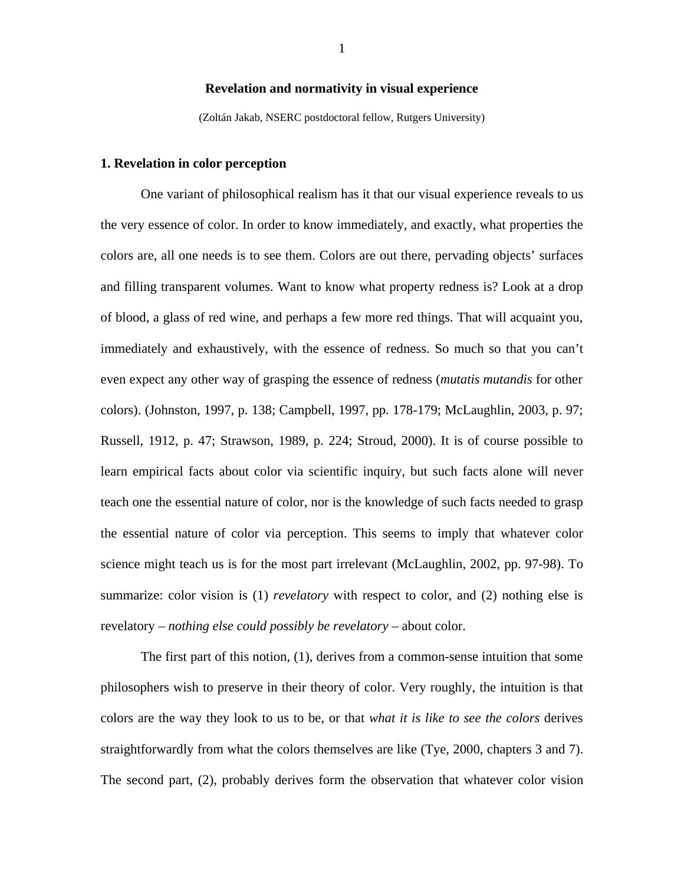# Revelation and normativity in visual experience

(Zoltán Jakab, NSERC postdoctoral fellow, Rutgers University)

## 1. Revelation in color perception

One variant of philosophical realism has it that our visual experience reveals to us the very essence of color. In order to know immediately, and exactly, what properties the colors are, all one needs is to see them. Colors are out there, pervading objects' surfaces and filling transparent volumes. Want to know what property redness is? Look at a drop of blood, a glass of red wine, and perhaps a few more red things. That will acquaint you, immediately and exhaustively, with the essence of redness. So much so that you can't even expect any other way of grasping the essence of redness (*mutatis mutandis* for other colors). (Johnston, 1997, p. 138; Campbell, 1997, pp. 178-179; McLaughlin, 2003, p. 97; Russell, 1912, p. 47; Strawson, 1989, p. 224; Stroud, 2000). It is of course possible to learn empirical facts about color via scientific inquiry, but such facts alone will never teach one the essential nature of color, nor is the knowledge of such facts needed to grasp the essential nature of color via perception. This seems to imply that whatever color science might teach us is for the most part irrelevant (McLaughlin, 2002, pp. 97-98). To summarize: color vision is (1) *revelatory* with respect to color, and (2) nothing else is revelatory – *nothing else could possibly be revelatory* – about color.

The first part of this notion, (1), derives from a common-sense intuition that some philosophers wish to preserve in their theory of color. Very roughly, the intuition is that colors are the way they look to us to be, or that *what it is like to see the colors* derives straightforwardly from what the colors themselves are like (Tye, 2000, chapters 3 and 7). The second part, (2), probably derives form the observation that whatever color vision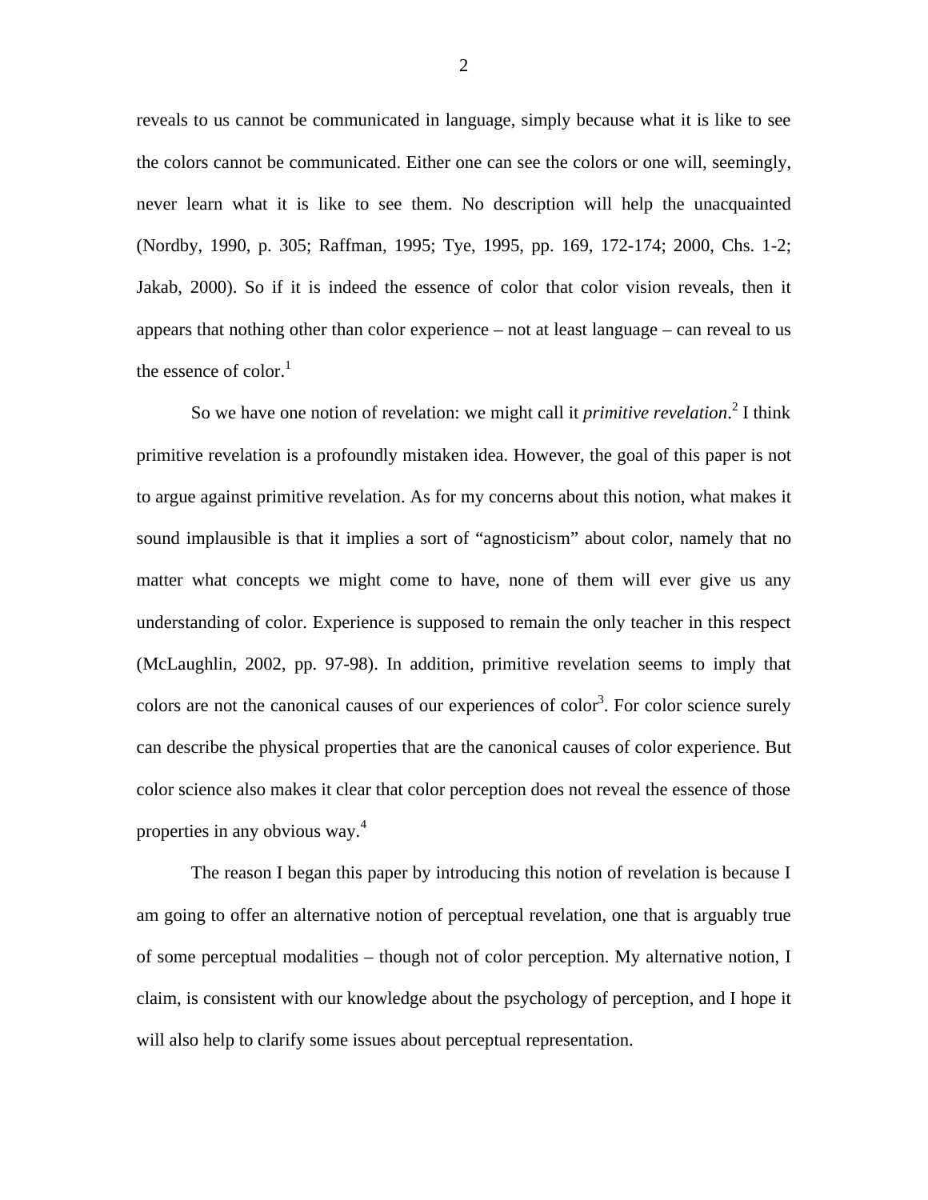reveals to us cannot be communicated in language, simply because what it is like to see the colors cannot be communicated. Either one can see the colors or one will, seemingly, never learn what it is like to see them. No description will help the unacquainted (Nordby, 1990, p. 305; Raffman, 1995; Tye, 1995, pp. 169, 172-174; 2000, Chs. 1-2; Jakab, 2000). So if it is indeed the essence of color that color vision reveals, then it appears that nothing other than color experience – not at least language – can reveal to us the essence of color.[1]

So we have one notion of revelation: we might call it *primitive revelation*.[2] I think primitive revelation is a profoundly mistaken idea. However, the goal of this paper is not to argue against primitive revelation. As for my concerns about this notion, what makes it sound implausible is that it implies a sort of "agnosticism" about color, namely that no matter what concepts we might come to have, none of them will ever give us any understanding of color. Experience is supposed to remain the only teacher in this respect (McLaughlin, 2002, pp. 97-98). In addition, primitive revelation seems to imply that colors are not the canonical causes of our experiences of color[3]. For color science surely can describe the physical properties that are the canonical causes of color experience. But color science also makes it clear that color perception does not reveal the essence of those properties in any obvious way.[4]

The reason I began this paper by introducing this notion of revelation is because I am going to offer an alternative notion of perceptual revelation, one that is arguably true of some perceptual modalities – though not of color perception. My alternative notion, I claim, is consistent with our knowledge about the psychology of perception, and I hope it will also help to clarify some issues about perceptual representation.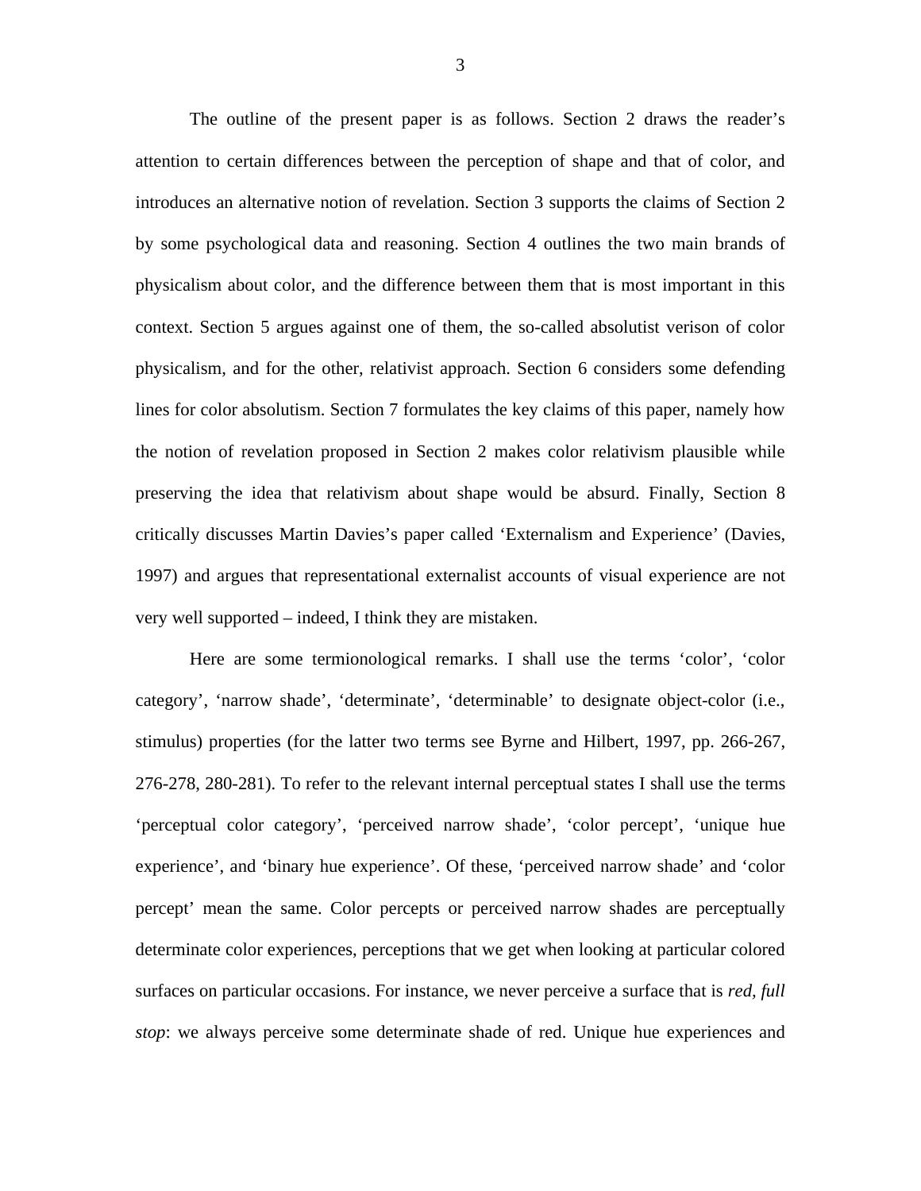The outline of the present paper is as follows. Section 2 draws the reader's attention to certain differences between the perception of shape and that of color, and introduces an alternative notion of revelation. Section 3 supports the claims of Section 2 by some psychological data and reasoning. Section 4 outlines the two main brands of physicalism about color, and the difference between them that is most important in this context. Section 5 argues against one of them, the so-called absolutist verison of color physicalism, and for the other, relativist approach. Section 6 considers some defending lines for color absolutism. Section 7 formulates the key claims of this paper, namely how the notion of revelation proposed in Section 2 makes color relativism plausible while preserving the idea that relativism about shape would be absurd. Finally, Section 8 critically discusses Martin Davies's paper called 'Externalism and Experience' (Davies, 1997) and argues that representational externalist accounts of visual experience are not very well supported – indeed, I think they are mistaken.

Here are some termionological remarks. I shall use the terms 'color', 'color category', 'narrow shade', 'determinate', 'determinable' to designate object-color (i.e., stimulus) properties (for the latter two terms see Byrne and Hilbert, 1997, pp. 266-267, 276-278, 280-281). To refer to the relevant internal perceptual states I shall use the terms 'perceptual color category', 'perceived narrow shade', 'color percept', 'unique hue experience', and 'binary hue experience'. Of these, 'perceived narrow shade' and 'color percept' mean the same. Color percepts or perceived narrow shades are perceptually determinate color experiences, perceptions that we get when looking at particular colored surfaces on particular occasions. For instance, we never perceive a surface that is *red, full stop*: we always perceive some determinate shade of red. Unique hue experiences and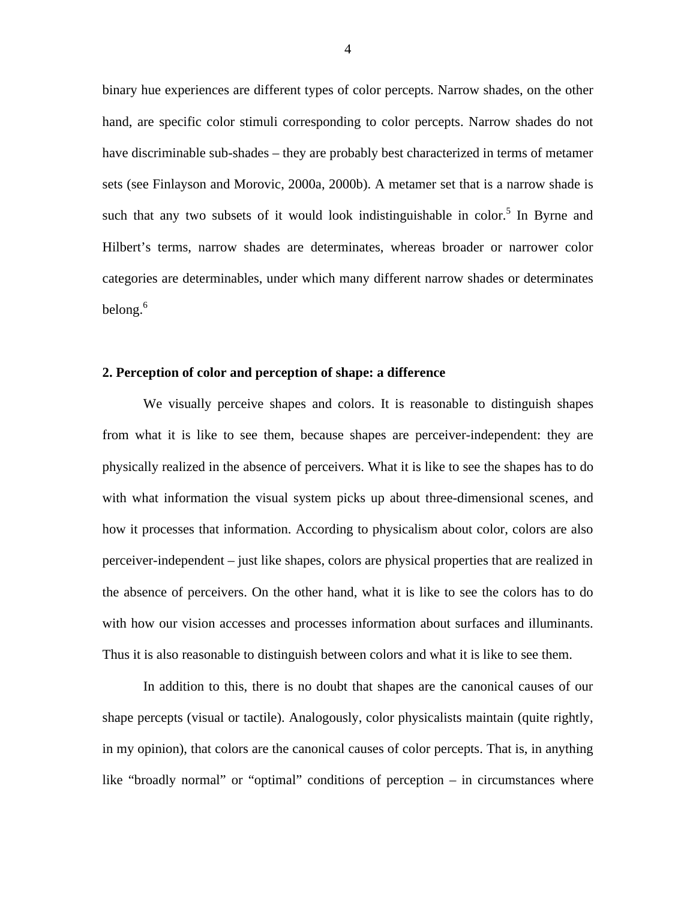binary hue experiences are different types of color percepts. Narrow shades, on the other hand, are specific color stimuli corresponding to color percepts. Narrow shades do not have discriminable sub-shades – they are probably best characterized in terms of metamer sets (see Finlayson and Morovic, 2000a, 2000b). A metamer set that is a narrow shade is such that any two subsets of it would look indistinguishable in color.[5] In Byrne and Hilbert's terms, narrow shades are determinates, whereas broader or narrower color categories are determinables, under which many different narrow shades or determinates belong.[6]

## 2. Perception of color and perception of shape: a difference

We visually perceive shapes and colors. It is reasonable to distinguish shapes from what it is like to see them, because shapes are perceiver-independent: they are physically realized in the absence of perceivers. What it is like to see the shapes has to do with what information the visual system picks up about three-dimensional scenes, and how it processes that information. According to physicalism about color, colors are also perceiver-independent – just like shapes, colors are physical properties that are realized in the absence of perceivers. On the other hand, what it is like to see the colors has to do with how our vision accesses and processes information about surfaces and illuminants. Thus it is also reasonable to distinguish between colors and what it is like to see them.

In addition to this, there is no doubt that shapes are the canonical causes of our shape percepts (visual or tactile). Analogously, color physicalists maintain (quite rightly, in my opinion), that colors are the canonical causes of color percepts. That is, in anything like "broadly normal" or "optimal" conditions of perception – in circumstances where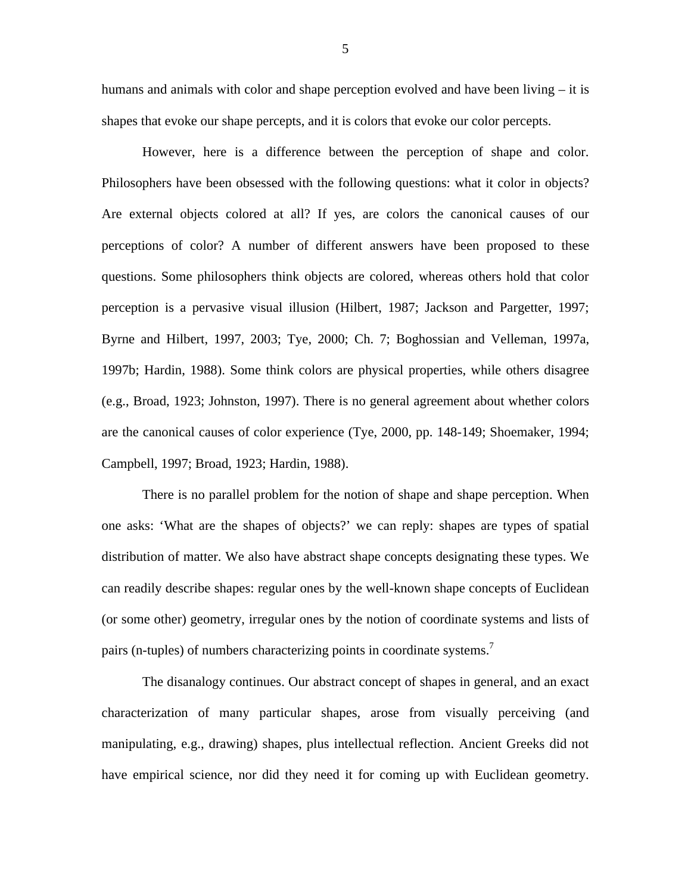humans and animals with color and shape perception evolved and have been living – it is shapes that evoke our shape percepts, and it is colors that evoke our color percepts.

However, here is a difference between the perception of shape and color. Philosophers have been obsessed with the following questions: what it color in objects? Are external objects colored at all? If yes, are colors the canonical causes of our perceptions of color? A number of different answers have been proposed to these questions. Some philosophers think objects are colored, whereas others hold that color perception is a pervasive visual illusion (Hilbert, 1987; Jackson and Pargetter, 1997; Byrne and Hilbert, 1997, 2003; Tye, 2000; Ch. 7; Boghossian and Velleman, 1997a, 1997b; Hardin, 1988). Some think colors are physical properties, while others disagree (e.g., Broad, 1923; Johnston, 1997). There is no general agreement about whether colors are the canonical causes of color experience (Tye, 2000, pp. 148-149; Shoemaker, 1994; Campbell, 1997; Broad, 1923; Hardin, 1988).

There is no parallel problem for the notion of shape and shape perception. When one asks: 'What are the shapes of objects?' we can reply: shapes are types of spatial distribution of matter. We also have abstract shape concepts designating these types. We can readily describe shapes: regular ones by the well-known shape concepts of Euclidean (or some other) geometry, irregular ones by the notion of coordinate systems and lists of pairs (n-tuples) of numbers characterizing points in coordinate systems.[7]

The disanalogy continues. Our abstract concept of shapes in general, and an exact characterization of many particular shapes, arose from visually perceiving (and manipulating, e.g., drawing) shapes, plus intellectual reflection. Ancient Greeks did not have empirical science, nor did they need it for coming up with Euclidean geometry.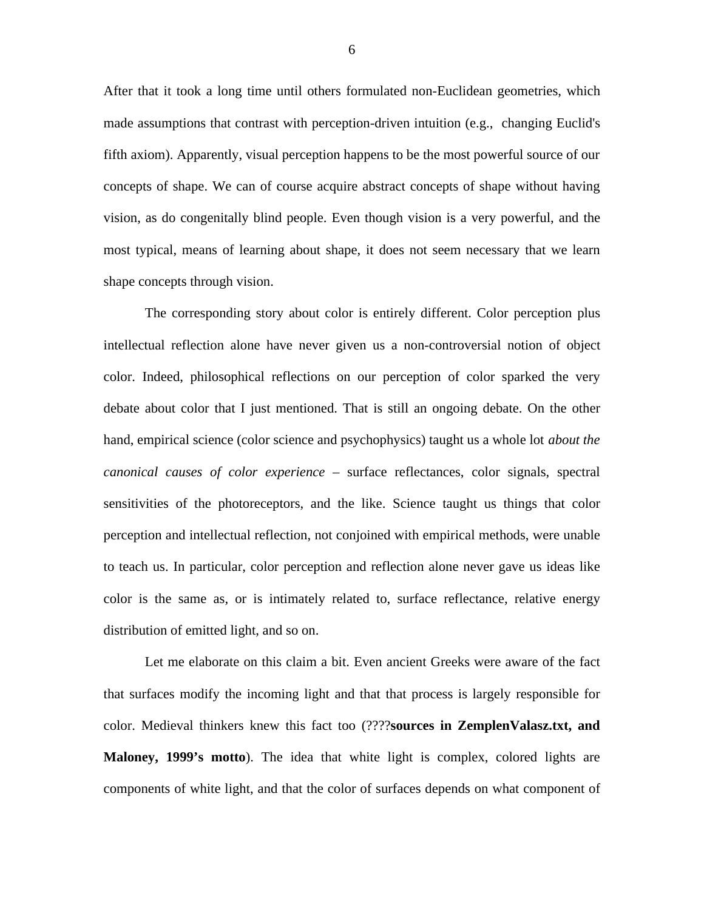After that it took a long time until others formulated non-Euclidean geometries, which made assumptions that contrast with perception-driven intuition (e.g., changing Euclid's fifth axiom). Apparently, visual perception happens to be the most powerful source of our concepts of shape. We can of course acquire abstract concepts of shape without having vision, as do congenitally blind people. Even though vision is a very powerful, and the most typical, means of learning about shape, it does not seem necessary that we learn shape concepts through vision.

The corresponding story about color is entirely different. Color perception plus intellectual reflection alone have never given us a non-controversial notion of object color. Indeed, philosophical reflections on our perception of color sparked the very debate about color that I just mentioned. That is still an ongoing debate. On the other hand, empirical science (color science and psychophysics) taught us a whole lot *about the canonical causes of color experience* – surface reflectances, color signals, spectral sensitivities of the photoreceptors, and the like. Science taught us things that color perception and intellectual reflection, not conjoined with empirical methods, were unable to teach us. In particular, color perception and reflection alone never gave us ideas like color is the same as, or is intimately related to, surface reflectance, relative energy distribution of emitted light, and so on.

Let me elaborate on this claim a bit. Even ancient Greeks were aware of the fact that surfaces modify the incoming light and that that process is largely responsible for color. Medieval thinkers knew this fact too (????**sources in ZemplenValasz.txt, and Maloney, 1999's motto**). The idea that white light is complex, colored lights are components of white light, and that the color of surfaces depends on what component of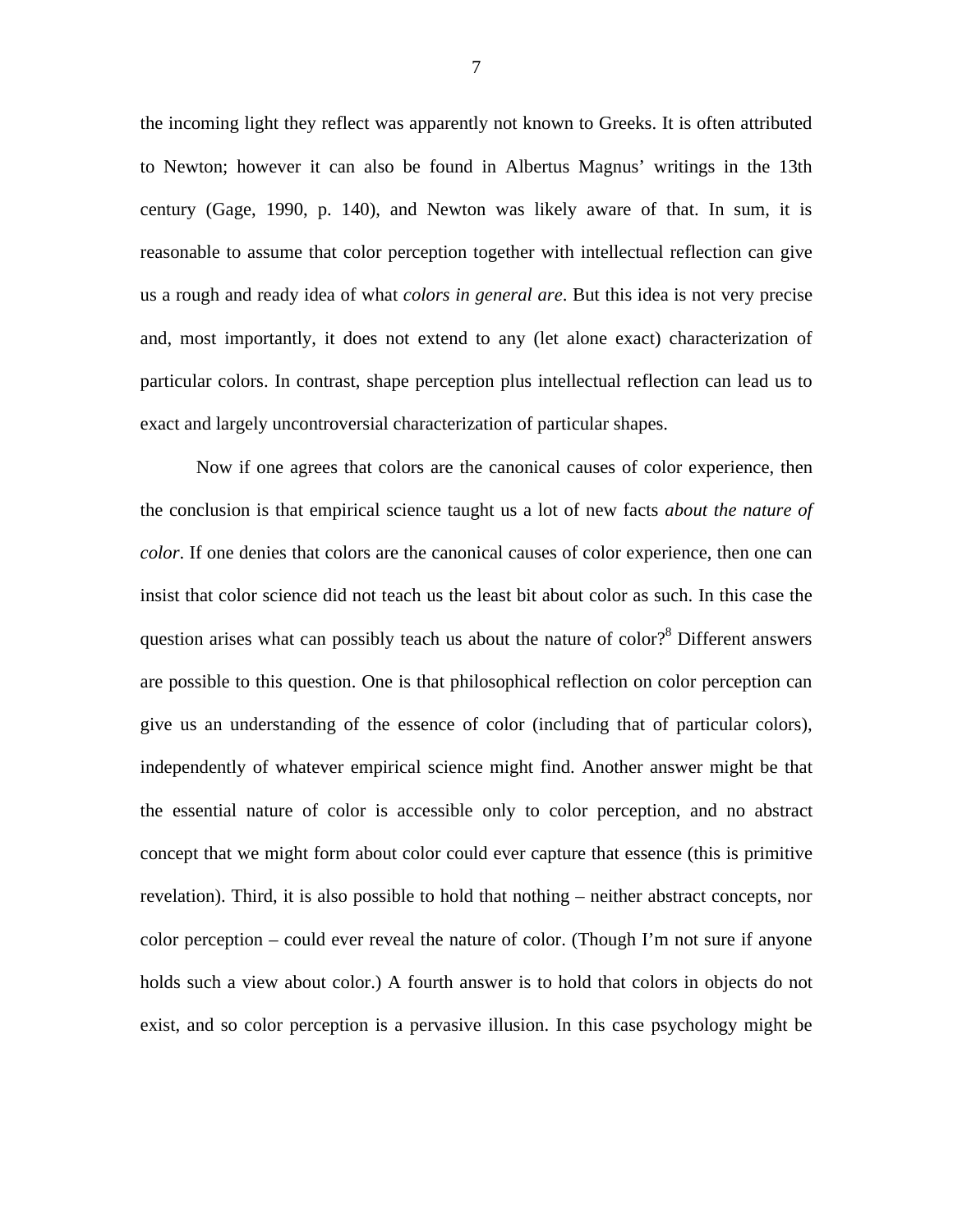the incoming light they reflect was apparently not known to Greeks. It is often attributed to Newton; however it can also be found in Albertus Magnus' writings in the 13th century (Gage, 1990, p. 140), and Newton was likely aware of that. In sum, it is reasonable to assume that color perception together with intellectual reflection can give us a rough and ready idea of what *colors in general are*. But this idea is not very precise and, most importantly, it does not extend to any (let alone exact) characterization of particular colors. In contrast, shape perception plus intellectual reflection can lead us to exact and largely uncontroversial characterization of particular shapes.

Now if one agrees that colors are the canonical causes of color experience, then the conclusion is that empirical science taught us a lot of new facts *about the nature of color*. If one denies that colors are the canonical causes of color experience, then one can insist that color science did not teach us the least bit about color as such. In this case the question arises what can possibly teach us about the nature of color?[8] Different answers are possible to this question. One is that philosophical reflection on color perception can give us an understanding of the essence of color (including that of particular colors), independently of whatever empirical science might find. Another answer might be that the essential nature of color is accessible only to color perception, and no abstract concept that we might form about color could ever capture that essence (this is primitive revelation). Third, it is also possible to hold that nothing – neither abstract concepts, nor color perception – could ever reveal the nature of color. (Though I'm not sure if anyone holds such a view about color.) A fourth answer is to hold that colors in objects do not exist, and so color perception is a pervasive illusion. In this case psychology might be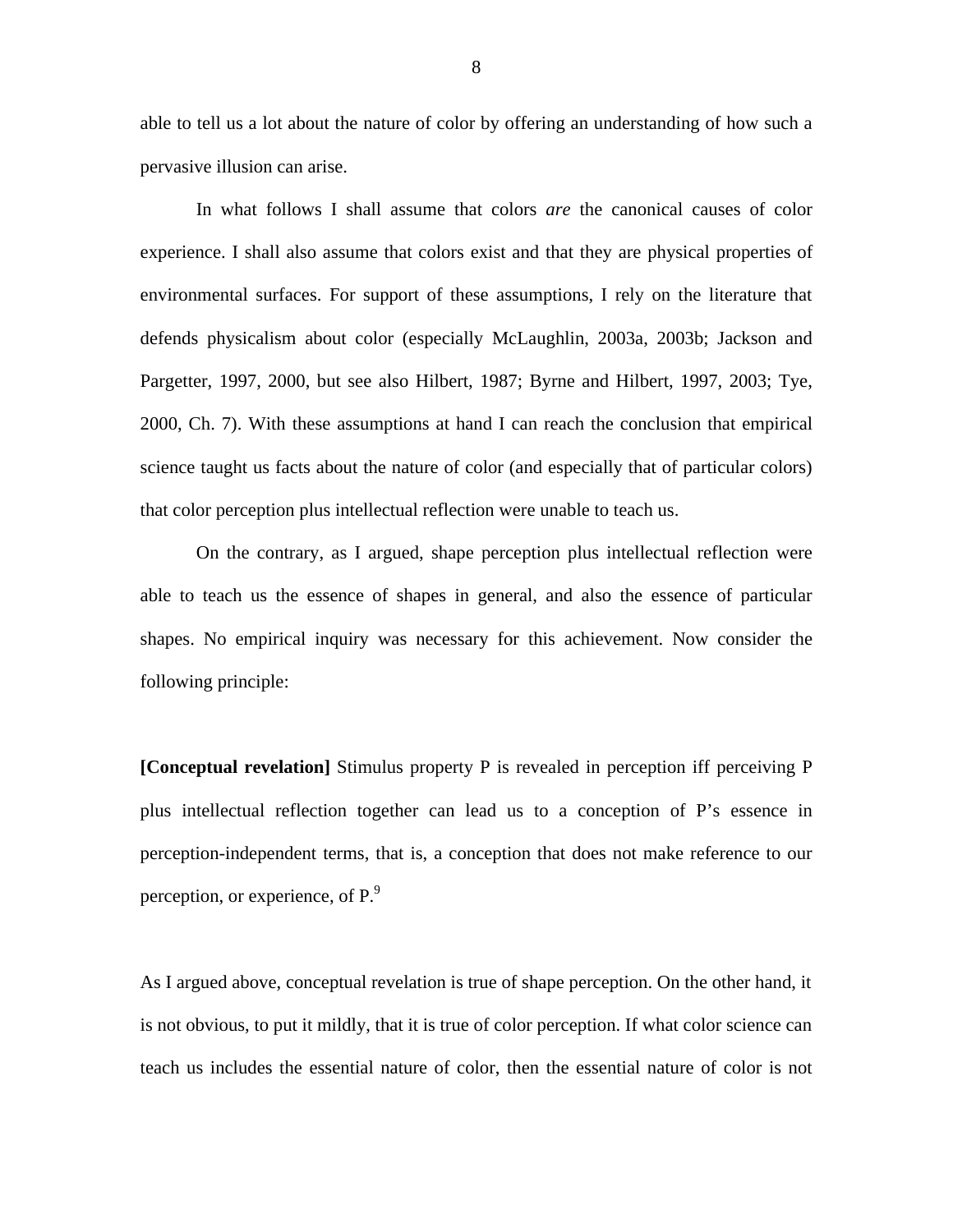able to tell us a lot about the nature of color by offering an understanding of how such a pervasive illusion can arise.

In what follows I shall assume that colors *are* the canonical causes of color experience. I shall also assume that colors exist and that they are physical properties of environmental surfaces. For support of these assumptions, I rely on the literature that defends physicalism about color (especially McLaughlin, 2003a, 2003b; Jackson and Pargetter, 1997, 2000, but see also Hilbert, 1987; Byrne and Hilbert, 1997, 2003; Tye, 2000, Ch. 7). With these assumptions at hand I can reach the conclusion that empirical science taught us facts about the nature of color (and especially that of particular colors) that color perception plus intellectual reflection were unable to teach us.

On the contrary, as I argued, shape perception plus intellectual reflection were able to teach us the essence of shapes in general, and also the essence of particular shapes. No empirical inquiry was necessary for this achievement. Now consider the following principle:

**[Conceptual revelation]** Stimulus property P is revealed in perception iff perceiving P plus intellectual reflection together can lead us to a conception of P's essence in perception-independent terms, that is, a conception that does not make reference to our perception, or experience, of P.[9]

As I argued above, conceptual revelation is true of shape perception. On the other hand, it is not obvious, to put it mildly, that it is true of color perception. If what color science can teach us includes the essential nature of color, then the essential nature of color is not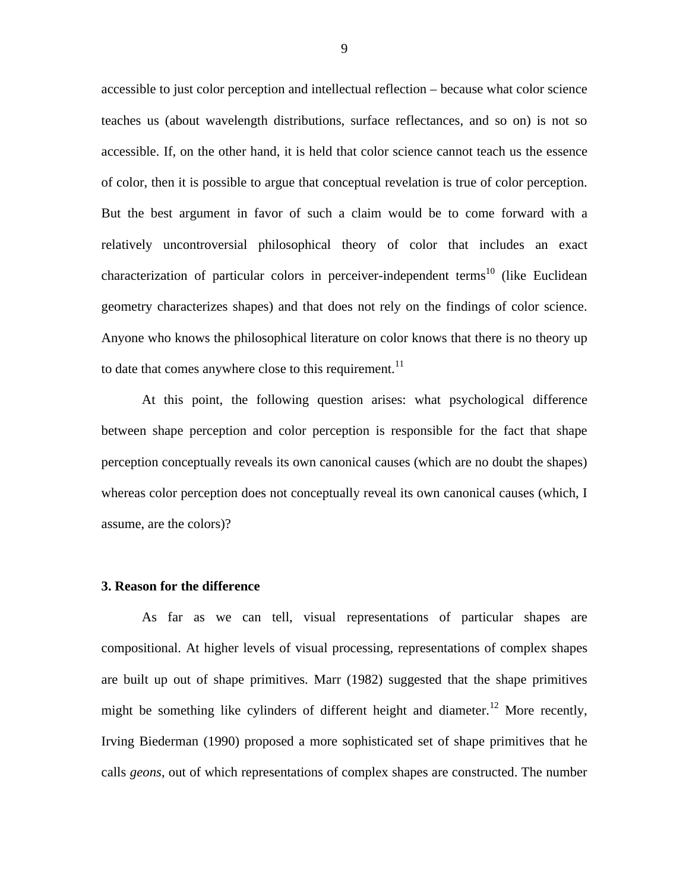accessible to just color perception and intellectual reflection – because what color science teaches us (about wavelength distributions, surface reflectances, and so on) is not so accessible. If, on the other hand, it is held that color science cannot teach us the essence of color, then it is possible to argue that conceptual revelation is true of color perception. But the best argument in favor of such a claim would be to come forward with a relatively uncontroversial philosophical theory of color that includes an exact characterization of particular colors in perceiver-independent terms[10] (like Euclidean geometry characterizes shapes) and that does not rely on the findings of color science. Anyone who knows the philosophical literature on color knows that there is no theory up to date that comes anywhere close to this requirement.[11]

At this point, the following question arises: what psychological difference between shape perception and color perception is responsible for the fact that shape perception conceptually reveals its own canonical causes (which are no doubt the shapes) whereas color perception does not conceptually reveal its own canonical causes (which, I assume, are the colors)?

### 3. Reason for the difference

As far as we can tell, visual representations of particular shapes are compositional. At higher levels of visual processing, representations of complex shapes are built up out of shape primitives. Marr (1982) suggested that the shape primitives might be something like cylinders of different height and diameter.[12] More recently, Irving Biederman (1990) proposed a more sophisticated set of shape primitives that he calls *geons*, out of which representations of complex shapes are constructed. The number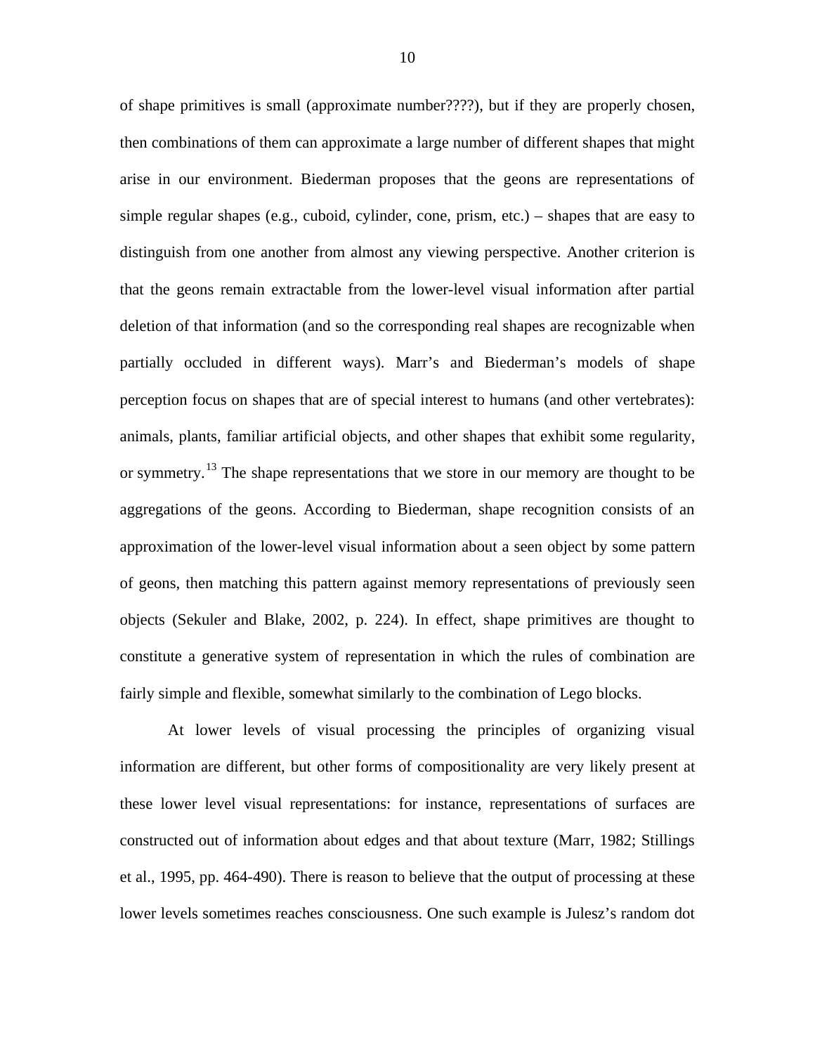of shape primitives is small (approximate number????), but if they are properly chosen, then combinations of them can approximate a large number of different shapes that might arise in our environment. Biederman proposes that the geons are representations of simple regular shapes (e.g., cuboid, cylinder, cone, prism, etc.) – shapes that are easy to distinguish from one another from almost any viewing perspective. Another criterion is that the geons remain extractable from the lower-level visual information after partial deletion of that information (and so the corresponding real shapes are recognizable when partially occluded in different ways). Marr's and Biederman's models of shape perception focus on shapes that are of special interest to humans (and other vertebrates): animals, plants, familiar artificial objects, and other shapes that exhibit some regularity, or symmetry.[13] The shape representations that we store in our memory are thought to be aggregations of the geons. According to Biederman, shape recognition consists of an approximation of the lower-level visual information about a seen object by some pattern of geons, then matching this pattern against memory representations of previously seen objects (Sekuler and Blake, 2002, p. 224). In effect, shape primitives are thought to constitute a generative system of representation in which the rules of combination are fairly simple and flexible, somewhat similarly to the combination of Lego blocks.

At lower levels of visual processing the principles of organizing visual information are different, but other forms of compositionality are very likely present at these lower level visual representations: for instance, representations of surfaces are constructed out of information about edges and that about texture (Marr, 1982; Stillings et al., 1995, pp. 464-490). There is reason to believe that the output of processing at these lower levels sometimes reaches consciousness. One such example is Julesz's random dot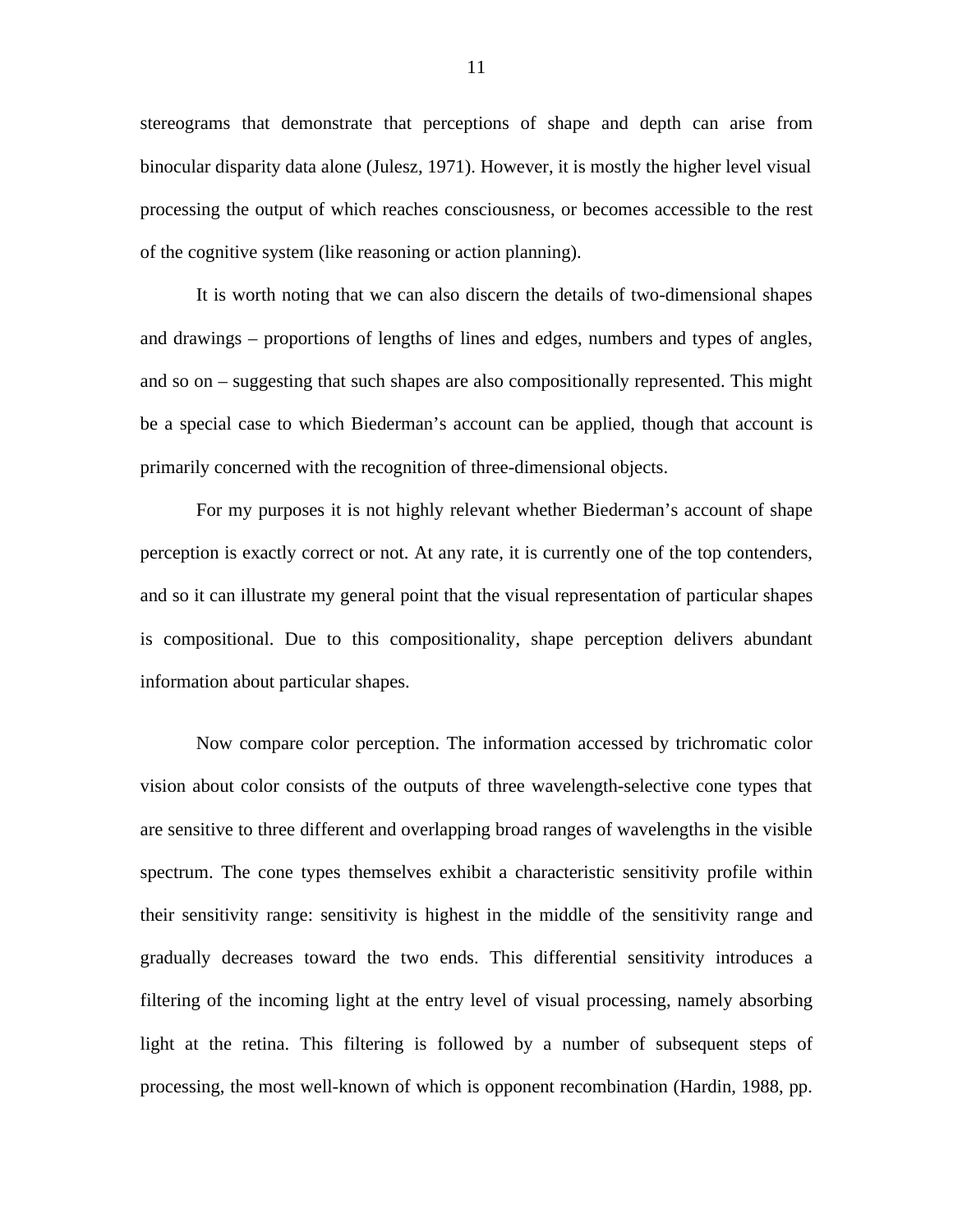stereograms that demonstrate that perceptions of shape and depth can arise from binocular disparity data alone (Julesz, 1971). However, it is mostly the higher level visual processing the output of which reaches consciousness, or becomes accessible to the rest of the cognitive system (like reasoning or action planning).

It is worth noting that we can also discern the details of two-dimensional shapes and drawings – proportions of lengths of lines and edges, numbers and types of angles, and so on – suggesting that such shapes are also compositionally represented. This might be a special case to which Biederman's account can be applied, though that account is primarily concerned with the recognition of three-dimensional objects.

For my purposes it is not highly relevant whether Biederman's account of shape perception is exactly correct or not. At any rate, it is currently one of the top contenders, and so it can illustrate my general point that the visual representation of particular shapes is compositional. Due to this compositionality, shape perception delivers abundant information about particular shapes.

Now compare color perception. The information accessed by trichromatic color vision about color consists of the outputs of three wavelength-selective cone types that are sensitive to three different and overlapping broad ranges of wavelengths in the visible spectrum. The cone types themselves exhibit a characteristic sensitivity profile within their sensitivity range: sensitivity is highest in the middle of the sensitivity range and gradually decreases toward the two ends. This differential sensitivity introduces a filtering of the incoming light at the entry level of visual processing, namely absorbing light at the retina. This filtering is followed by a number of subsequent steps of processing, the most well-known of which is opponent recombination (Hardin, 1988, pp.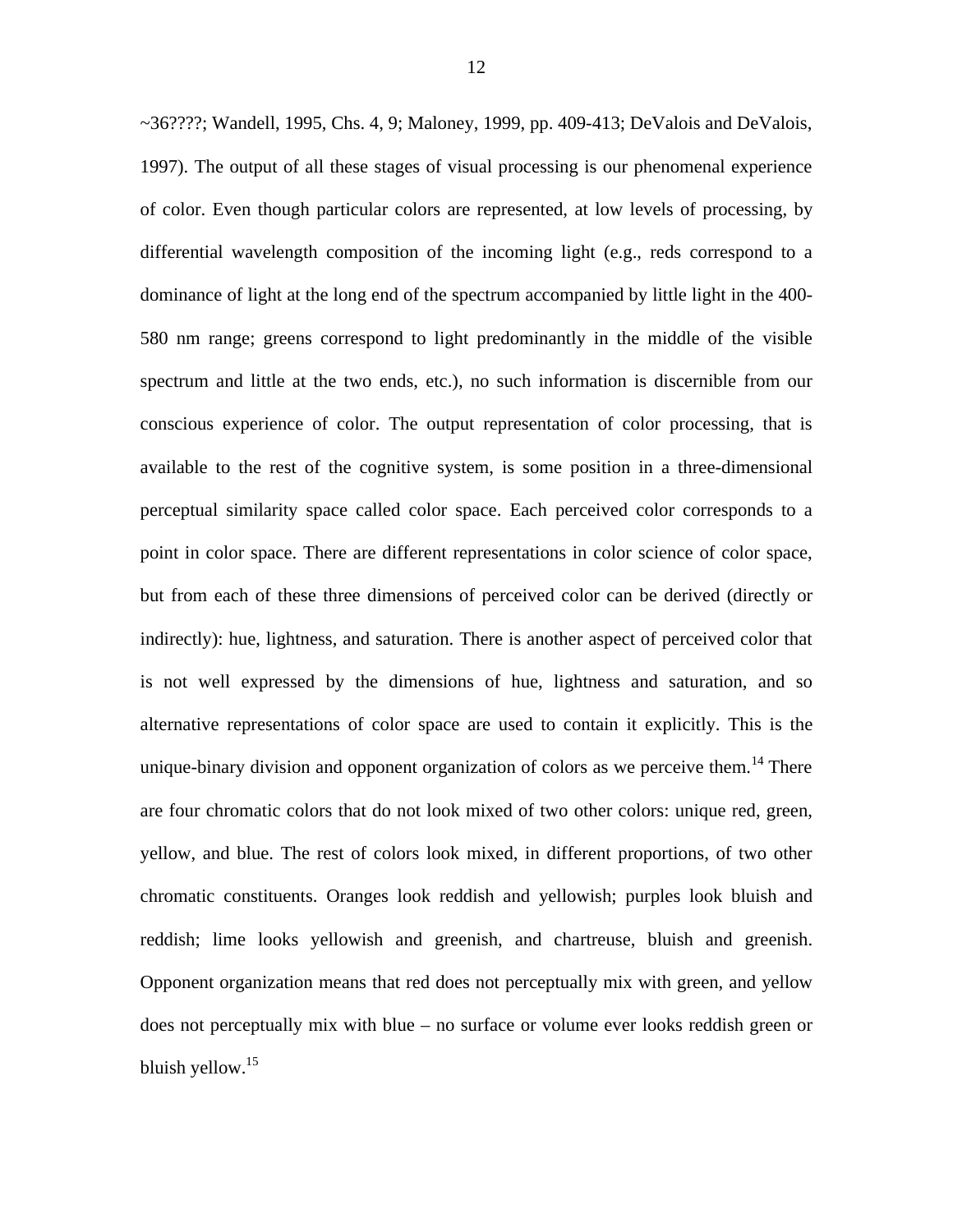~36????; Wandell, 1995, Chs. 4, 9; Maloney, 1999, pp. 409-413; DeValois and DeValois, 1997). The output of all these stages of visual processing is our phenomenal experience of color. Even though particular colors are represented, at low levels of processing, by differential wavelength composition of the incoming light (e.g., reds correspond to a dominance of light at the long end of the spectrum accompanied by little light in the 400-580 nm range; greens correspond to light predominantly in the middle of the visible spectrum and little at the two ends, etc.), no such information is discernible from our conscious experience of color. The output representation of color processing, that is available to the rest of the cognitive system, is some position in a three-dimensional perceptual similarity space called color space. Each perceived color corresponds to a point in color space. There are different representations in color science of color space, but from each of these three dimensions of perceived color can be derived (directly or indirectly): hue, lightness, and saturation. There is another aspect of perceived color that is not well expressed by the dimensions of hue, lightness and saturation, and so alternative representations of color space are used to contain it explicitly. This is the unique-binary division and opponent organization of colors as we perceive them.[14] There are four chromatic colors that do not look mixed of two other colors: unique red, green, yellow, and blue. The rest of colors look mixed, in different proportions, of two other chromatic constituents. Oranges look reddish and yellowish; purples look bluish and reddish; lime looks yellowish and greenish, and chartreuse, bluish and greenish. Opponent organization means that red does not perceptually mix with green, and yellow does not perceptually mix with blue – no surface or volume ever looks reddish green or bluish yellow.[15]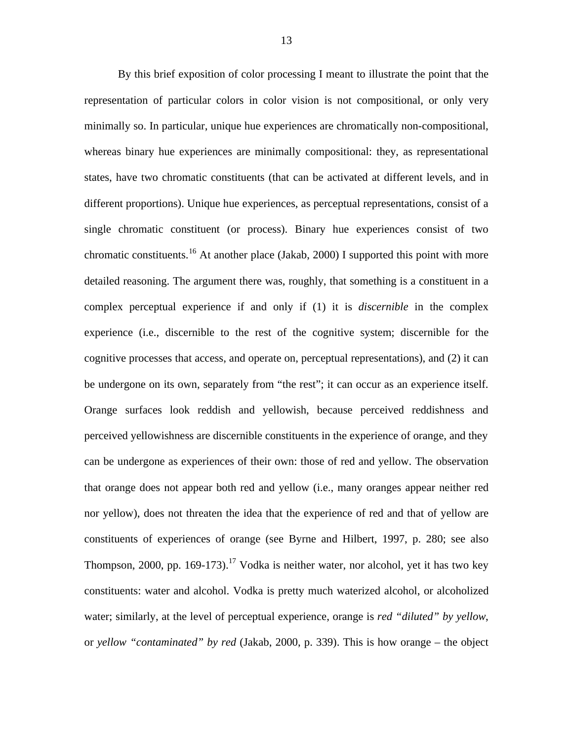By this brief exposition of color processing I meant to illustrate the point that the representation of particular colors in color vision is not compositional, or only very minimally so. In particular, unique hue experiences are chromatically non-compositional, whereas binary hue experiences are minimally compositional: they, as representational states, have two chromatic constituents (that can be activated at different levels, and in different proportions). Unique hue experiences, as perceptual representations, consist of a single chromatic constituent (or process). Binary hue experiences consist of two chromatic constituents.[16] At another place (Jakab, 2000) I supported this point with more detailed reasoning. The argument there was, roughly, that something is a constituent in a complex perceptual experience if and only if (1) it is *discernible* in the complex experience (i.e., discernible to the rest of the cognitive system; discernible for the cognitive processes that access, and operate on, perceptual representations), and (2) it can be undergone on its own, separately from "the rest"; it can occur as an experience itself. Orange surfaces look reddish and yellowish, because perceived reddishness and perceived yellowishness are discernible constituents in the experience of orange, and they can be undergone as experiences of their own: those of red and yellow. The observation that orange does not appear both red and yellow (i.e., many oranges appear neither red nor yellow), does not threaten the idea that the experience of red and that of yellow are constituents of experiences of orange (see Byrne and Hilbert, 1997, p. 280; see also Thompson, 2000, pp. 169-173).[17] Vodka is neither water, nor alcohol, yet it has two key constituents: water and alcohol. Vodka is pretty much waterized alcohol, or alcoholized water; similarly, at the level of perceptual experience, orange is *red "diluted" by yellow*, or *yellow "contaminated" by red* (Jakab, 2000, p. 339). This is how orange – the object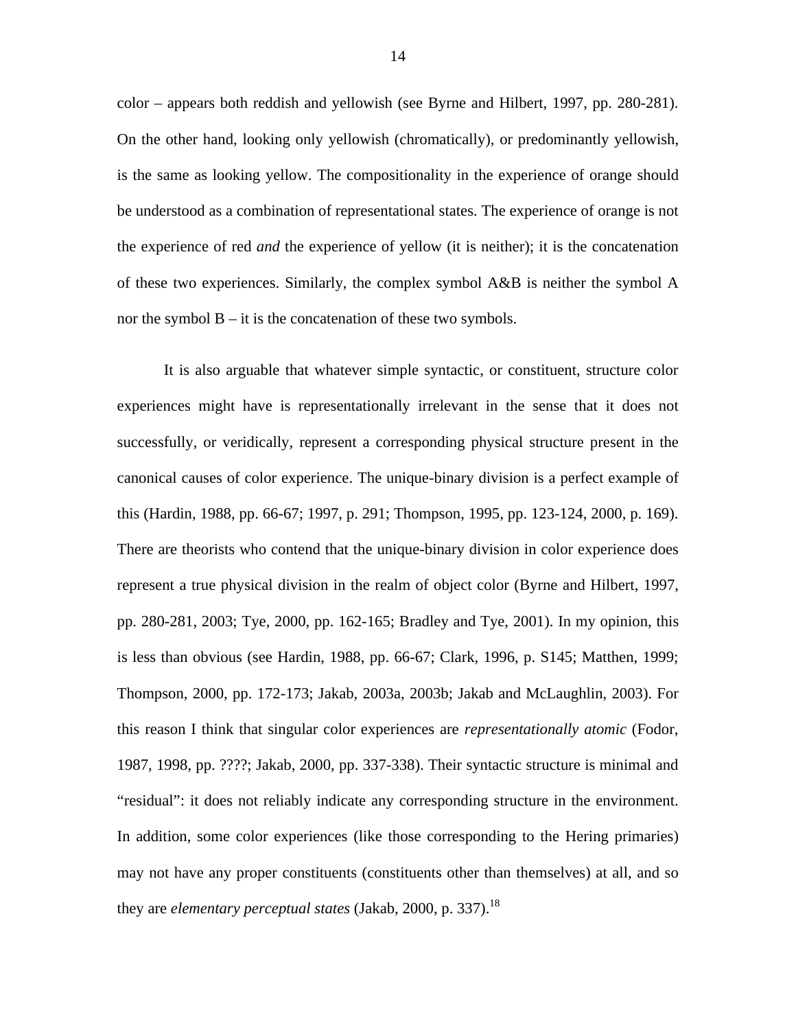color – appears both reddish and yellowish (see Byrne and Hilbert, 1997, pp. 280-281). On the other hand, looking only yellowish (chromatically), or predominantly yellowish, is the same as looking yellow. The compositionality in the experience of orange should be understood as a combination of representational states. The experience of orange is not the experience of red *and* the experience of yellow (it is neither); it is the concatenation of these two experiences. Similarly, the complex symbol A&B is neither the symbol A nor the symbol B – it is the concatenation of these two symbols.

It is also arguable that whatever simple syntactic, or constituent, structure color experiences might have is representationally irrelevant in the sense that it does not successfully, or veridically, represent a corresponding physical structure present in the canonical causes of color experience. The unique-binary division is a perfect example of this (Hardin, 1988, pp. 66-67; 1997, p. 291; Thompson, 1995, pp. 123-124, 2000, p. 169). There are theorists who contend that the unique-binary division in color experience does represent a true physical division in the realm of object color (Byrne and Hilbert, 1997, pp. 280-281, 2003; Tye, 2000, pp. 162-165; Bradley and Tye, 2001). In my opinion, this is less than obvious (see Hardin, 1988, pp. 66-67; Clark, 1996, p. S145; Matthen, 1999; Thompson, 2000, pp. 172-173; Jakab, 2003a, 2003b; Jakab and McLaughlin, 2003). For this reason I think that singular color experiences are *representationally atomic* (Fodor, 1987, 1998, pp. ????; Jakab, 2000, pp. 337-338). Their syntactic structure is minimal and "residual": it does not reliably indicate any corresponding structure in the environment. In addition, some color experiences (like those corresponding to the Hering primaries) may not have any proper constituents (constituents other than themselves) at all, and so they are *elementary perceptual states* (Jakab, 2000, p. 337).[18]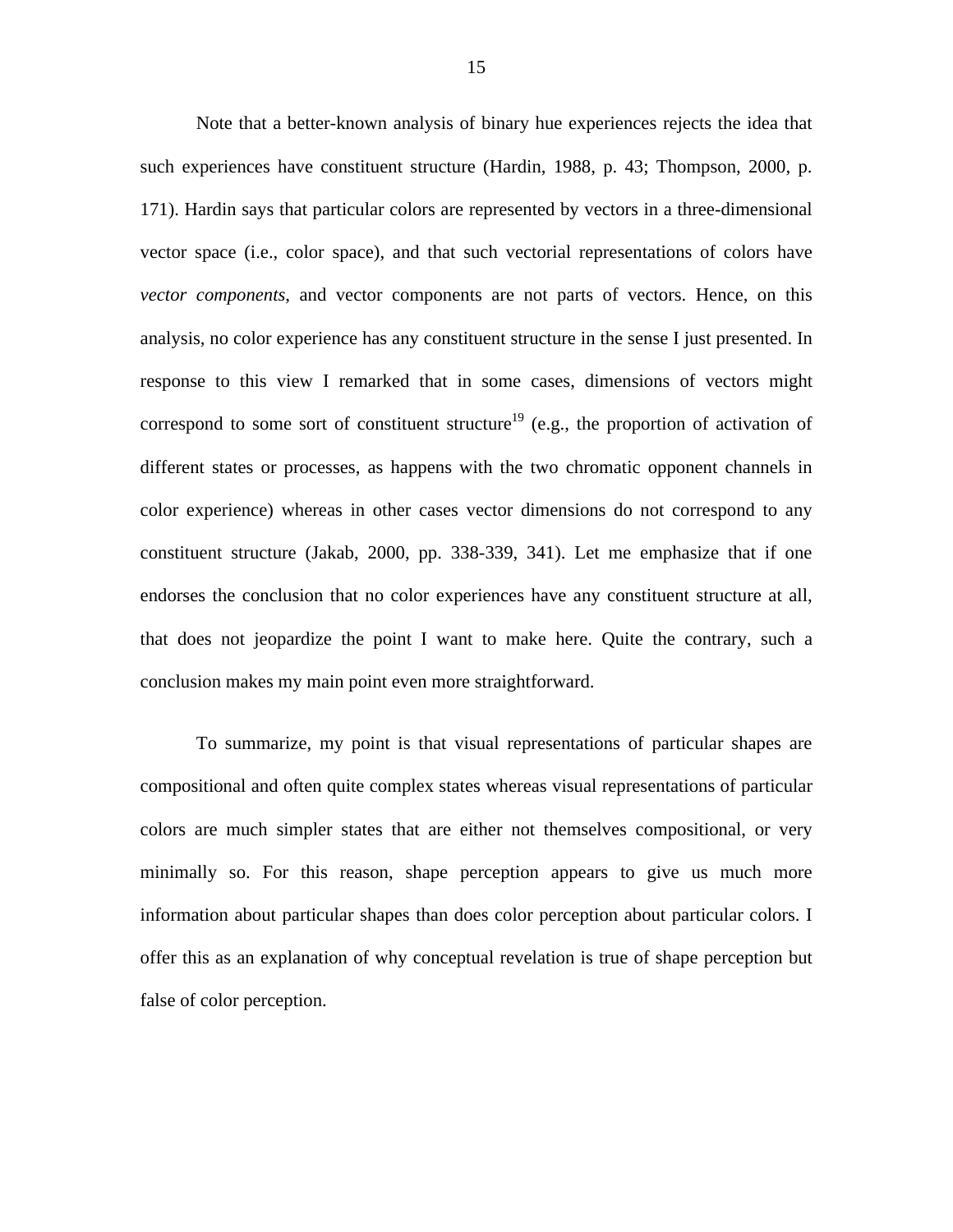Note that a better-known analysis of binary hue experiences rejects the idea that such experiences have constituent structure (Hardin, 1988, p. 43; Thompson, 2000, p. 171). Hardin says that particular colors are represented by vectors in a three-dimensional vector space (i.e., color space), and that such vectorial representations of colors have *vector components*, and vector components are not parts of vectors. Hence, on this analysis, no color experience has any constituent structure in the sense I just presented. In response to this view I remarked that in some cases, dimensions of vectors might correspond to some sort of constituent structure[19] (e.g., the proportion of activation of different states or processes, as happens with the two chromatic opponent channels in color experience) whereas in other cases vector dimensions do not correspond to any constituent structure (Jakab, 2000, pp. 338-339, 341). Let me emphasize that if one endorses the conclusion that no color experiences have any constituent structure at all, that does not jeopardize the point I want to make here. Quite the contrary, such a conclusion makes my main point even more straightforward.

To summarize, my point is that visual representations of particular shapes are compositional and often quite complex states whereas visual representations of particular colors are much simpler states that are either not themselves compositional, or very minimally so. For this reason, shape perception appears to give us much more information about particular shapes than does color perception about particular colors. I offer this as an explanation of why conceptual revelation is true of shape perception but false of color perception.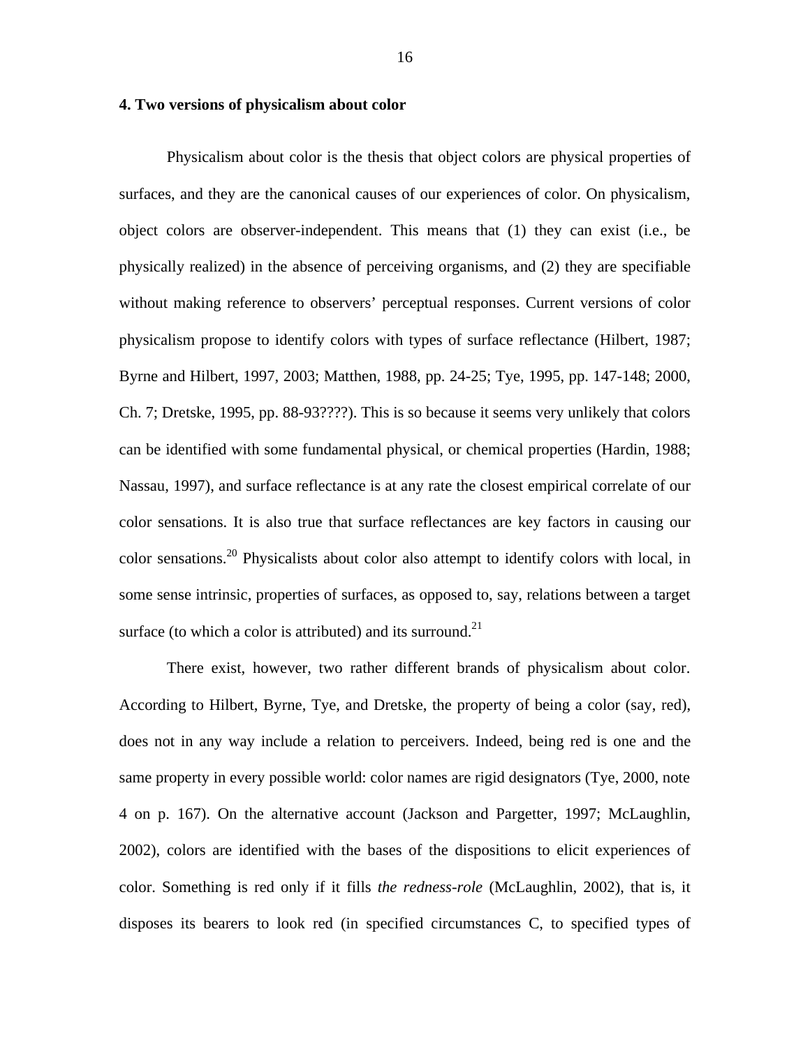### 4. Two versions of physicalism about color

Physicalism about color is the thesis that object colors are physical properties of surfaces, and they are the canonical causes of our experiences of color. On physicalism, object colors are observer-independent. This means that (1) they can exist (i.e., be physically realized) in the absence of perceiving organisms, and (2) they are specifiable without making reference to observers' perceptual responses. Current versions of color physicalism propose to identify colors with types of surface reflectance (Hilbert, 1987; Byrne and Hilbert, 1997, 2003; Matthen, 1988, pp. 24-25; Tye, 1995, pp. 147-148; 2000, Ch. 7; Dretske, 1995, pp. 88-93????). This is so because it seems very unlikely that colors can be identified with some fundamental physical, or chemical properties (Hardin, 1988; Nassau, 1997), and surface reflectance is at any rate the closest empirical correlate of our color sensations. It is also true that surface reflectances are key factors in causing our color sensations.[20] Physicalists about color also attempt to identify colors with local, in some sense intrinsic, properties of surfaces, as opposed to, say, relations between a target surface (to which a color is attributed) and its surround.[21]

There exist, however, two rather different brands of physicalism about color. According to Hilbert, Byrne, Tye, and Dretske, the property of being a color (say, red), does not in any way include a relation to perceivers. Indeed, being red is one and the same property in every possible world: color names are rigid designators (Tye, 2000, note 4 on p. 167). On the alternative account (Jackson and Pargetter, 1997; McLaughlin, 2002), colors are identified with the bases of the dispositions to elicit experiences of color. Something is red only if it fills *the redness-role* (McLaughlin, 2002), that is, it disposes its bearers to look red (in specified circumstances C, to specified types of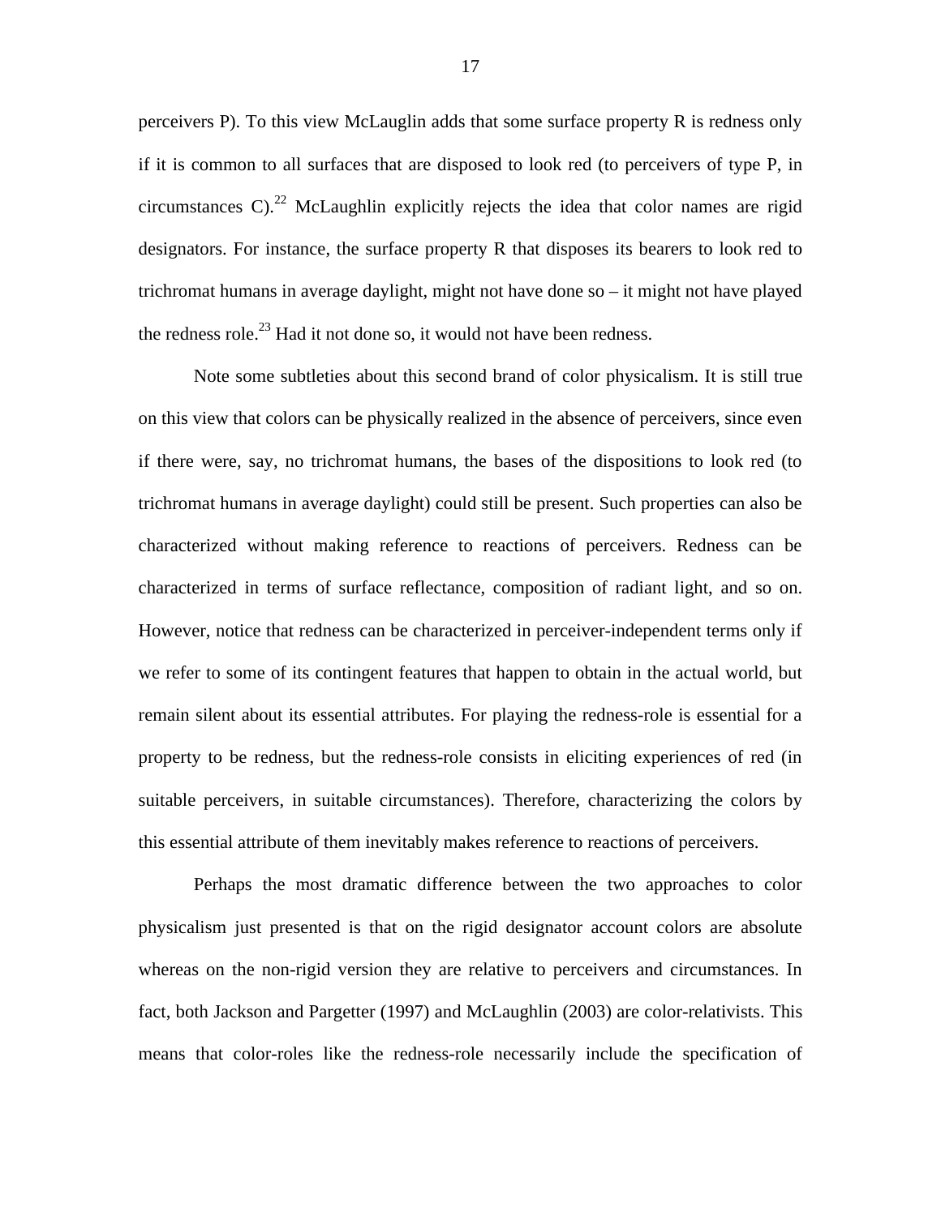perceivers P). To this view McLauglin adds that some surface property R is redness only if it is common to all surfaces that are disposed to look red (to perceivers of type P, in circumstances C).[22] McLaughlin explicitly rejects the idea that color names are rigid designators. For instance, the surface property R that disposes its bearers to look red to trichromat humans in average daylight, might not have done so – it might not have played the redness role.[23] Had it not done so, it would not have been redness.

Note some subtleties about this second brand of color physicalism. It is still true on this view that colors can be physically realized in the absence of perceivers, since even if there were, say, no trichromat humans, the bases of the dispositions to look red (to trichromat humans in average daylight) could still be present. Such properties can also be characterized without making reference to reactions of perceivers. Redness can be characterized in terms of surface reflectance, composition of radiant light, and so on. However, notice that redness can be characterized in perceiver-independent terms only if we refer to some of its contingent features that happen to obtain in the actual world, but remain silent about its essential attributes. For playing the redness-role is essential for a property to be redness, but the redness-role consists in eliciting experiences of red (in suitable perceivers, in suitable circumstances). Therefore, characterizing the colors by this essential attribute of them inevitably makes reference to reactions of perceivers.

Perhaps the most dramatic difference between the two approaches to color physicalism just presented is that on the rigid designator account colors are absolute whereas on the non-rigid version they are relative to perceivers and circumstances. In fact, both Jackson and Pargetter (1997) and McLaughlin (2003) are color-relativists. This means that color-roles like the redness-role necessarily include the specification of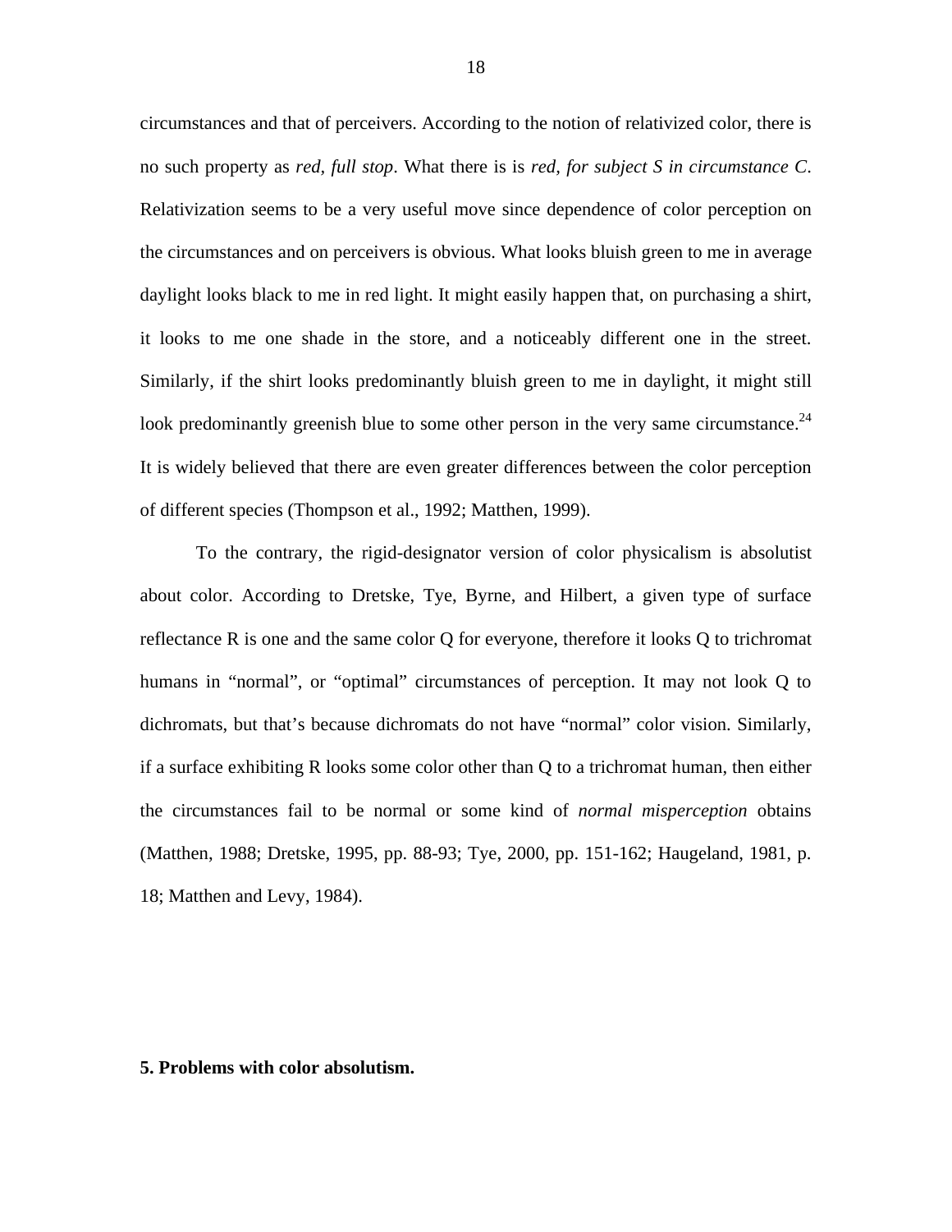circumstances and that of perceivers. According to the notion of relativized color, there is no such property as *red, full stop*. What there is is *red, for subject S in circumstance C*. Relativization seems to be a very useful move since dependence of color perception on the circumstances and on perceivers is obvious. What looks bluish green to me in average daylight looks black to me in red light. It might easily happen that, on purchasing a shirt, it looks to me one shade in the store, and a noticeably different one in the street. Similarly, if the shirt looks predominantly bluish green to me in daylight, it might still look predominantly greenish blue to some other person in the very same circumstance.[24] It is widely believed that there are even greater differences between the color perception of different species (Thompson et al., 1992; Matthen, 1999).

To the contrary, the rigid-designator version of color physicalism is absolutist about color. According to Dretske, Tye, Byrne, and Hilbert, a given type of surface reflectance R is one and the same color Q for everyone, therefore it looks Q to trichromat humans in "normal", or "optimal" circumstances of perception. It may not look Q to dichromats, but that's because dichromats do not have "normal" color vision. Similarly, if a surface exhibiting R looks some color other than Q to a trichromat human, then either the circumstances fail to be normal or some kind of *normal misperception* obtains (Matthen, 1988; Dretske, 1995, pp. 88-93; Tye, 2000, pp. 151-162; Haugeland, 1981, p. 18; Matthen and Levy, 1984).

## 5. Problems with color absolutism.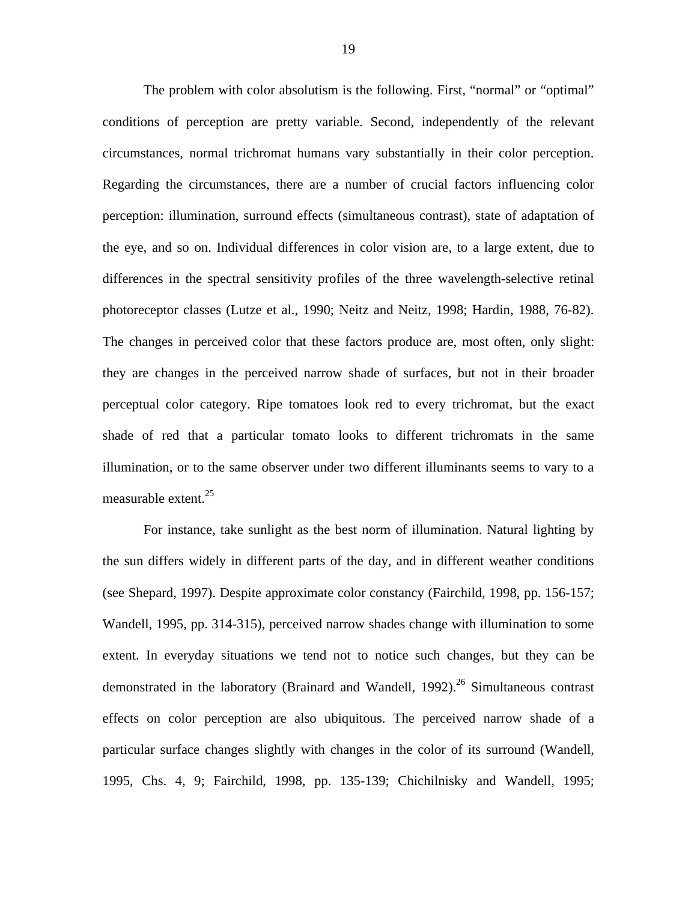The problem with color absolutism is the following. First, “normal” or “optimal” conditions of perception are pretty variable. Second, independently of the relevant circumstances, normal trichromat humans vary substantially in their color perception. Regarding the circumstances, there are a number of crucial factors influencing color perception: illumination, surround effects (simultaneous contrast), state of adaptation of the eye, and so on. Individual differences in color vision are, to a large extent, due to differences in the spectral sensitivity profiles of the three wavelength-selective retinal photoreceptor classes (Lutze et al., 1990; Neitz and Neitz, 1998; Hardin, 1988, 76-82). The changes in perceived color that these factors produce are, most often, only slight: they are changes in the perceived narrow shade of surfaces, but not in their broader perceptual color category. Ripe tomatoes look red to every trichromat, but the exact shade of red that a particular tomato looks to different trichromats in the same illumination, or to the same observer under two different illuminants seems to vary to a measurable extent.[25]

For instance, take sunlight as the best norm of illumination. Natural lighting by the sun differs widely in different parts of the day, and in different weather conditions (see Shepard, 1997). Despite approximate color constancy (Fairchild, 1998, pp. 156-157; Wandell, 1995, pp. 314-315), perceived narrow shades change with illumination to some extent. In everyday situations we tend not to notice such changes, but they can be demonstrated in the laboratory (Brainard and Wandell, 1992).[26] Simultaneous contrast effects on color perception are also ubiquitous. The perceived narrow shade of a particular surface changes slightly with changes in the color of its surround (Wandell, 1995, Chs. 4, 9; Fairchild, 1998, pp. 135-139; Chichilnisky and Wandell, 1995;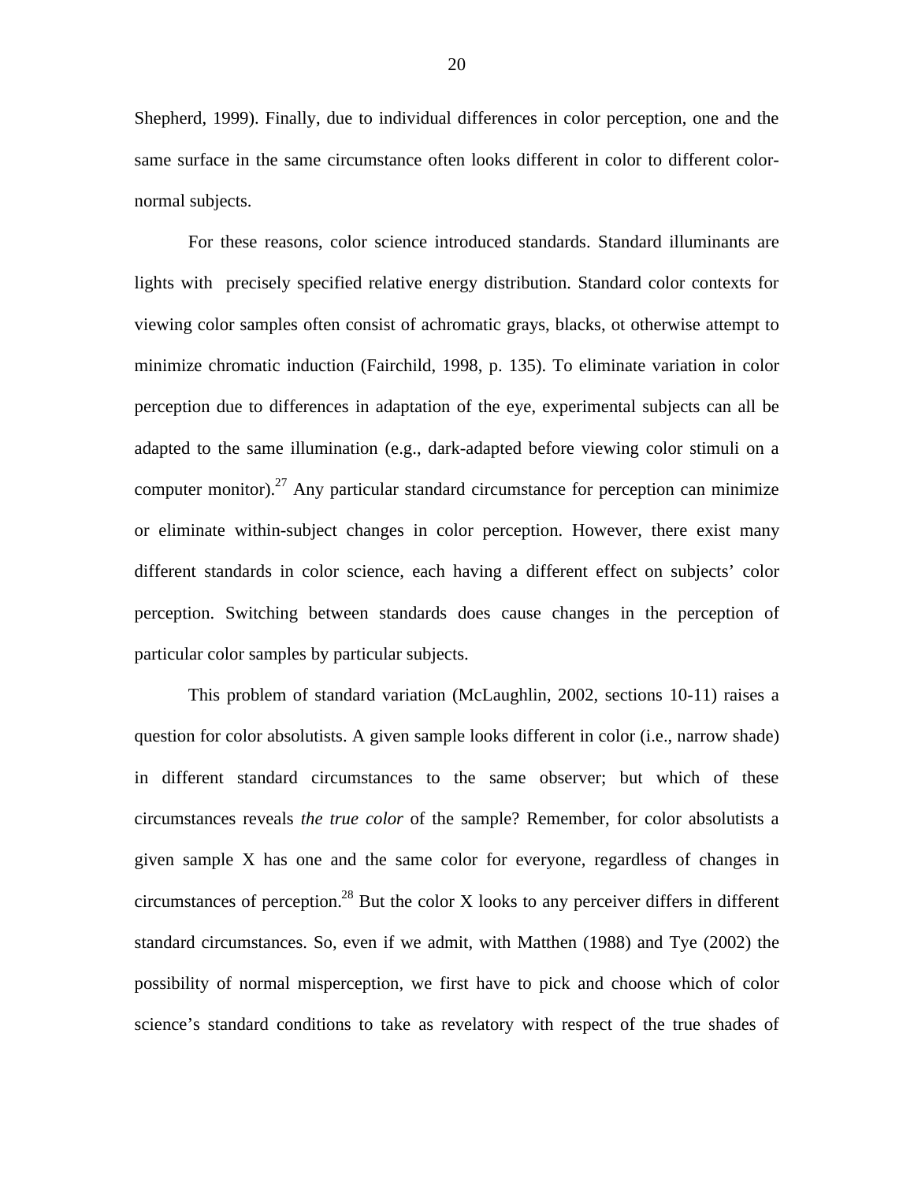Shepherd, 1999). Finally, due to individual differences in color perception, one and the same surface in the same circumstance often looks different in color to different color-normal subjects.

For these reasons, color science introduced standards. Standard illuminants are lights with precisely specified relative energy distribution. Standard color contexts for viewing color samples often consist of achromatic grays, blacks, ot otherwise attempt to minimize chromatic induction (Fairchild, 1998, p. 135). To eliminate variation in color perception due to differences in adaptation of the eye, experimental subjects can all be adapted to the same illumination (e.g., dark-adapted before viewing color stimuli on a computer monitor).[27] Any particular standard circumstance for perception can minimize or eliminate within-subject changes in color perception. However, there exist many different standards in color science, each having a different effect on subjects' color perception. Switching between standards does cause changes in the perception of particular color samples by particular subjects.

This problem of standard variation (McLaughlin, 2002, sections 10-11) raises a question for color absolutists. A given sample looks different in color (i.e., narrow shade) in different standard circumstances to the same observer; but which of these circumstances reveals *the true color* of the sample? Remember, for color absolutists a given sample X has one and the same color for everyone, regardless of changes in circumstances of perception.[28] But the color X looks to any perceiver differs in different standard circumstances. So, even if we admit, with Matthen (1988) and Tye (2002) the possibility of normal misperception, we first have to pick and choose which of color science's standard conditions to take as revelatory with respect of the true shades of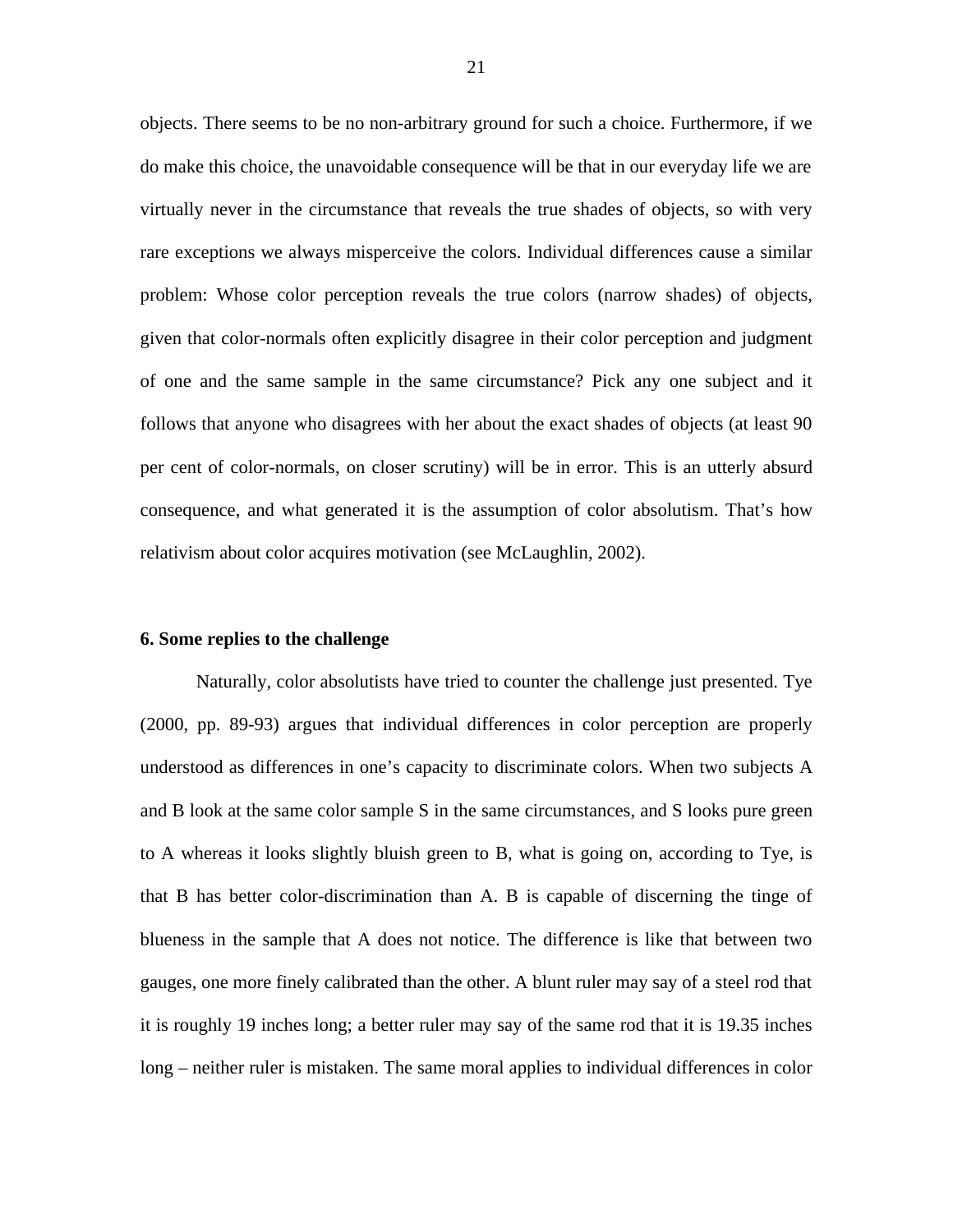objects. There seems to be no non-arbitrary ground for such a choice. Furthermore, if we do make this choice, the unavoidable consequence will be that in our everyday life we are virtually never in the circumstance that reveals the true shades of objects, so with very rare exceptions we always misperceive the colors. Individual differences cause a similar problem: Whose color perception reveals the true colors (narrow shades) of objects, given that color-normals often explicitly disagree in their color perception and judgment of one and the same sample in the same circumstance? Pick any one subject and it follows that anyone who disagrees with her about the exact shades of objects (at least 90 per cent of color-normals, on closer scrutiny) will be in error. This is an utterly absurd consequence, and what generated it is the assumption of color absolutism. That's how relativism about color acquires motivation (see McLaughlin, 2002).

### 6. Some replies to the challenge

Naturally, color absolutists have tried to counter the challenge just presented. Tye (2000, pp. 89-93) argues that individual differences in color perception are properly understood as differences in one's capacity to discriminate colors. When two subjects A and B look at the same color sample S in the same circumstances, and S looks pure green to A whereas it looks slightly bluish green to B, what is going on, according to Tye, is that B has better color-discrimination than A. B is capable of discerning the tinge of blueness in the sample that A does not notice. The difference is like that between two gauges, one more finely calibrated than the other. A blunt ruler may say of a steel rod that it is roughly 19 inches long; a better ruler may say of the same rod that it is 19.35 inches long – neither ruler is mistaken. The same moral applies to individual differences in color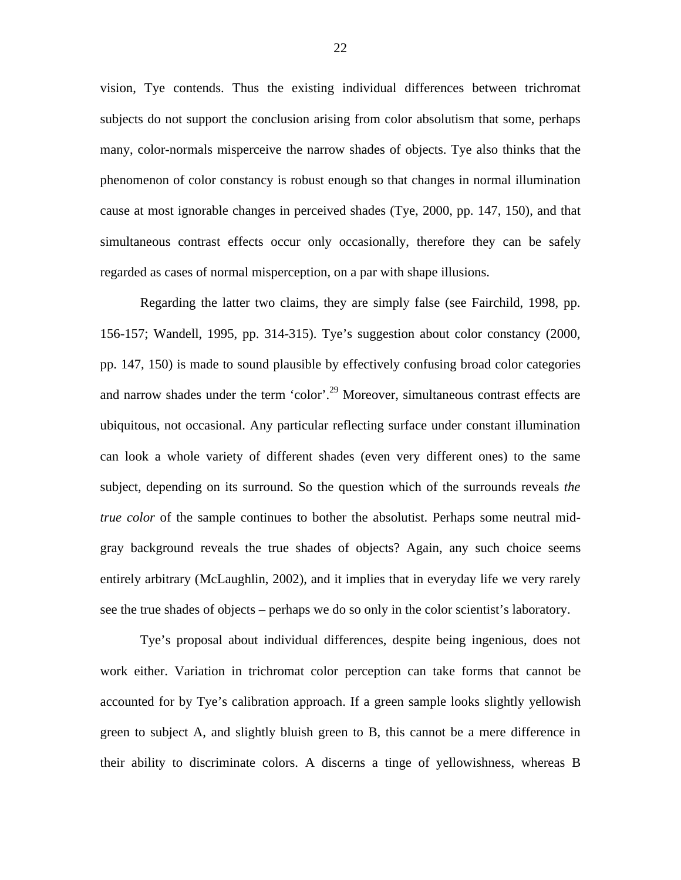vision, Tye contends. Thus the existing individual differences between trichromat subjects do not support the conclusion arising from color absolutism that some, perhaps many, color-normals misperceive the narrow shades of objects. Tye also thinks that the phenomenon of color constancy is robust enough so that changes in normal illumination cause at most ignorable changes in perceived shades (Tye, 2000, pp. 147, 150), and that simultaneous contrast effects occur only occasionally, therefore they can be safely regarded as cases of normal misperception, on a par with shape illusions.

Regarding the latter two claims, they are simply false (see Fairchild, 1998, pp. 156-157; Wandell, 1995, pp. 314-315). Tye's suggestion about color constancy (2000, pp. 147, 150) is made to sound plausible by effectively confusing broad color categories and narrow shades under the term 'color'.[29] Moreover, simultaneous contrast effects are ubiquitous, not occasional. Any particular reflecting surface under constant illumination can look a whole variety of different shades (even very different ones) to the same subject, depending on its surround. So the question which of the surrounds reveals *the true color* of the sample continues to bother the absolutist. Perhaps some neutral mid-gray background reveals the true shades of objects? Again, any such choice seems entirely arbitrary (McLaughlin, 2002), and it implies that in everyday life we very rarely see the true shades of objects – perhaps we do so only in the color scientist's laboratory.

Tye's proposal about individual differences, despite being ingenious, does not work either. Variation in trichromat color perception can take forms that cannot be accounted for by Tye's calibration approach. If a green sample looks slightly yellowish green to subject A, and slightly bluish green to B, this cannot be a mere difference in their ability to discriminate colors. A discerns a tinge of yellowishness, whereas B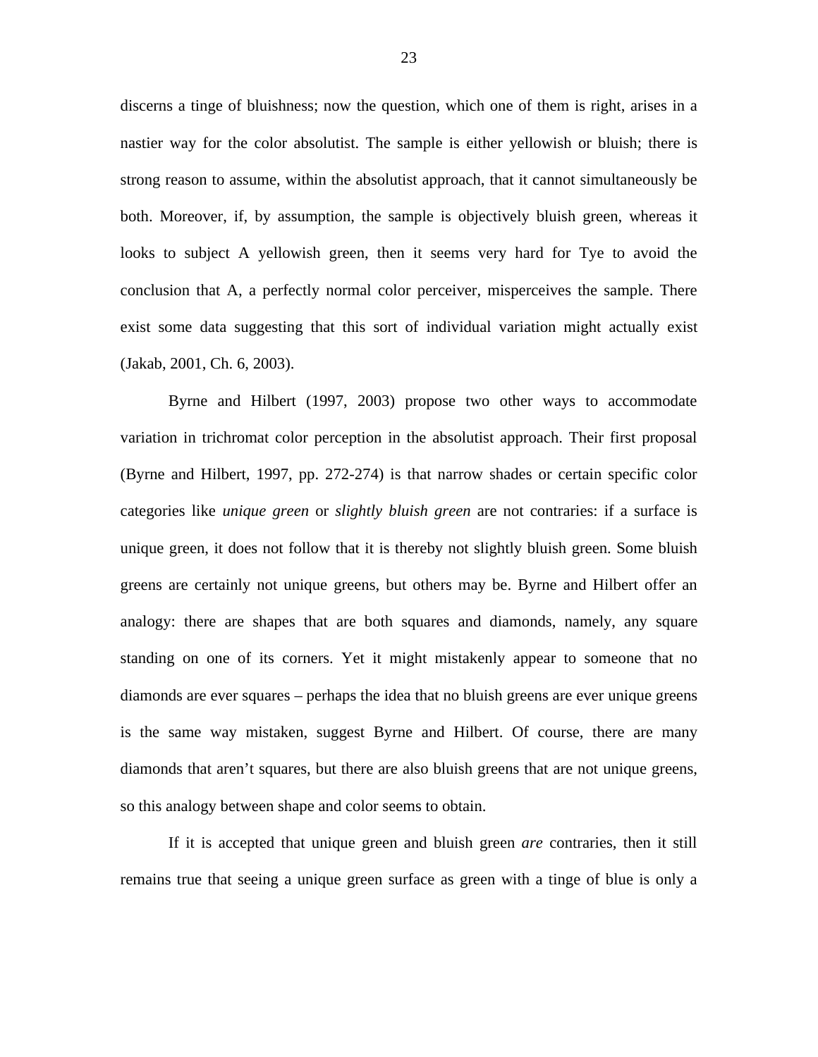discerns a tinge of bluishness; now the question, which one of them is right, arises in a nastier way for the color absolutist. The sample is either yellowish or bluish; there is strong reason to assume, within the absolutist approach, that it cannot simultaneously be both. Moreover, if, by assumption, the sample is objectively bluish green, whereas it looks to subject A yellowish green, then it seems very hard for Tye to avoid the conclusion that A, a perfectly normal color perceiver, misperceives the sample. There exist some data suggesting that this sort of individual variation might actually exist (Jakab, 2001, Ch. 6, 2003).

Byrne and Hilbert (1997, 2003) propose two other ways to accommodate variation in trichromat color perception in the absolutist approach. Their first proposal (Byrne and Hilbert, 1997, pp. 272-274) is that narrow shades or certain specific color categories like *unique green* or *slightly bluish green* are not contraries: if a surface is unique green, it does not follow that it is thereby not slightly bluish green. Some bluish greens are certainly not unique greens, but others may be. Byrne and Hilbert offer an analogy: there are shapes that are both squares and diamonds, namely, any square standing on one of its corners. Yet it might mistakenly appear to someone that no diamonds are ever squares – perhaps the idea that no bluish greens are ever unique greens is the same way mistaken, suggest Byrne and Hilbert. Of course, there are many diamonds that aren't squares, but there are also bluish greens that are not unique greens, so this analogy between shape and color seems to obtain.

If it is accepted that unique green and bluish green *are* contraries, then it still remains true that seeing a unique green surface as green with a tinge of blue is only a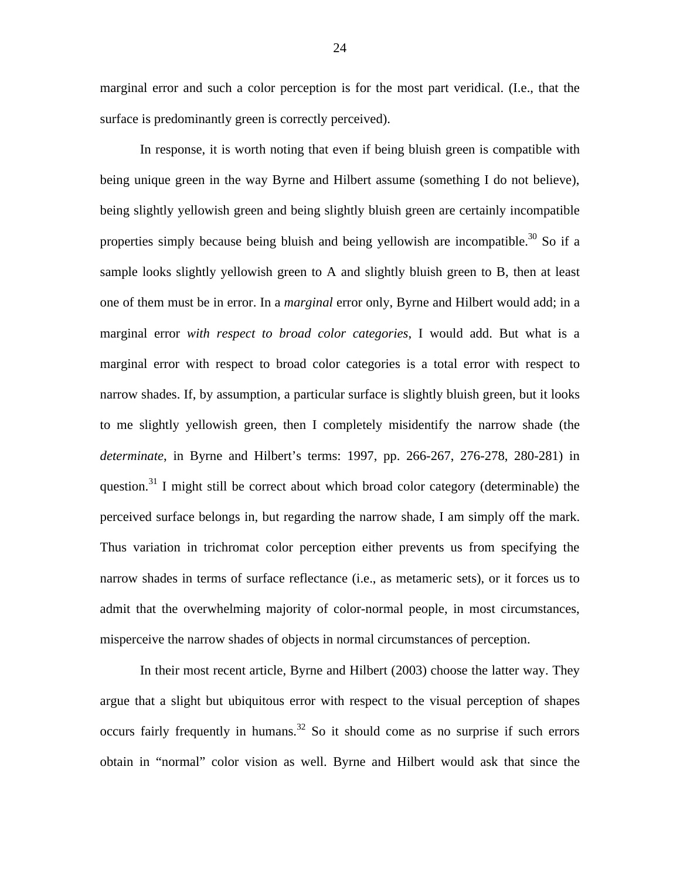marginal error and such a color perception is for the most part veridical. (I.e., that the surface is predominantly green is correctly perceived).

In response, it is worth noting that even if being bluish green is compatible with being unique green in the way Byrne and Hilbert assume (something I do not believe), being slightly yellowish green and being slightly bluish green are certainly incompatible properties simply because being bluish and being yellowish are incompatible.[30] So if a sample looks slightly yellowish green to A and slightly bluish green to B, then at least one of them must be in error. In a *marginal* error only, Byrne and Hilbert would add; in a marginal error *with respect to broad color categories*, I would add. But what is a marginal error with respect to broad color categories is a total error with respect to narrow shades. If, by assumption, a particular surface is slightly bluish green, but it looks to me slightly yellowish green, then I completely misidentify the narrow shade (the *determinate*, in Byrne and Hilbert's terms: 1997, pp. 266-267, 276-278, 280-281) in question.[31] I might still be correct about which broad color category (determinable) the perceived surface belongs in, but regarding the narrow shade, I am simply off the mark. Thus variation in trichromat color perception either prevents us from specifying the narrow shades in terms of surface reflectance (i.e., as metameric sets), or it forces us to admit that the overwhelming majority of color-normal people, in most circumstances, misperceive the narrow shades of objects in normal circumstances of perception.

In their most recent article, Byrne and Hilbert (2003) choose the latter way. They argue that a slight but ubiquitous error with respect to the visual perception of shapes occurs fairly frequently in humans.[32] So it should come as no surprise if such errors obtain in "normal" color vision as well. Byrne and Hilbert would ask that since the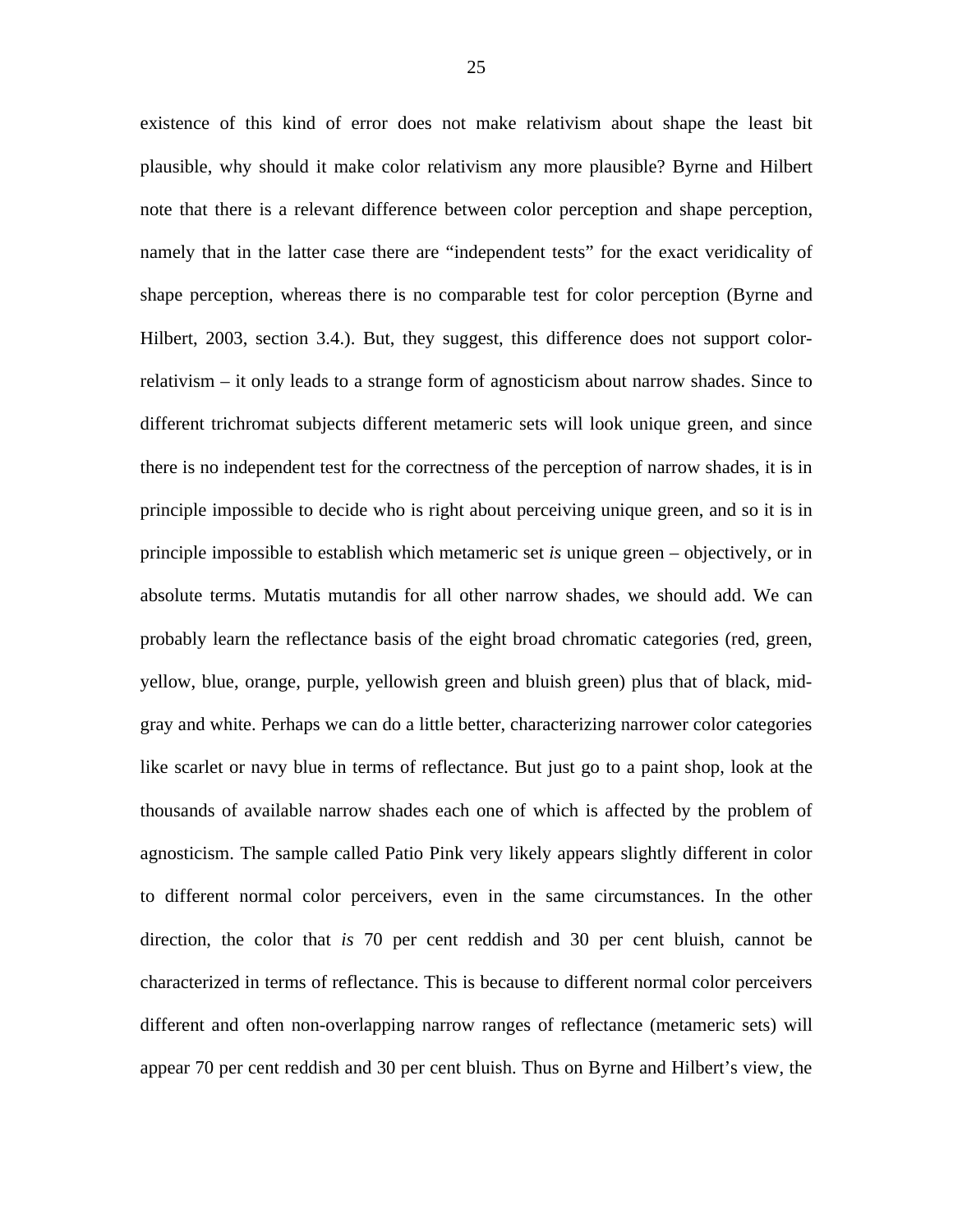existence of this kind of error does not make relativism about shape the least bit plausible, why should it make color relativism any more plausible? Byrne and Hilbert note that there is a relevant difference between color perception and shape perception, namely that in the latter case there are "independent tests" for the exact veridicality of shape perception, whereas there is no comparable test for color perception (Byrne and Hilbert, 2003, section 3.4.). But, they suggest, this difference does not support color-relativism – it only leads to a strange form of agnosticism about narrow shades. Since to different trichromat subjects different metameric sets will look unique green, and since there is no independent test for the correctness of the perception of narrow shades, it is in principle impossible to decide who is right about perceiving unique green, and so it is in principle impossible to establish which metameric set *is* unique green – objectively, or in absolute terms. Mutatis mutandis for all other narrow shades, we should add. We can probably learn the reflectance basis of the eight broad chromatic categories (red, green, yellow, blue, orange, purple, yellowish green and bluish green) plus that of black, mid-gray and white. Perhaps we can do a little better, characterizing narrower color categories like scarlet or navy blue in terms of reflectance. But just go to a paint shop, look at the thousands of available narrow shades each one of which is affected by the problem of agnosticism. The sample called Patio Pink very likely appears slightly different in color to different normal color perceivers, even in the same circumstances. In the other direction, the color that *is* 70 per cent reddish and 30 per cent bluish, cannot be characterized in terms of reflectance. This is because to different normal color perceivers different and often non-overlapping narrow ranges of reflectance (metameric sets) will appear 70 per cent reddish and 30 per cent bluish. Thus on Byrne and Hilbert's view, the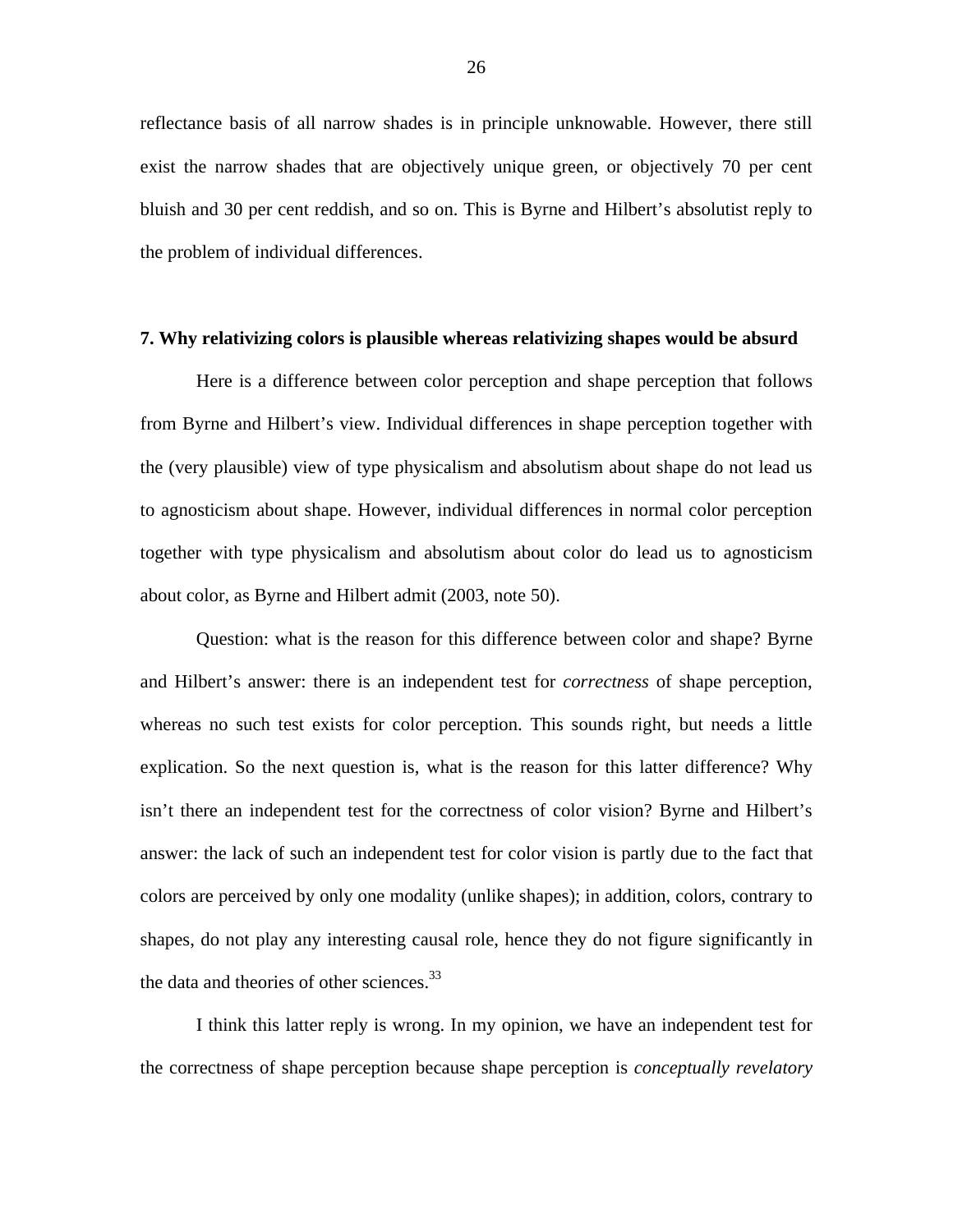reflectance basis of all narrow shades is in principle unknowable. However, there still exist the narrow shades that are objectively unique green, or objectively 70 per cent bluish and 30 per cent reddish, and so on. This is Byrne and Hilbert's absolutist reply to the problem of individual differences.

## 7. Why relativizing colors is plausible whereas relativizing shapes would be absurd

Here is a difference between color perception and shape perception that follows from Byrne and Hilbert's view. Individual differences in shape perception together with the (very plausible) view of type physicalism and absolutism about shape do not lead us to agnosticism about shape. However, individual differences in normal color perception together with type physicalism and absolutism about color do lead us to agnosticism about color, as Byrne and Hilbert admit (2003, note 50).

Question: what is the reason for this difference between color and shape? Byrne and Hilbert's answer: there is an independent test for *correctness* of shape perception, whereas no such test exists for color perception. This sounds right, but needs a little explication. So the next question is, what is the reason for this latter difference? Why isn't there an independent test for the correctness of color vision? Byrne and Hilbert's answer: the lack of such an independent test for color vision is partly due to the fact that colors are perceived by only one modality (unlike shapes); in addition, colors, contrary to shapes, do not play any interesting causal role, hence they do not figure significantly in the data and theories of other sciences.[33]

I think this latter reply is wrong. In my opinion, we have an independent test for the correctness of shape perception because shape perception is *conceptually revelatory*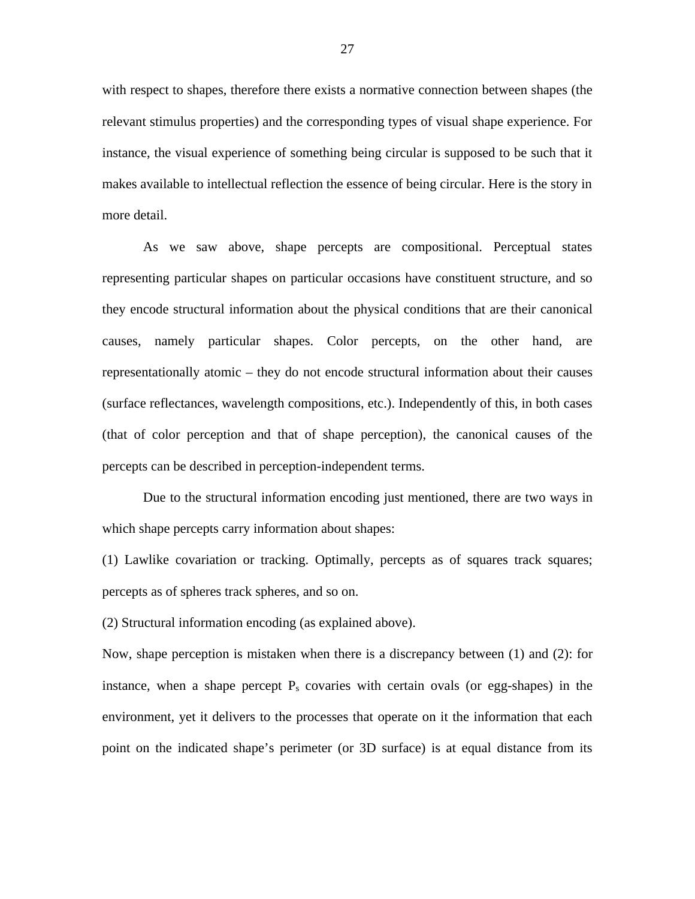with respect to shapes, therefore there exists a normative connection between shapes (the relevant stimulus properties) and the corresponding types of visual shape experience. For instance, the visual experience of something being circular is supposed to be such that it makes available to intellectual reflection the essence of being circular. Here is the story in more detail.

As we saw above, shape percepts are compositional. Perceptual states representing particular shapes on particular occasions have constituent structure, and so they encode structural information about the physical conditions that are their canonical causes, namely particular shapes. Color percepts, on the other hand, are representationally atomic – they do not encode structural information about their causes (surface reflectances, wavelength compositions, etc.). Independently of this, in both cases (that of color perception and that of shape perception), the canonical causes of the percepts can be described in perception-independent terms.

Due to the structural information encoding just mentioned, there are two ways in which shape percepts carry information about shapes:

(1) Lawlike covariation or tracking. Optimally, percepts as of squares track squares; percepts as of spheres track spheres, and so on.

(2) Structural information encoding (as explained above).

Now, shape perception is mistaken when there is a discrepancy between (1) and (2): for instance, when a shape percept $P_s$ covaries with certain ovals (or egg-shapes) in the environment, yet it delivers to the processes that operate on it the information that each point on the indicated shape's perimeter (or 3D surface) is at equal distance from its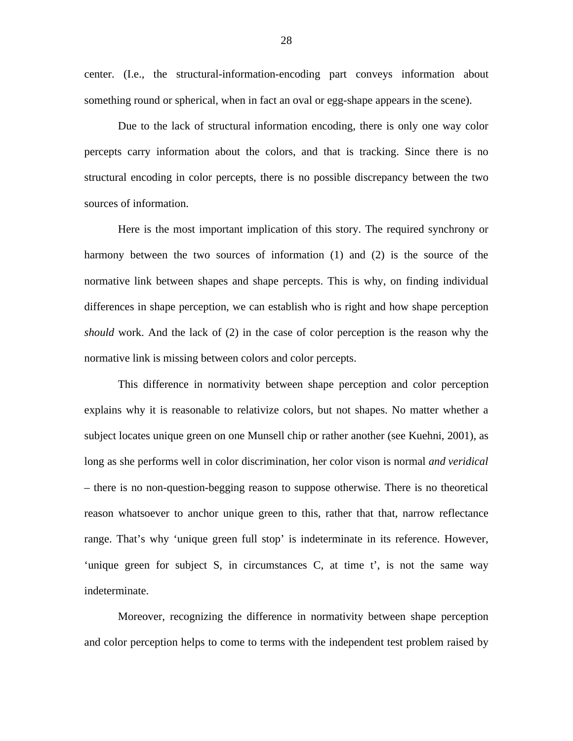center. (I.e., the structural-information-encoding part conveys information about something round or spherical, when in fact an oval or egg-shape appears in the scene).

Due to the lack of structural information encoding, there is only one way color percepts carry information about the colors, and that is tracking. Since there is no structural encoding in color percepts, there is no possible discrepancy between the two sources of information.

Here is the most important implication of this story. The required synchrony or harmony between the two sources of information (1) and (2) is the source of the normative link between shapes and shape percepts. This is why, on finding individual differences in shape perception, we can establish who is right and how shape perception *should* work. And the lack of (2) in the case of color perception is the reason why the normative link is missing between colors and color percepts.

This difference in normativity between shape perception and color perception explains why it is reasonable to relativize colors, but not shapes. No matter whether a subject locates unique green on one Munsell chip or rather another (see Kuehni, 2001), as long as she performs well in color discrimination, her color vison is normal *and veridical* – there is no non-question-begging reason to suppose otherwise. There is no theoretical reason whatsoever to anchor unique green to this, rather that that, narrow reflectance range. That's why 'unique green full stop' is indeterminate in its reference. However, 'unique green for subject S, in circumstances C, at time t', is not the same way indeterminate.

Moreover, recognizing the difference in normativity between shape perception and color perception helps to come to terms with the independent test problem raised by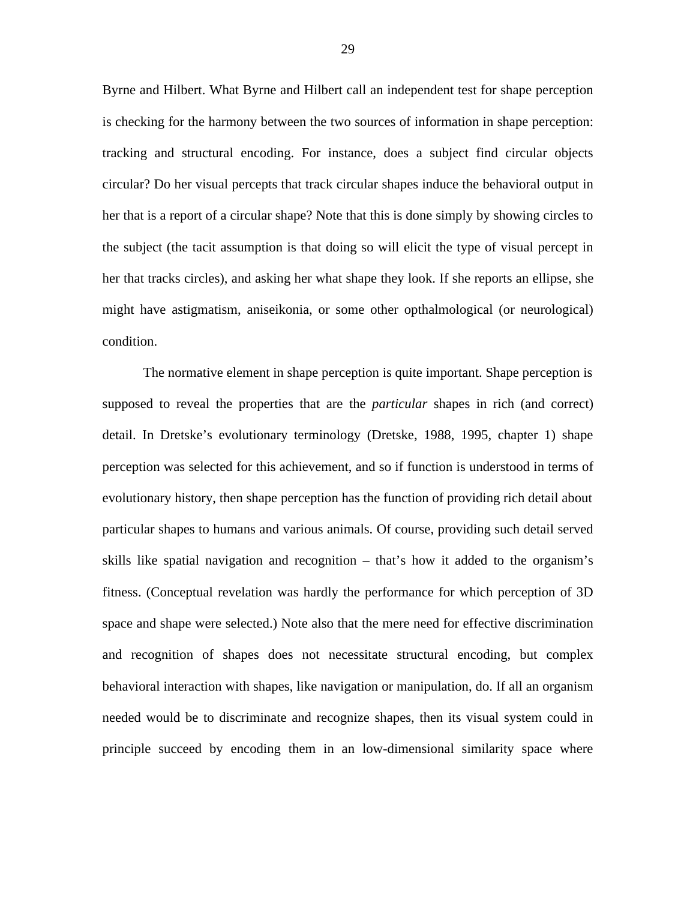Byrne and Hilbert. What Byrne and Hilbert call an independent test for shape perception is checking for the harmony between the two sources of information in shape perception: tracking and structural encoding. For instance, does a subject find circular objects circular? Do her visual percepts that track circular shapes induce the behavioral output in her that is a report of a circular shape? Note that this is done simply by showing circles to the subject (the tacit assumption is that doing so will elicit the type of visual percept in her that tracks circles), and asking her what shape they look. If she reports an ellipse, she might have astigmatism, aniseikonia, or some other opthalmological (or neurological) condition.

The normative element in shape perception is quite important. Shape perception is supposed to reveal the properties that are the *particular* shapes in rich (and correct) detail. In Dretske's evolutionary terminology (Dretske, 1988, 1995, chapter 1) shape perception was selected for this achievement, and so if function is understood in terms of evolutionary history, then shape perception has the function of providing rich detail about particular shapes to humans and various animals. Of course, providing such detail served skills like spatial navigation and recognition – that's how it added to the organism's fitness. (Conceptual revelation was hardly the performance for which perception of 3D space and shape were selected.) Note also that the mere need for effective discrimination and recognition of shapes does not necessitate structural encoding, but complex behavioral interaction with shapes, like navigation or manipulation, do. If all an organism needed would be to discriminate and recognize shapes, then its visual system could in principle succeed by encoding them in an low-dimensional similarity space where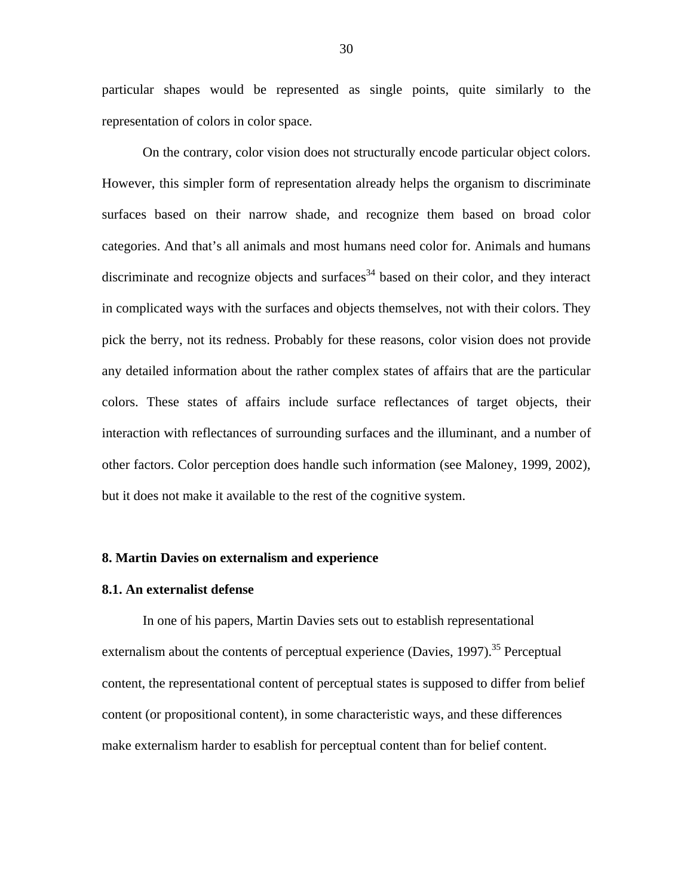particular shapes would be represented as single points, quite similarly to the representation of colors in color space.

On the contrary, color vision does not structurally encode particular object colors. However, this simpler form of representation already helps the organism to discriminate surfaces based on their narrow shade, and recognize them based on broad color categories. And that's all animals and most humans need color for. Animals and humans discriminate and recognize objects and surfaces[34] based on their color, and they interact in complicated ways with the surfaces and objects themselves, not with their colors. They pick the berry, not its redness. Probably for these reasons, color vision does not provide any detailed information about the rather complex states of affairs that are the particular colors. These states of affairs include surface reflectances of target objects, their interaction with reflectances of surrounding surfaces and the illuminant, and a number of other factors. Color perception does handle such information (see Maloney, 1999, 2002), but it does not make it available to the rest of the cognitive system.

## 8. Martin Davies on externalism and experience

### 8.1. An externalist defense

In one of his papers, Martin Davies sets out to establish representational externalism about the contents of perceptual experience (Davies, 1997).[35] Perceptual content, the representational content of perceptual states is supposed to differ from belief content (or propositional content), in some characteristic ways, and these differences make externalism harder to esablish for perceptual content than for belief content.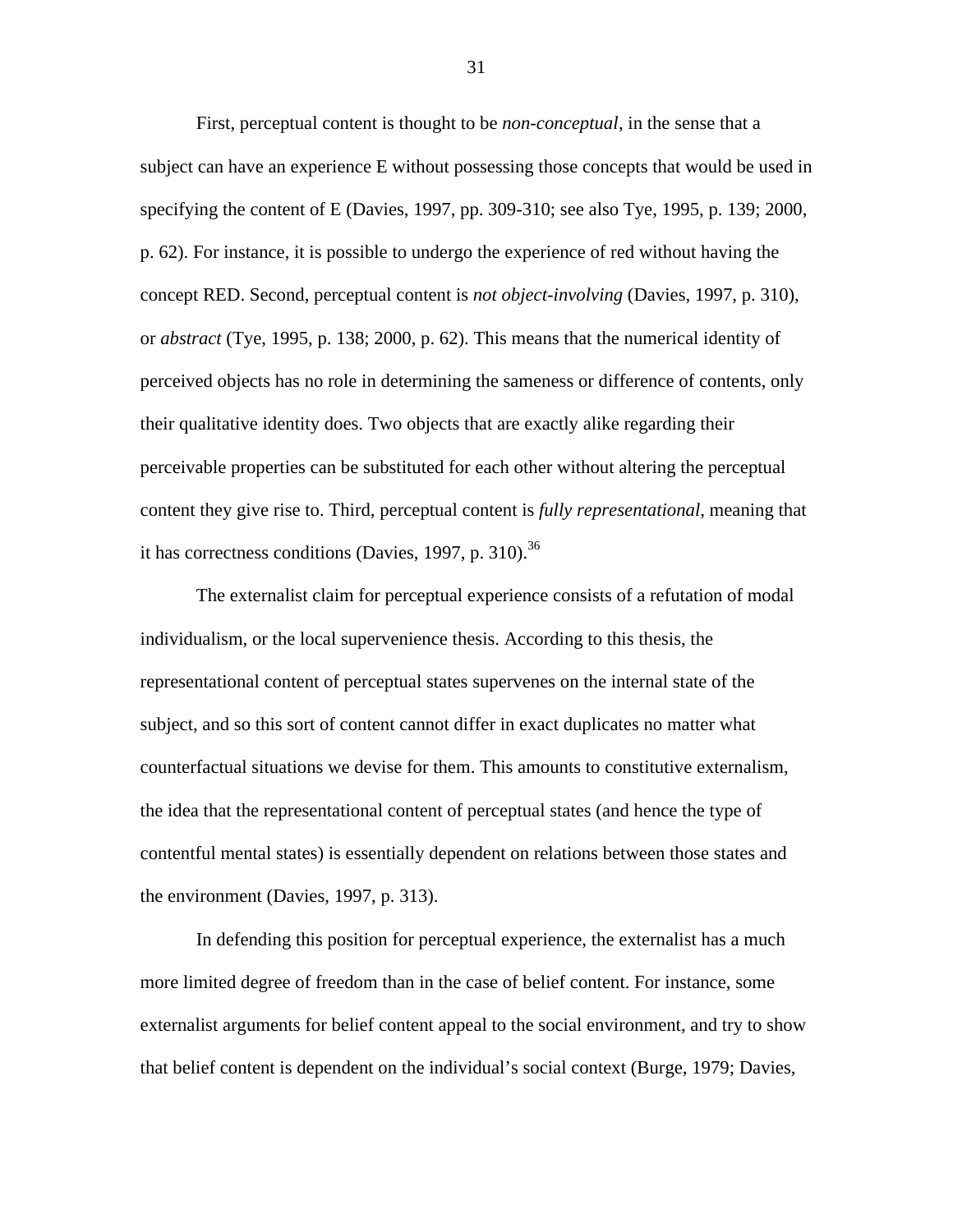First, perceptual content is thought to be *non-conceptual*, in the sense that a subject can have an experience E without possessing those concepts that would be used in specifying the content of E (Davies, 1997, pp. 309-310; see also Tye, 1995, p. 139; 2000, p. 62). For instance, it is possible to undergo the experience of red without having the concept RED. Second, perceptual content is *not object-involving* (Davies, 1997, p. 310), or *abstract* (Tye, 1995, p. 138; 2000, p. 62). This means that the numerical identity of perceived objects has no role in determining the sameness or difference of contents, only their qualitative identity does. Two objects that are exactly alike regarding their perceivable properties can be substituted for each other without altering the perceptual content they give rise to. Third, perceptual content is *fully representational*, meaning that it has correctness conditions (Davies, 1997, p. 310).[36]

The externalist claim for perceptual experience consists of a refutation of modal individualism, or the local supervenience thesis. According to this thesis, the representational content of perceptual states supervenes on the internal state of the subject, and so this sort of content cannot differ in exact duplicates no matter what counterfactual situations we devise for them. This amounts to constitutive externalism, the idea that the representational content of perceptual states (and hence the type of contentful mental states) is essentially dependent on relations between those states and the environment (Davies, 1997, p. 313).

In defending this position for perceptual experience, the externalist has a much more limited degree of freedom than in the case of belief content. For instance, some externalist arguments for belief content appeal to the social environment, and try to show that belief content is dependent on the individual's social context (Burge, 1979; Davies,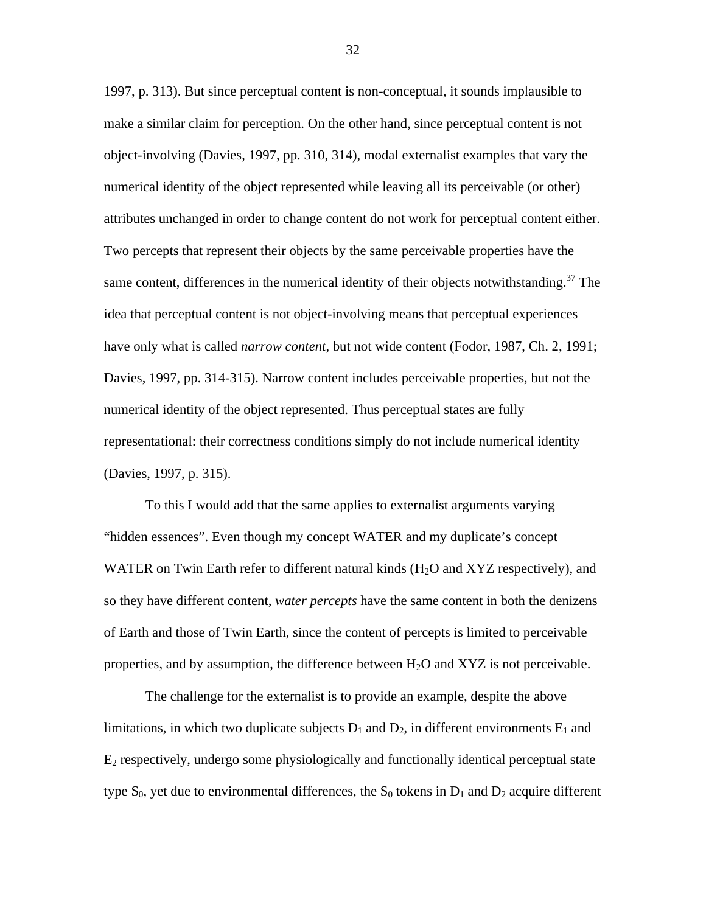1997, p. 313). But since perceptual content is non-conceptual, it sounds implausible to make a similar claim for perception. On the other hand, since perceptual content is not object-involving (Davies, 1997, pp. 310, 314), modal externalist examples that vary the numerical identity of the object represented while leaving all its perceivable (or other) attributes unchanged in order to change content do not work for perceptual content either. Two percepts that represent their objects by the same perceivable properties have the same content, differences in the numerical identity of their objects notwithstanding.[37] The idea that perceptual content is not object-involving means that perceptual experiences have only what is called *narrow content*, but not wide content (Fodor, 1987, Ch. 2, 1991; Davies, 1997, pp. 314-315). Narrow content includes perceivable properties, but not the numerical identity of the object represented. Thus perceptual states are fully representational: their correctness conditions simply do not include numerical identity (Davies, 1997, p. 315).

To this I would add that the same applies to externalist arguments varying "hidden essences". Even though my concept WATER and my duplicate's concept WATER on Twin Earth refer to different natural kinds ($H_2O$ and XYZ respectively), and so they have different content, *water percepts* have the same content in both the denizens of Earth and those of Twin Earth, since the content of percepts is limited to perceivable properties, and by assumption, the difference between $H_2O$ and XYZ is not perceivable.

The challenge for the externalist is to provide an example, despite the above limitations, in which two duplicate subjects $D_1$ and $D_2$, in different environments $E_1$ and $E_2$ respectively, undergo some physiologically and functionally identical perceptual state type $S_0$, yet due to environmental differences, the $S_0$ tokens in $D_1$ and $D_2$ acquire different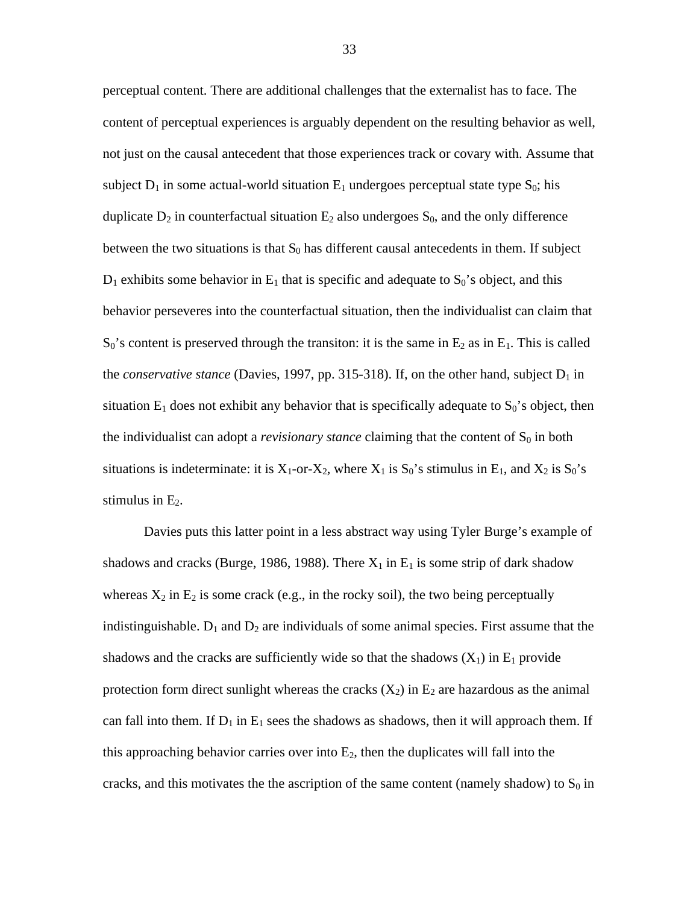perceptual content. There are additional challenges that the externalist has to face. The content of perceptual experiences is arguably dependent on the resulting behavior as well, not just on the causal antecedent that those experiences track or covary with. Assume that subject $D_1$ in some actual-world situation $E_1$ undergoes perceptual state type $S_0$; his duplicate $D_2$ in counterfactual situation $E_2$ also undergoes $S_0$, and the only difference between the two situations is that $S_0$ has different causal antecedents in them. If subject $D_1$ exhibits some behavior in $E_1$ that is specific and adequate to $S_0$'s object, and this behavior perseveres into the counterfactual situation, then the individualist can claim that $S_0$'s content is preserved through the transiton: it is the same in $E_2$ as in $E_1$. This is called the *conservative stance* (Davies, 1997, pp. 315-318). If, on the other hand, subject $D_1$ in situation $E_1$ does not exhibit any behavior that is specifically adequate to $S_0$'s object, then the individualist can adopt a *revisionary stance* claiming that the content of $S_0$ in both situations is indeterminate: it is $X_1$-or-$X_2$, where $X_1$ is $S_0$'s stimulus in $E_1$, and $X_2$ is $S_0$'s stimulus in $E_2$.

Davies puts this latter point in a less abstract way using Tyler Burge's example of shadows and cracks (Burge, 1986, 1988). There $X_1$ in $E_1$ is some strip of dark shadow whereas $X_2$ in $E_2$ is some crack (e.g., in the rocky soil), the two being perceptually indistinguishable. $D_1$ and $D_2$ are individuals of some animal species. First assume that the shadows and the cracks are sufficiently wide so that the shadows ($X_1$) in $E_1$ provide protection form direct sunlight whereas the cracks ($X_2$) in $E_2$ are hazardous as the animal can fall into them. If $D_1$ in $E_1$ sees the shadows as shadows, then it will approach them. If this approaching behavior carries over into $E_2$, then the duplicates will fall into the cracks, and this motivates the the ascription of the same content (namely shadow) to $S_0$ in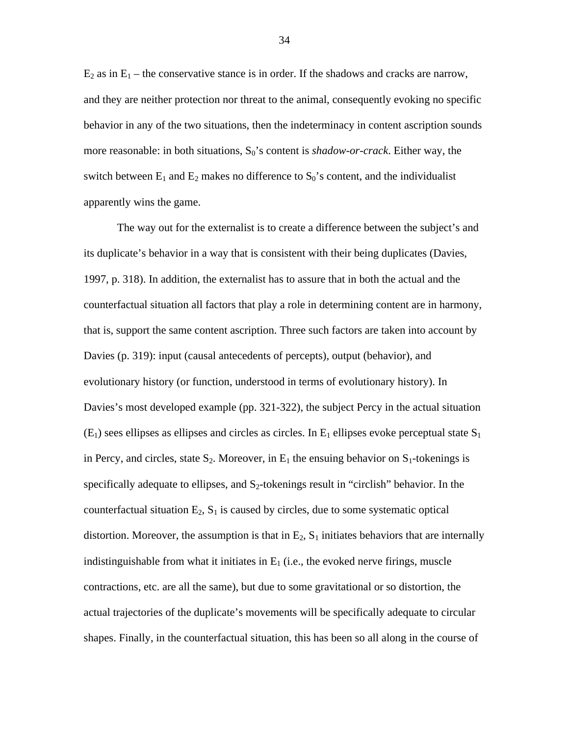$E_2$ as in $E_1$ – the conservative stance is in order. If the shadows and cracks are narrow, and they are neither protection nor threat to the animal, consequently evoking no specific behavior in any of the two situations, then the indeterminacy in content ascription sounds more reasonable: in both situations, $S_0$'s content is *shadow-or-crack*. Either way, the switch between $E_1$ and $E_2$ makes no difference to $S_0$'s content, and the individualist apparently wins the game.

The way out for the externalist is to create a difference between the subject's and its duplicate's behavior in a way that is consistent with their being duplicates (Davies, 1997, p. 318). In addition, the externalist has to assure that in both the actual and the counterfactual situation all factors that play a role in determining content are in harmony, that is, support the same content ascription. Three such factors are taken into account by Davies (p. 319): input (causal antecedents of percepts), output (behavior), and evolutionary history (or function, understood in terms of evolutionary history). In Davies's most developed example (pp. 321-322), the subject Percy in the actual situation ($E_1$) sees ellipses as ellipses and circles as circles. In $E_1$ ellipses evoke perceptual state $S_1$ in Percy, and circles, state $S_2$. Moreover, in $E_1$ the ensuing behavior on $S_1$-tokenings is specifically adequate to ellipses, and $S_2$-tokenings result in "circlish" behavior. In the counterfactual situation $E_2$, $S_1$ is caused by circles, due to some systematic optical distortion. Moreover, the assumption is that in $E_2$, $S_1$ initiates behaviors that are internally indistinguishable from what it initiates in $E_1$ (i.e., the evoked nerve firings, muscle contractions, etc. are all the same), but due to some gravitational or so distortion, the actual trajectories of the duplicate's movements will be specifically adequate to circular shapes. Finally, in the counterfactual situation, this has been so all along in the course of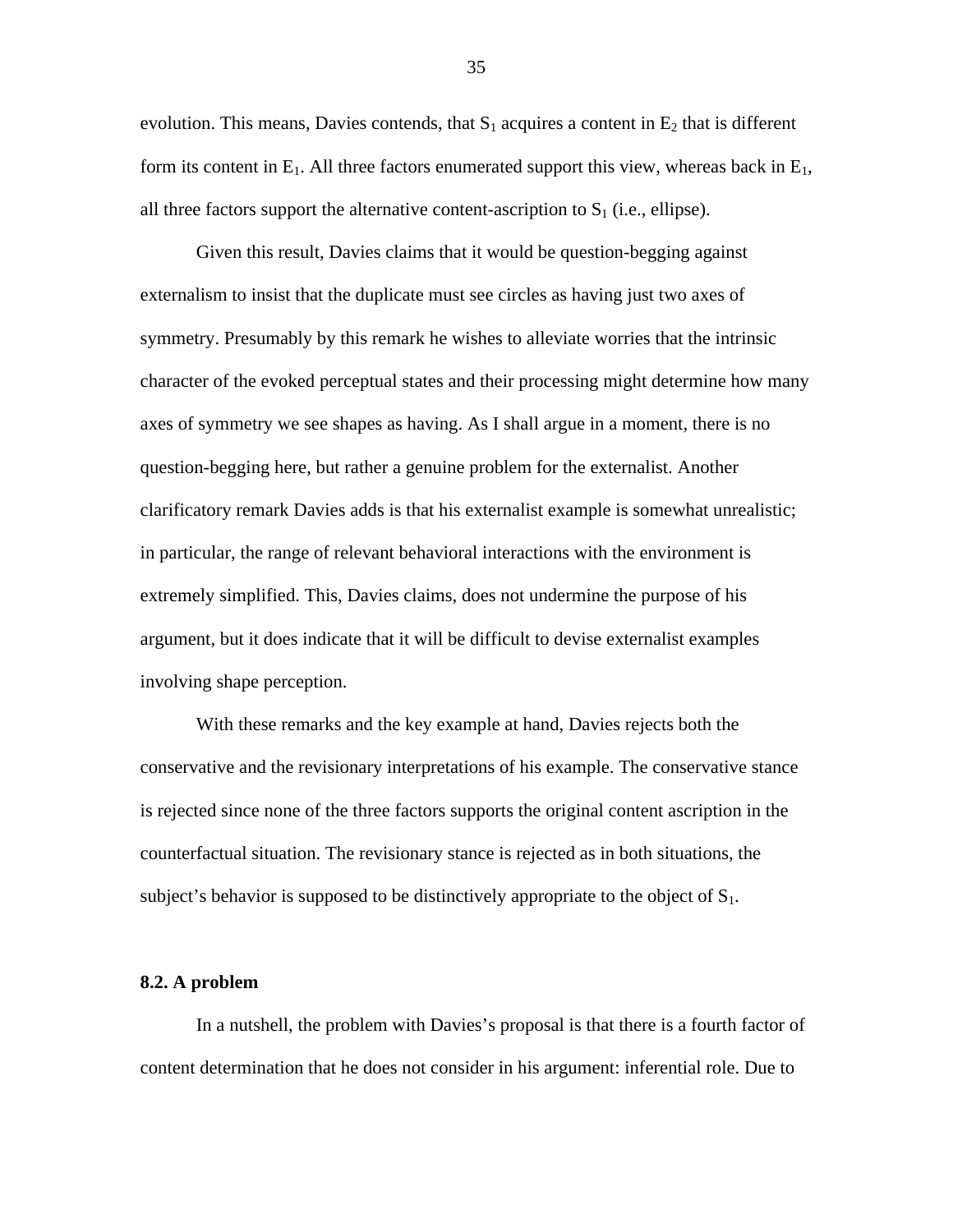evolution. This means, Davies contends, that $S_1$ acquires a content in $E_2$ that is different form its content in $E_1$. All three factors enumerated support this view, whereas back in $E_1$, all three factors support the alternative content-ascription to $S_1$ (i.e., ellipse).

Given this result, Davies claims that it would be question-begging against externalism to insist that the duplicate must see circles as having just two axes of symmetry. Presumably by this remark he wishes to alleviate worries that the intrinsic character of the evoked perceptual states and their processing might determine how many axes of symmetry we see shapes as having. As I shall argue in a moment, there is no question-begging here, but rather a genuine problem for the externalist. Another clarificatory remark Davies adds is that his externalist example is somewhat unrealistic; in particular, the range of relevant behavioral interactions with the environment is extremely simplified. This, Davies claims, does not undermine the purpose of his argument, but it does indicate that it will be difficult to devise externalist examples involving shape perception.

With these remarks and the key example at hand, Davies rejects both the conservative and the revisionary interpretations of his example. The conservative stance is rejected since none of the three factors supports the original content ascription in the counterfactual situation. The revisionary stance is rejected as in both situations, the subject's behavior is supposed to be distinctively appropriate to the object of $S_1$.

### 8.2. A problem

In a nutshell, the problem with Davies's proposal is that there is a fourth factor of content determination that he does not consider in his argument: inferential role. Due to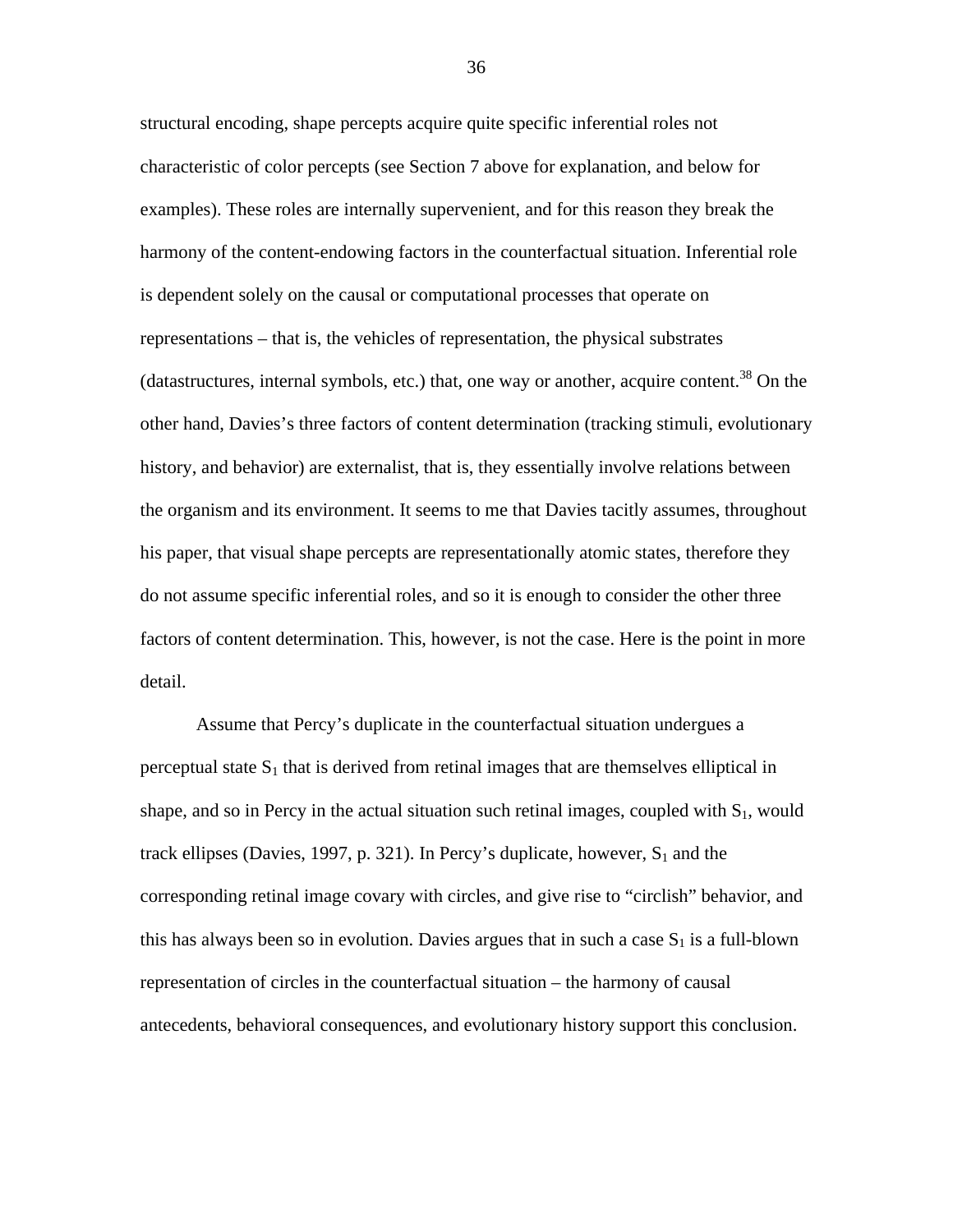structural encoding, shape percepts acquire quite specific inferential roles not characteristic of color percepts (see Section 7 above for explanation, and below for examples). These roles are internally supervenient, and for this reason they break the harmony of the content-endowing factors in the counterfactual situation. Inferential role is dependent solely on the causal or computational processes that operate on representations – that is, the vehicles of representation, the physical substrates (datastructures, internal symbols, etc.) that, one way or another, acquire content.[38] On the other hand, Davies's three factors of content determination (tracking stimuli, evolutionary history, and behavior) are externalist, that is, they essentially involve relations between the organism and its environment. It seems to me that Davies tacitly assumes, throughout his paper, that visual shape percepts are representationally atomic states, therefore they do not assume specific inferential roles, and so it is enough to consider the other three factors of content determination. This, however, is not the case. Here is the point in more detail.

Assume that Percy's duplicate in the counterfactual situation undergues a perceptual state $S_1$ that is derived from retinal images that are themselves elliptical in shape, and so in Percy in the actual situation such retinal images, coupled with $S_1$, would track ellipses (Davies, 1997, p. 321). In Percy's duplicate, however, $S_1$ and the corresponding retinal image covary with circles, and give rise to "circlish" behavior, and this has always been so in evolution. Davies argues that in such a case $S_1$ is a full-blown representation of circles in the counterfactual situation – the harmony of causal antecedents, behavioral consequences, and evolutionary history support this conclusion.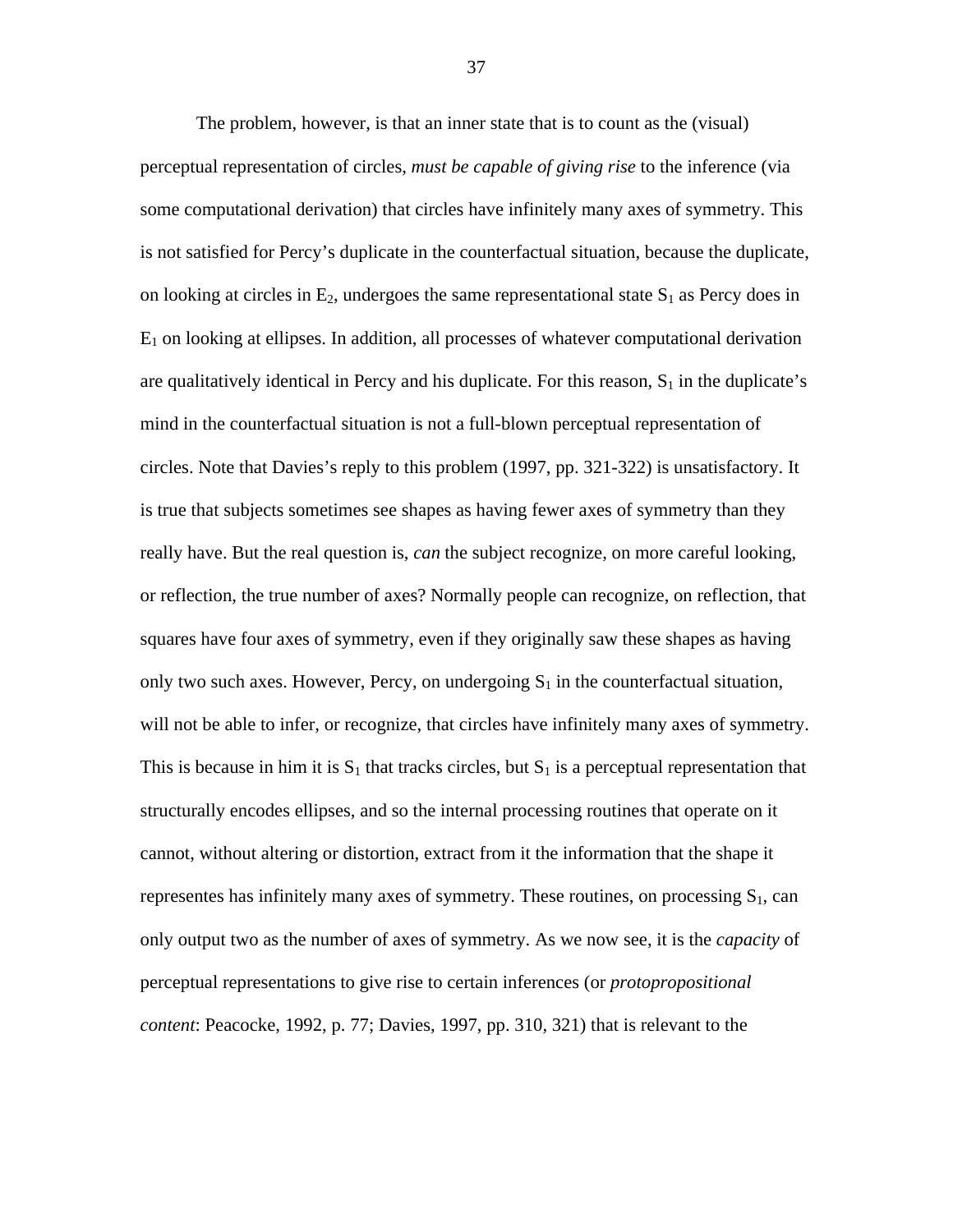The problem, however, is that an inner state that is to count as the (visual) perceptual representation of circles, *must be capable of giving rise* to the inference (via some computational derivation) that circles have infinitely many axes of symmetry. This is not satisfied for Percy's duplicate in the counterfactual situation, because the duplicate, on looking at circles in $E_2$, undergoes the same representational state $S_1$ as Percy does in $E_1$ on looking at ellipses. In addition, all processes of whatever computational derivation are qualitatively identical in Percy and his duplicate. For this reason, $S_1$ in the duplicate's mind in the counterfactual situation is not a full-blown perceptual representation of circles. Note that Davies's reply to this problem (1997, pp. 321-322) is unsatisfactory. It is true that subjects sometimes see shapes as having fewer axes of symmetry than they really have. But the real question is, *can* the subject recognize, on more careful looking, or reflection, the true number of axes? Normally people can recognize, on reflection, that squares have four axes of symmetry, even if they originally saw these shapes as having only two such axes. However, Percy, on undergoing $S_1$ in the counterfactual situation, will not be able to infer, or recognize, that circles have infinitely many axes of symmetry. This is because in him it is $S_1$ that tracks circles, but $S_1$ is a perceptual representation that structurally encodes ellipses, and so the internal processing routines that operate on it cannot, without altering or distortion, extract from it the information that the shape it representes has infinitely many axes of symmetry. These routines, on processing $S_1$, can only output two as the number of axes of symmetry. As we now see, it is the *capacity* of perceptual representations to give rise to certain inferences (or *protopropositional content*: Peacocke, 1992, p. 77; Davies, 1997, pp. 310, 321) that is relevant to the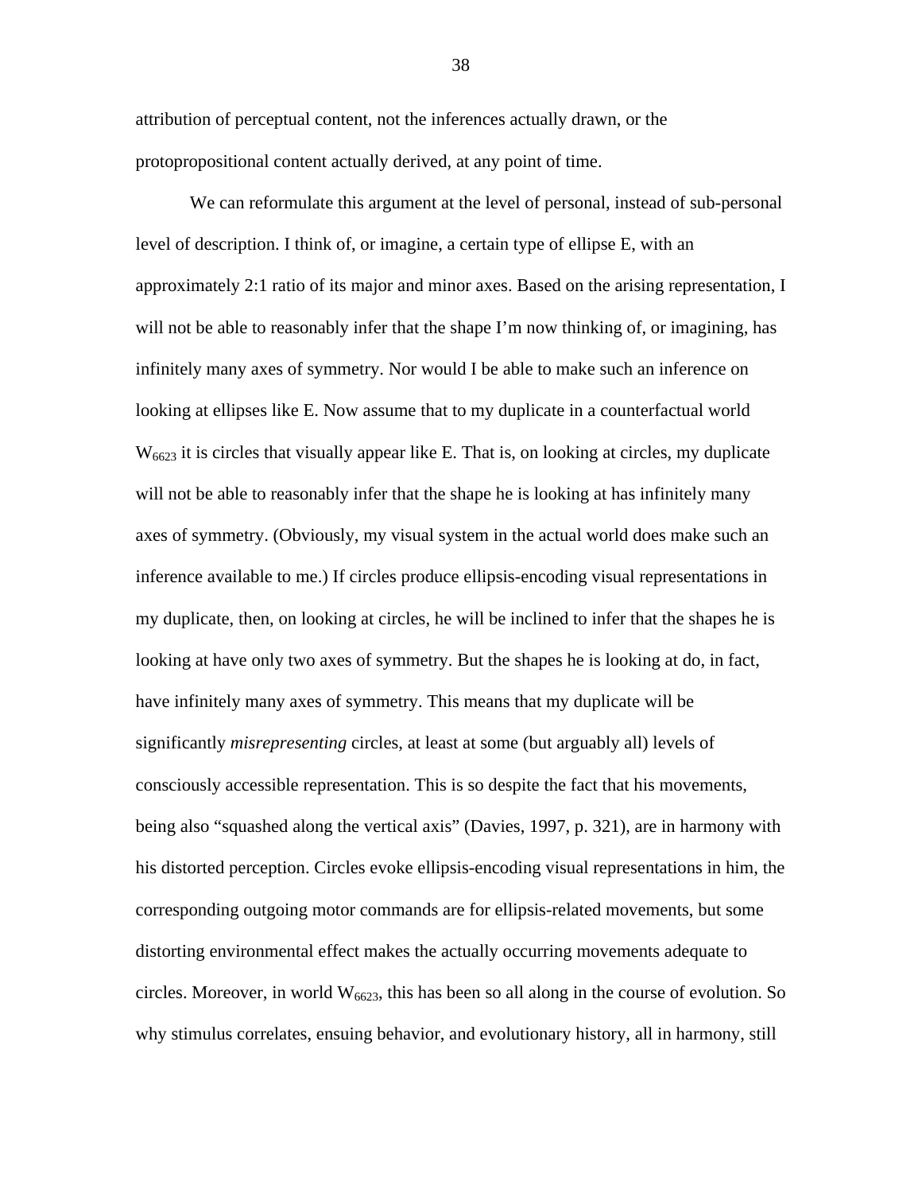attribution of perceptual content, not the inferences actually drawn, or the protopropositional content actually derived, at any point of time.

We can reformulate this argument at the level of personal, instead of sub-personal level of description. I think of, or imagine, a certain type of ellipse E, with an approximately 2:1 ratio of its major and minor axes. Based on the arising representation, I will not be able to reasonably infer that the shape I'm now thinking of, or imagining, has infinitely many axes of symmetry. Nor would I be able to make such an inference on looking at ellipses like E. Now assume that to my duplicate in a counterfactual world $W_{6623}$ it is circles that visually appear like E. That is, on looking at circles, my duplicate will not be able to reasonably infer that the shape he is looking at has infinitely many axes of symmetry. (Obviously, my visual system in the actual world does make such an inference available to me.) If circles produce ellipsis-encoding visual representations in my duplicate, then, on looking at circles, he will be inclined to infer that the shapes he is looking at have only two axes of symmetry. But the shapes he is looking at do, in fact, have infinitely many axes of symmetry. This means that my duplicate will be significantly *misrepresenting* circles, at least at some (but arguably all) levels of consciously accessible representation. This is so despite the fact that his movements, being also "squashed along the vertical axis" (Davies, 1997, p. 321), are in harmony with his distorted perception. Circles evoke ellipsis-encoding visual representations in him, the corresponding outgoing motor commands are for ellipsis-related movements, but some distorting environmental effect makes the actually occurring movements adequate to circles. Moreover, in world $W_{6623}$, this has been so all along in the course of evolution. So why stimulus correlates, ensuing behavior, and evolutionary history, all in harmony, still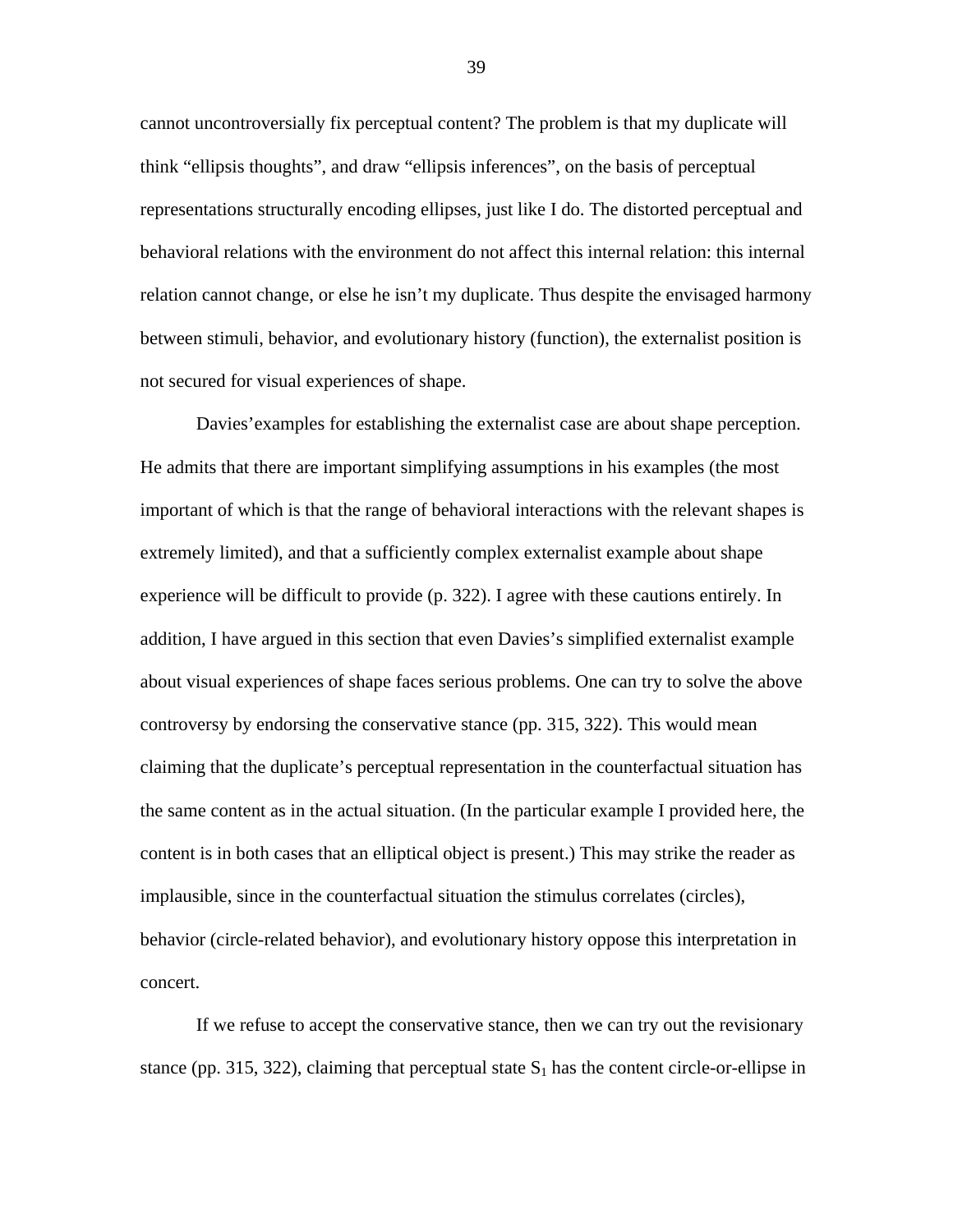cannot uncontroversially fix perceptual content? The problem is that my duplicate will think “ellipsis thoughts”, and draw “ellipsis inferences”, on the basis of perceptual representations structurally encoding ellipses, just like I do. The distorted perceptual and behavioral relations with the environment do not affect this internal relation: this internal relation cannot change, or else he isn’t my duplicate. Thus despite the envisaged harmony between stimuli, behavior, and evolutionary history (function), the externalist position is not secured for visual experiences of shape.

Davies’examples for establishing the externalist case are about shape perception. He admits that there are important simplifying assumptions in his examples (the most important of which is that the range of behavioral interactions with the relevant shapes is extremely limited), and that a sufficiently complex externalist example about shape experience will be difficult to provide (p. 322). I agree with these cautions entirely. In addition, I have argued in this section that even Davies’s simplified externalist example about visual experiences of shape faces serious problems. One can try to solve the above controversy by endorsing the conservative stance (pp. 315, 322). This would mean claiming that the duplicate’s perceptual representation in the counterfactual situation has the same content as in the actual situation. (In the particular example I provided here, the content is in both cases that an elliptical object is present.) This may strike the reader as implausible, since in the counterfactual situation the stimulus correlates (circles), behavior (circle-related behavior), and evolutionary history oppose this interpretation in concert.

If we refuse to accept the conservative stance, then we can try out the revisionary stance (pp. 315, 322), claiming that perceptual state $S_1$ has the content circle-or-ellipse in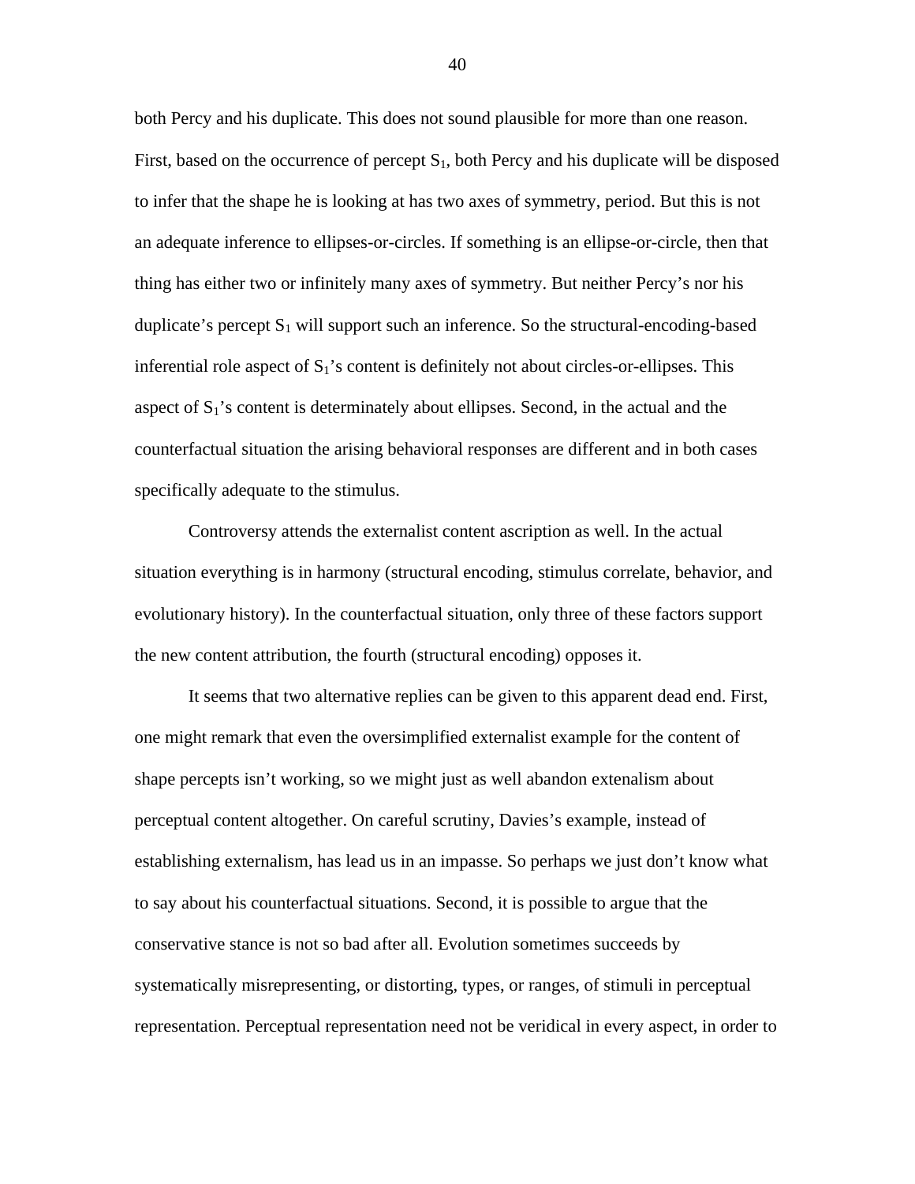both Percy and his duplicate. This does not sound plausible for more than one reason. First, based on the occurrence of percept $S_1$, both Percy and his duplicate will be disposed to infer that the shape he is looking at has two axes of symmetry, period. But this is not an adequate inference to ellipses-or-circles. If something is an ellipse-or-circle, then that thing has either two or infinitely many axes of symmetry. But neither Percy's nor his duplicate's percept $S_1$ will support such an inference. So the structural-encoding-based inferential role aspect of $S_1$'s content is definitely not about circles-or-ellipses. This aspect of $S_1$'s content is determinately about ellipses. Second, in the actual and the counterfactual situation the arising behavioral responses are different and in both cases specifically adequate to the stimulus.

Controversy attends the externalist content ascription as well. In the actual situation everything is in harmony (structural encoding, stimulus correlate, behavior, and evolutionary history). In the counterfactual situation, only three of these factors support the new content attribution, the fourth (structural encoding) opposes it.

It seems that two alternative replies can be given to this apparent dead end. First, one might remark that even the oversimplified externalist example for the content of shape percepts isn't working, so we might just as well abandon extenalism about perceptual content altogether. On careful scrutiny, Davies's example, instead of establishing externalism, has lead us in an impasse. So perhaps we just don't know what to say about his counterfactual situations. Second, it is possible to argue that the conservative stance is not so bad after all. Evolution sometimes succeeds by systematically misrepresenting, or distorting, types, or ranges, of stimuli in perceptual representation. Perceptual representation need not be veridical in every aspect, in order to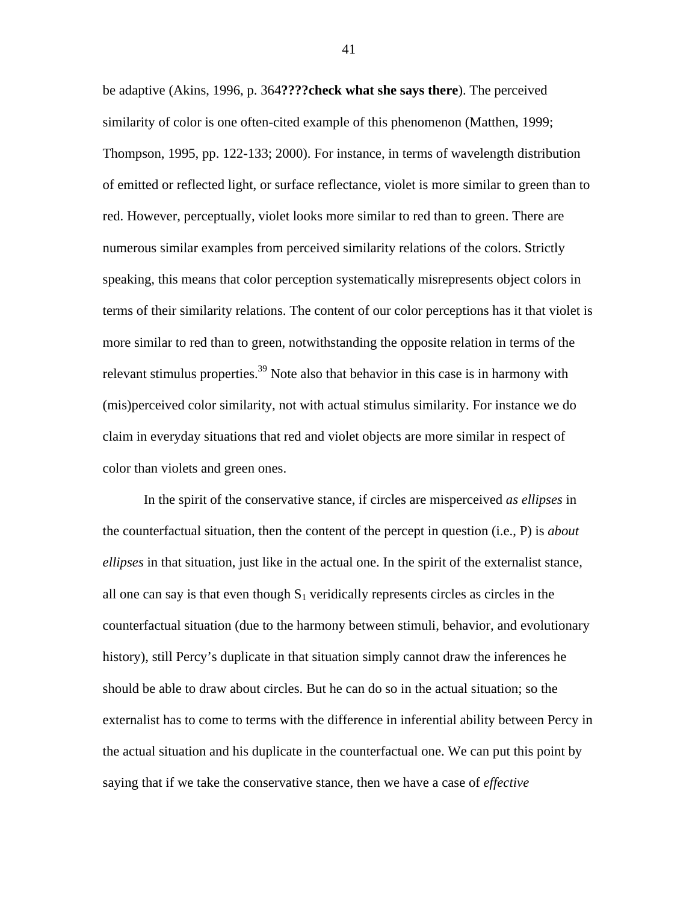be adaptive (Akins, 1996, p. 364**????check what she says there**). The perceived similarity of color is one often-cited example of this phenomenon (Matthen, 1999; Thompson, 1995, pp. 122-133; 2000). For instance, in terms of wavelength distribution of emitted or reflected light, or surface reflectance, violet is more similar to green than to red. However, perceptually, violet looks more similar to red than to green. There are numerous similar examples from perceived similarity relations of the colors. Strictly speaking, this means that color perception systematically misrepresents object colors in terms of their similarity relations. The content of our color perceptions has it that violet is more similar to red than to green, notwithstanding the opposite relation in terms of the relevant stimulus properties.[39] Note also that behavior in this case is in harmony with (mis)perceived color similarity, not with actual stimulus similarity. For instance we do claim in everyday situations that red and violet objects are more similar in respect of color than violets and green ones.

In the spirit of the conservative stance, if circles are misperceived *as ellipses* in the counterfactual situation, then the content of the percept in question (i.e., P) is *about ellipses* in that situation, just like in the actual one. In the spirit of the externalist stance, all one can say is that even though $S_1$ veridically represents circles as circles in the counterfactual situation (due to the harmony between stimuli, behavior, and evolutionary history), still Percy's duplicate in that situation simply cannot draw the inferences he should be able to draw about circles. But he can do so in the actual situation; so the externalist has to come to terms with the difference in inferential ability between Percy in the actual situation and his duplicate in the counterfactual one. We can put this point by saying that if we take the conservative stance, then we have a case of *effective*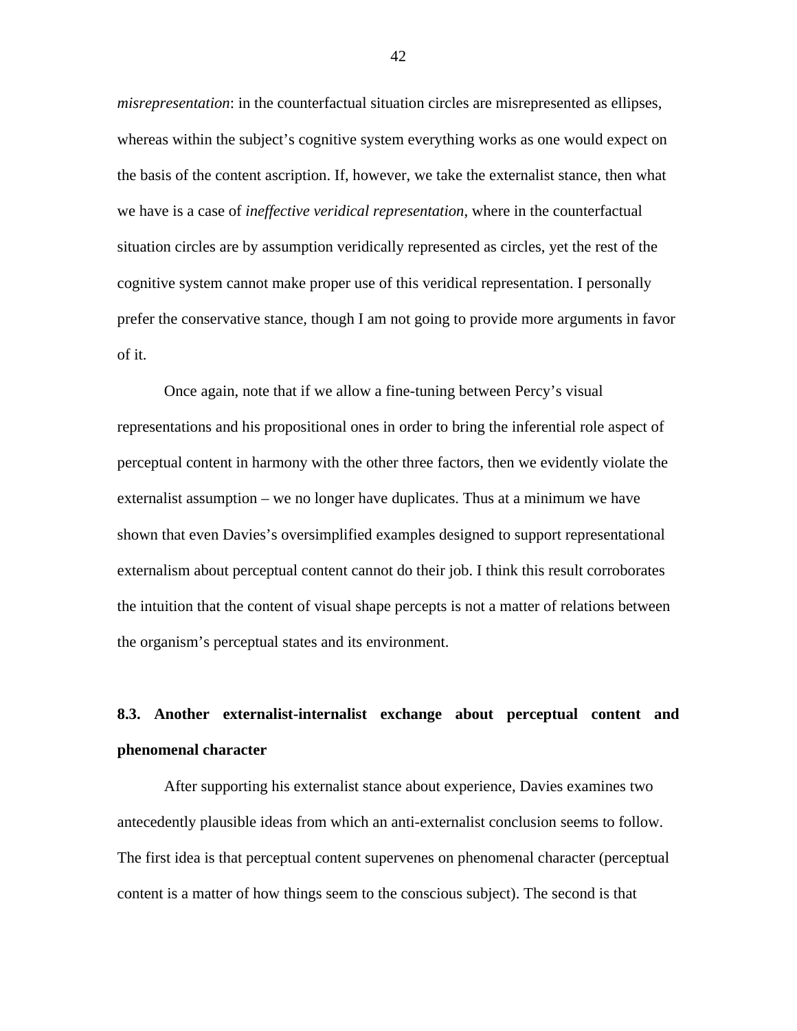*misrepresentation*: in the counterfactual situation circles are misrepresented as ellipses, whereas within the subject's cognitive system everything works as one would expect on the basis of the content ascription. If, however, we take the externalist stance, then what we have is a case of *ineffective veridical representation*, where in the counterfactual situation circles are by assumption veridically represented as circles, yet the rest of the cognitive system cannot make proper use of this veridical representation. I personally prefer the conservative stance, though I am not going to provide more arguments in favor of it.

Once again, note that if we allow a fine-tuning between Percy's visual representations and his propositional ones in order to bring the inferential role aspect of perceptual content in harmony with the other three factors, then we evidently violate the externalist assumption – we no longer have duplicates. Thus at a minimum we have shown that even Davies's oversimplified examples designed to support representational externalism about perceptual content cannot do their job. I think this result corroborates the intuition that the content of visual shape percepts is not a matter of relations between the organism's perceptual states and its environment.

### 8.3. Another externalist-internalist exchange about perceptual content and phenomenal character

After supporting his externalist stance about experience, Davies examines two antecedently plausible ideas from which an anti-externalist conclusion seems to follow. The first idea is that perceptual content supervenes on phenomenal character (perceptual content is a matter of how things seem to the conscious subject). The second is that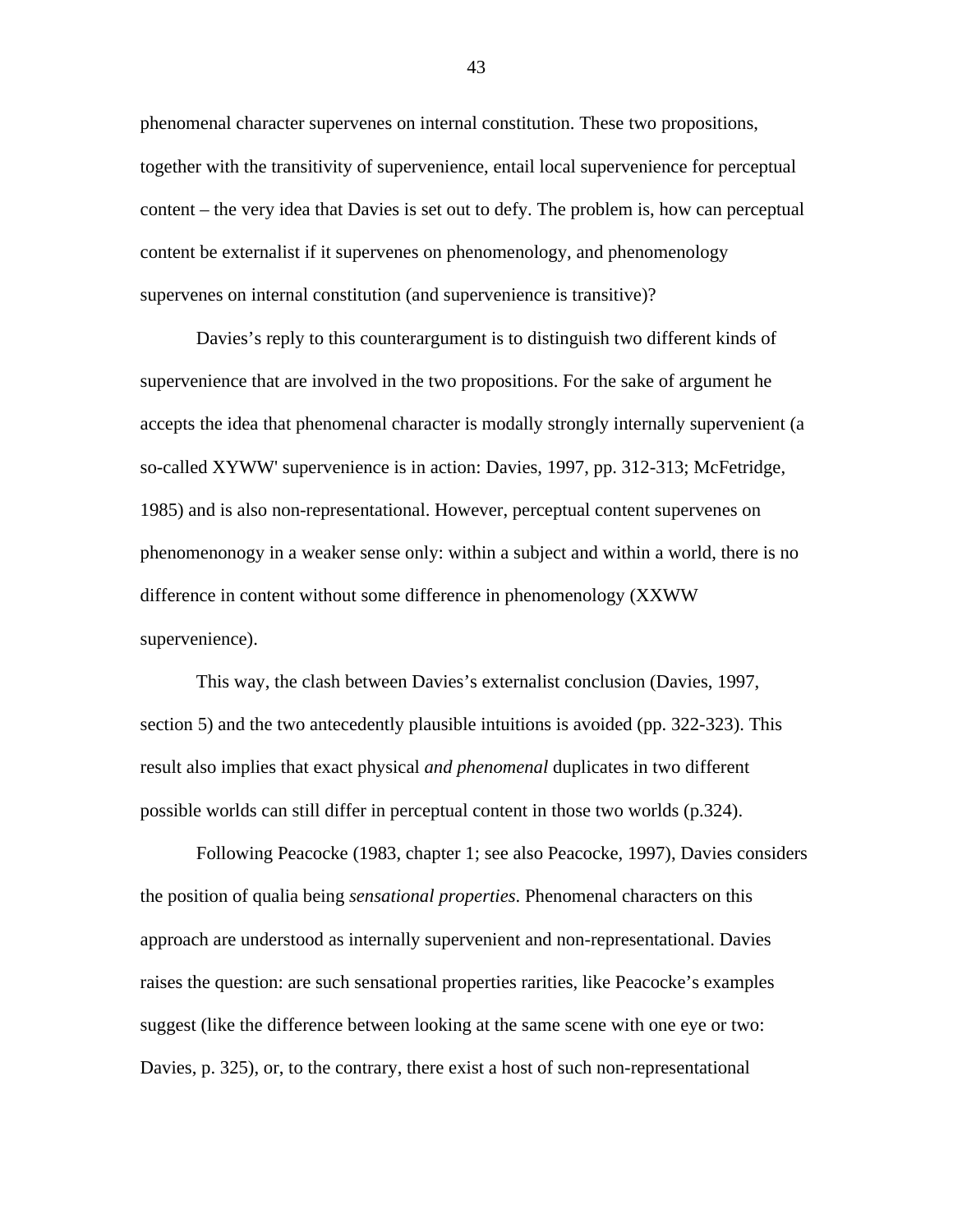phenomenal character supervenes on internal constitution. These two propositions, together with the transitivity of supervenience, entail local supervenience for perceptual content – the very idea that Davies is set out to defy. The problem is, how can perceptual content be externalist if it supervenes on phenomenology, and phenomenology supervenes on internal constitution (and supervenience is transitive)?

Davies's reply to this counterargument is to distinguish two different kinds of supervenience that are involved in the two propositions. For the sake of argument he accepts the idea that phenomenal character is modally strongly internally supervenient (a so-called XYWW' supervenience is in action: Davies, 1997, pp. 312-313; McFetridge, 1985) and is also non-representational. However, perceptual content supervenes on phenomenonogy in a weaker sense only: within a subject and within a world, there is no difference in content without some difference in phenomenology (XXWW supervenience).

This way, the clash between Davies's externalist conclusion (Davies, 1997, section 5) and the two antecedently plausible intuitions is avoided (pp. 322-323). This result also implies that exact physical *and phenomenal* duplicates in two different possible worlds can still differ in perceptual content in those two worlds (p.324).

Following Peacocke (1983, chapter 1; see also Peacocke, 1997), Davies considers the position of qualia being *sensational properties*. Phenomenal characters on this approach are understood as internally supervenient and non-representational. Davies raises the question: are such sensational properties rarities, like Peacocke's examples suggest (like the difference between looking at the same scene with one eye or two: Davies, p. 325), or, to the contrary, there exist a host of such non-representational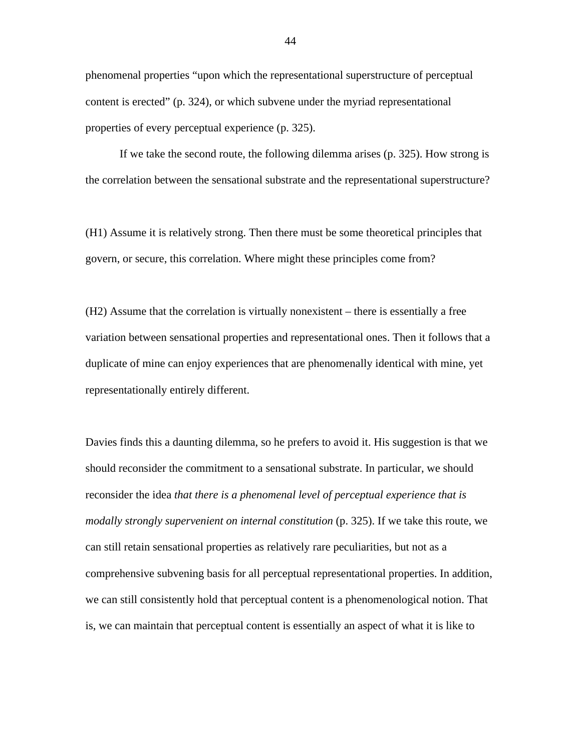phenomenal properties "upon which the representational superstructure of perceptual content is erected" (p. 324), or which subvene under the myriad representational properties of every perceptual experience (p. 325).

If we take the second route, the following dilemma arises (p. 325). How strong is the correlation between the sensational substrate and the representational superstructure?

(H1) Assume it is relatively strong. Then there must be some theoretical principles that govern, or secure, this correlation. Where might these principles come from?

(H2) Assume that the correlation is virtually nonexistent – there is essentially a free variation between sensational properties and representational ones. Then it follows that a duplicate of mine can enjoy experiences that are phenomenally identical with mine, yet representationally entirely different.

Davies finds this a daunting dilemma, so he prefers to avoid it. His suggestion is that we should reconsider the commitment to a sensational substrate. In particular, we should reconsider the idea *that there is a phenomenal level of perceptual experience that is modally strongly supervenient on internal constitution* (p. 325). If we take this route, we can still retain sensational properties as relatively rare peculiarities, but not as a comprehensive subvening basis for all perceptual representational properties. In addition, we can still consistently hold that perceptual content is a phenomenological notion. That is, we can maintain that perceptual content is essentially an aspect of what it is like to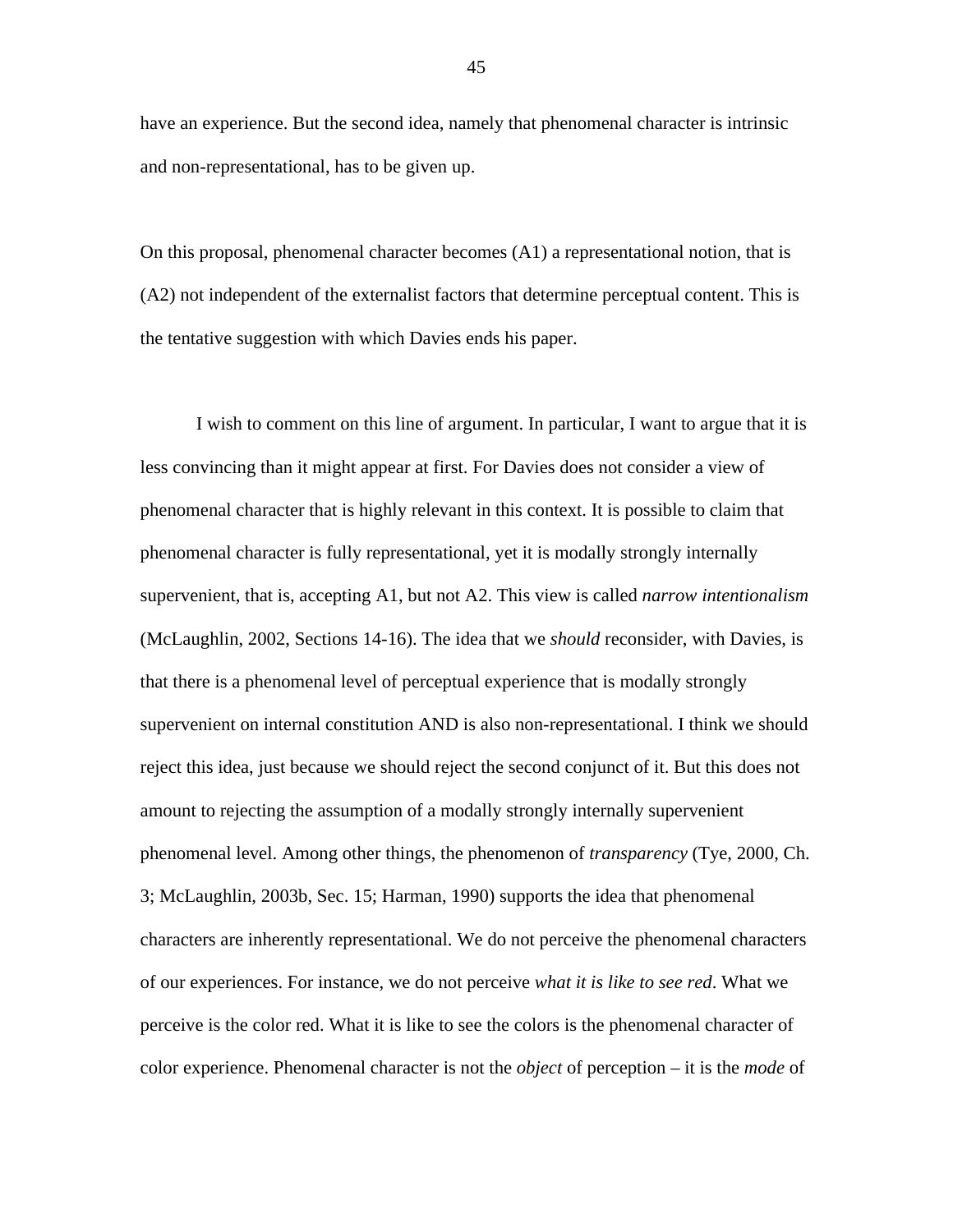have an experience. But the second idea, namely that phenomenal character is intrinsic and non-representational, has to be given up.

On this proposal, phenomenal character becomes (A1) a representational notion, that is (A2) not independent of the externalist factors that determine perceptual content. This is the tentative suggestion with which Davies ends his paper.

I wish to comment on this line of argument. In particular, I want to argue that it is less convincing than it might appear at first. For Davies does not consider a view of phenomenal character that is highly relevant in this context. It is possible to claim that phenomenal character is fully representational, yet it is modally strongly internally supervenient, that is, accepting A1, but not A2. This view is called *narrow intentionalism* (McLaughlin, 2002, Sections 14-16). The idea that we *should* reconsider, with Davies, is that there is a phenomenal level of perceptual experience that is modally strongly supervenient on internal constitution AND is also non-representational. I think we should reject this idea, just because we should reject the second conjunct of it. But this does not amount to rejecting the assumption of a modally strongly internally supervenient phenomenal level. Among other things, the phenomenon of *transparency* (Tye, 2000, Ch. 3; McLaughlin, 2003b, Sec. 15; Harman, 1990) supports the idea that phenomenal characters are inherently representational. We do not perceive the phenomenal characters of our experiences. For instance, we do not perceive *what it is like to see red*. What we perceive is the color red. What it is like to see the colors is the phenomenal character of color experience. Phenomenal character is not the *object* of perception – it is the *mode* of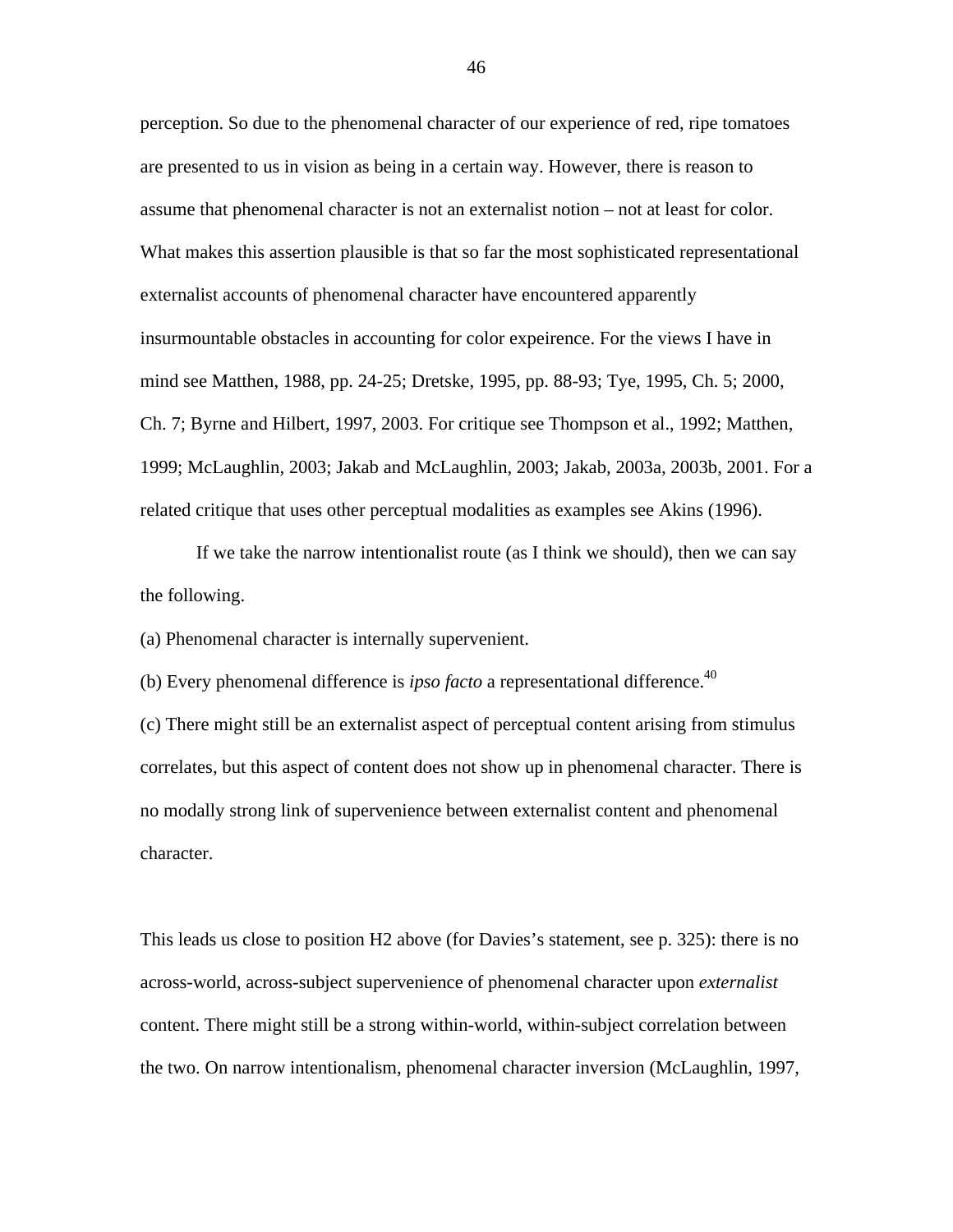perception. So due to the phenomenal character of our experience of red, ripe tomatoes are presented to us in vision as being in a certain way. However, there is reason to assume that phenomenal character is not an externalist notion – not at least for color. What makes this assertion plausible is that so far the most sophisticated representational externalist accounts of phenomenal character have encountered apparently insurmountable obstacles in accounting for color expeirence. For the views I have in mind see Matthen, 1988, pp. 24-25; Dretske, 1995, pp. 88-93; Tye, 1995, Ch. 5; 2000, Ch. 7; Byrne and Hilbert, 1997, 2003. For critique see Thompson et al., 1992; Matthen, 1999; McLaughlin, 2003; Jakab and McLaughlin, 2003; Jakab, 2003a, 2003b, 2001. For a related critique that uses other perceptual modalities as examples see Akins (1996).

If we take the narrow intentionalist route (as I think we should), then we can say the following.

(a) Phenomenal character is internally supervenient.

(b) Every phenomenal difference is *ipso facto* a representational difference.[40]

(c) There might still be an externalist aspect of perceptual content arising from stimulus correlates, but this aspect of content does not show up in phenomenal character. There is no modally strong link of supervenience between externalist content and phenomenal character.

This leads us close to position H2 above (for Davies's statement, see p. 325): there is no across-world, across-subject supervenience of phenomenal character upon *externalist* content. There might still be a strong within-world, within-subject correlation between the two. On narrow intentionalism, phenomenal character inversion (McLaughlin, 1997,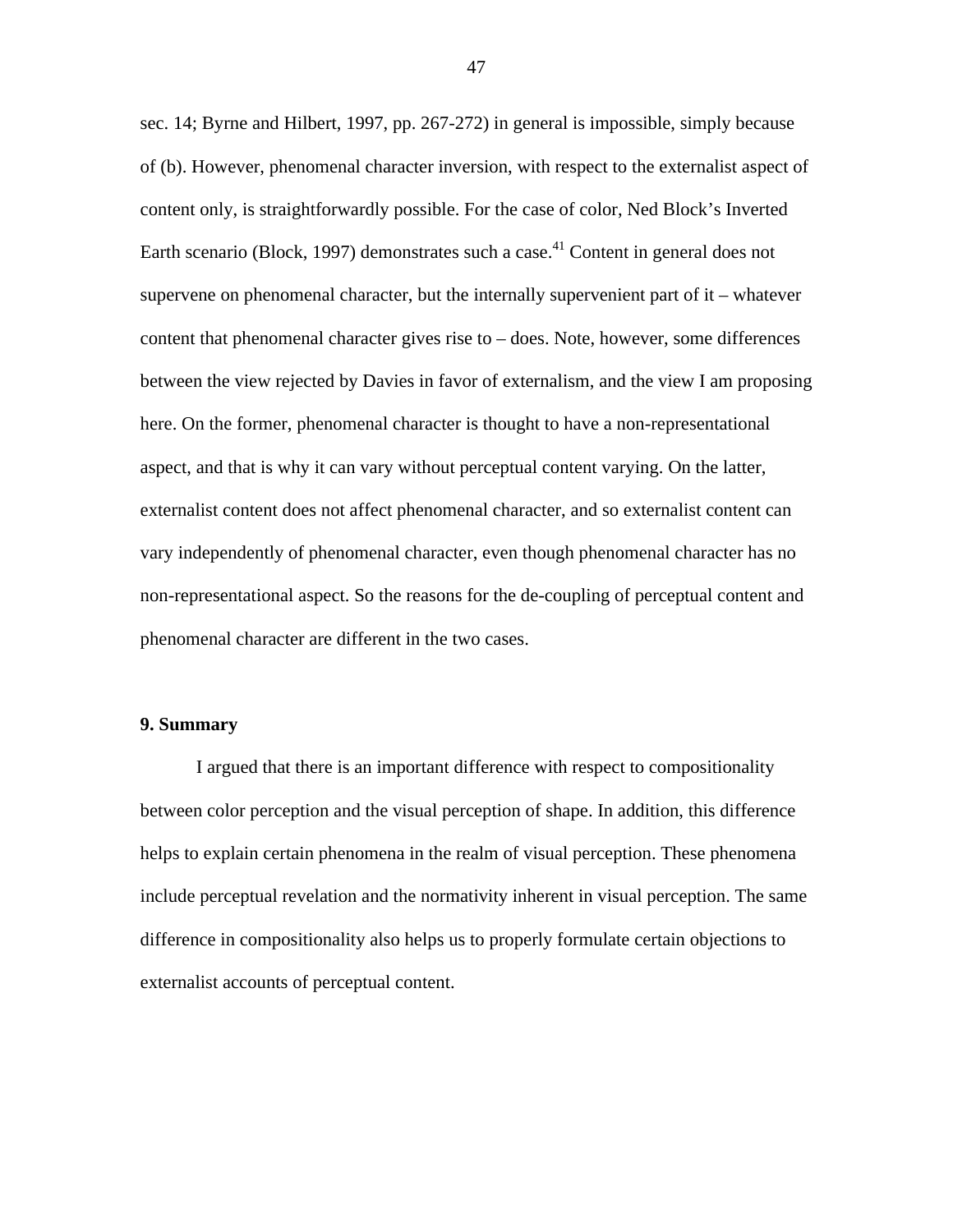sec. 14; Byrne and Hilbert, 1997, pp. 267-272) in general is impossible, simply because of (b). However, phenomenal character inversion, with respect to the externalist aspect of content only, is straightforwardly possible. For the case of color, Ned Block's Inverted Earth scenario (Block, 1997) demonstrates such a case.[41] Content in general does not supervene on phenomenal character, but the internally supervenient part of it – whatever content that phenomenal character gives rise to – does. Note, however, some differences between the view rejected by Davies in favor of externalism, and the view I am proposing here. On the former, phenomenal character is thought to have a non-representational aspect, and that is why it can vary without perceptual content varying. On the latter, externalist content does not affect phenomenal character, and so externalist content can vary independently of phenomenal character, even though phenomenal character has no non-representational aspect. So the reasons for the de-coupling of perceptual content and phenomenal character are different in the two cases.

## 9. Summary

I argued that there is an important difference with respect to compositionality between color perception and the visual perception of shape. In addition, this difference helps to explain certain phenomena in the realm of visual perception. These phenomena include perceptual revelation and the normativity inherent in visual perception. The same difference in compositionality also helps us to properly formulate certain objections to externalist accounts of perceptual content.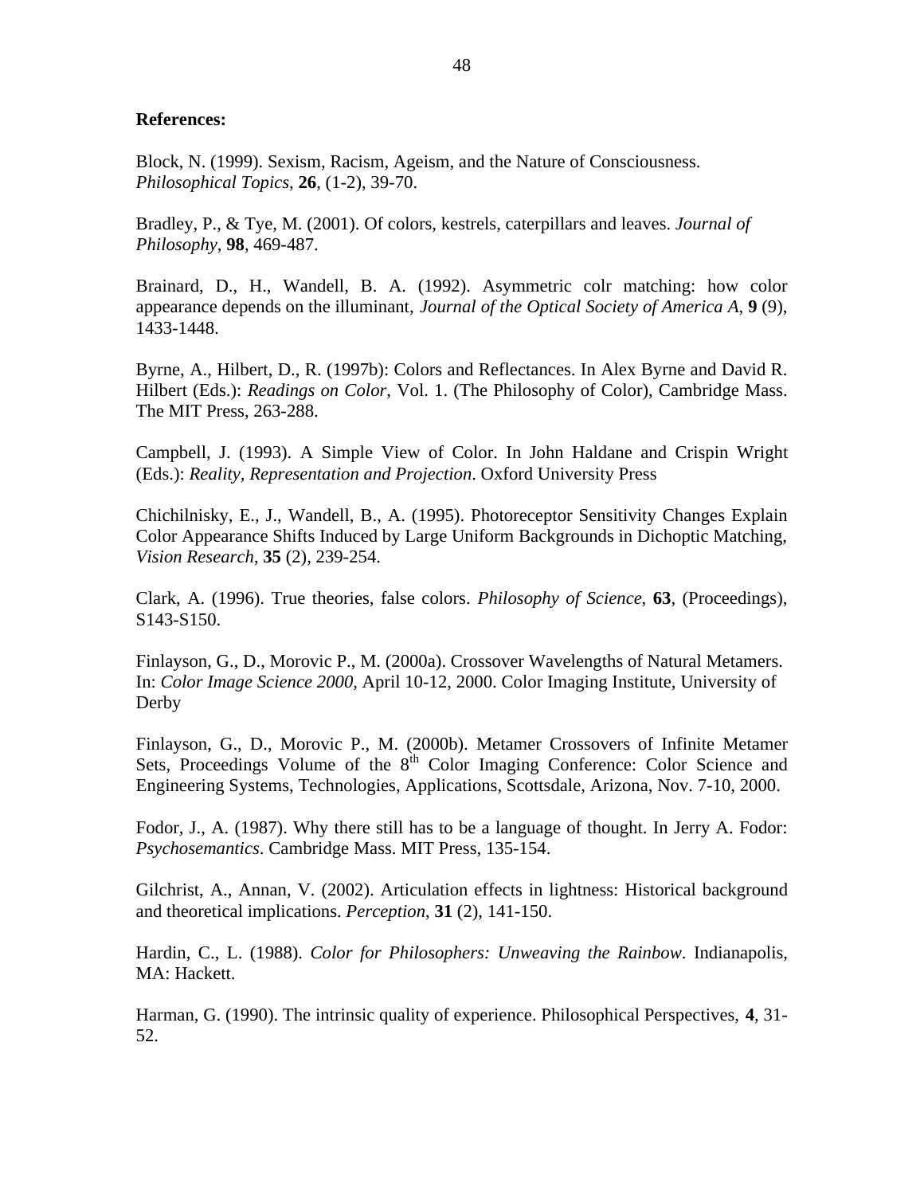**References:**

Block, N. (1999). Sexism, Racism, Ageism, and the Nature of Consciousness. *Philosophical Topics*, **26**, (1-2), 39-70.

Bradley, P., & Tye, M. (2001). Of colors, kestrels, caterpillars and leaves. *Journal of Philosophy*, **98**, 469-487.

Brainard, D., H., Wandell, B. A. (1992). Asymmetric colr matching: how color appearance depends on the illuminant, *Journal of the Optical Society of America A*, **9** (9), 1433-1448.

Byrne, A., Hilbert, D., R. (1997b): Colors and Reflectances. In Alex Byrne and David R. Hilbert (Eds.): *Readings on Color*, Vol. 1. (The Philosophy of Color), Cambridge Mass. The MIT Press, 263-288.

Campbell, J. (1993). A Simple View of Color. In John Haldane and Crispin Wright (Eds.): *Reality, Representation and Projection*. Oxford University Press

Chichilnisky, E., J., Wandell, B., A. (1995). Photoreceptor Sensitivity Changes Explain Color Appearance Shifts Induced by Large Uniform Backgrounds in Dichoptic Matching, *Vision Research*, **35** (2), 239-254.

Clark, A. (1996). True theories, false colors. *Philosophy of Science*, **63**, (Proceedings), S143-S150.

Finlayson, G., D., Morovic P., M. (2000a). Crossover Wavelengths of Natural Metamers. In: *Color Image Science 2000,* April 10-12, 2000. Color Imaging Institute, University of Derby

Finlayson, G., D., Morovic P., M. (2000b). Metamer Crossovers of Infinite Metamer Sets, Proceedings Volume of the 8th Color Imaging Conference: Color Science and Engineering Systems, Technologies, Applications, Scottsdale, Arizona, Nov. 7-10, 2000.

Fodor, J., A. (1987). Why there still has to be a language of thought. In Jerry A. Fodor: *Psychosemantics*. Cambridge Mass. MIT Press, 135-154.

Gilchrist, A., Annan, V. (2002). Articulation effects in lightness: Historical background and theoretical implications. *Perception*, **31** (2), 141-150.

Hardin, C., L. (1988). *Color for Philosophers: Unweaving the Rainbow*. Indianapolis, MA: Hackett.

Harman, G. (1990). The intrinsic quality of experience. Philosophical Perspectives, **4**, 31-52.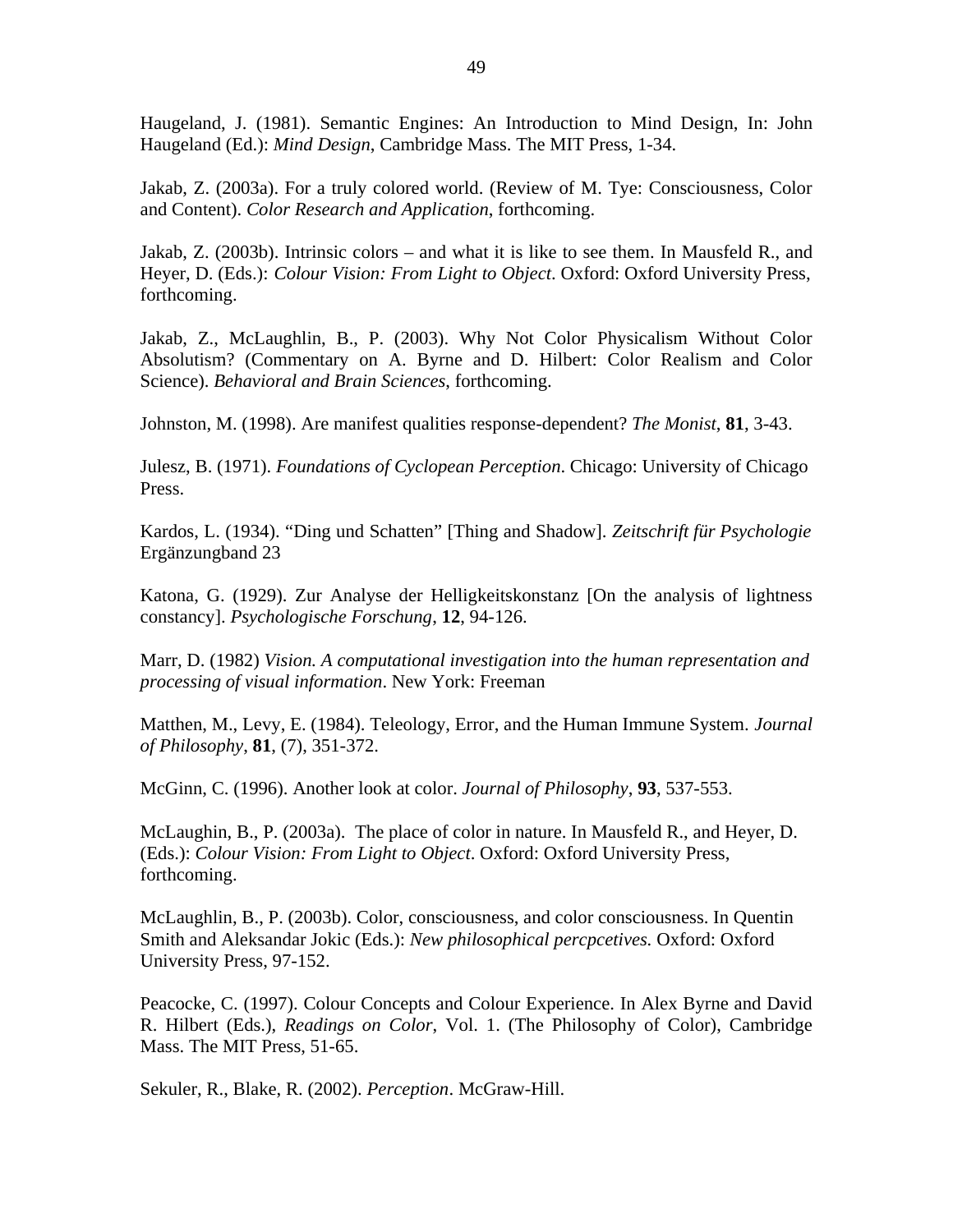Haugeland, J. (1981). Semantic Engines: An Introduction to Mind Design, In: John Haugeland (Ed.): *Mind Design*, Cambridge Mass. The MIT Press, 1-34.

Jakab, Z. (2003a). For a truly colored world. (Review of M. Tye: Consciousness, Color and Content). *Color Research and Application*, forthcoming.

Jakab, Z. (2003b). Intrinsic colors – and what it is like to see them. In Mausfeld R., and Heyer, D. (Eds.): *Colour Vision: From Light to Object*. Oxford: Oxford University Press, forthcoming.

Jakab, Z., McLaughlin, B., P. (2003). Why Not Color Physicalism Without Color Absolutism? (Commentary on A. Byrne and D. Hilbert: Color Realism and Color Science). *Behavioral and Brain Sciences*, forthcoming.

Johnston, M. (1998). Are manifest qualities response-dependent? *The Monist*, **81**, 3-43.

Julesz, B. (1971). *Foundations of Cyclopean Perception*. Chicago: University of Chicago Press.

Kardos, L. (1934). "Ding und Schatten" [Thing and Shadow]. *Zeitschrift für Psychologie* Ergänzungband 23

Katona, G. (1929). Zur Analyse der Helligkeitskonstanz [On the analysis of lightness constancy]. *Psychologische Forschung*, **12**, 94-126.

Marr, D. (1982) *Vision. A computational investigation into the human representation and processing of visual information*. New York: Freeman

Matthen, M., Levy, E. (1984). Teleology, Error, and the Human Immune System. *Journal of Philosophy*, **81**, (7), 351-372.

McGinn, C. (1996). Another look at color. *Journal of Philosophy*, **93**, 537-553.

McLaughin, B., P. (2003a). The place of color in nature. In Mausfeld R., and Heyer, D. (Eds.): *Colour Vision: From Light to Object*. Oxford: Oxford University Press, forthcoming.

McLaughlin, B., P. (2003b). Color, consciousness, and color consciousness. In Quentin Smith and Aleksandar Jokic (Eds.): *New philosophical percpcetives.* Oxford: Oxford University Press, 97-152.

Peacocke, C. (1997). Colour Concepts and Colour Experience. In Alex Byrne and David R. Hilbert (Eds.), *Readings on Color*, Vol. 1. (The Philosophy of Color), Cambridge Mass. The MIT Press, 51-65.

Sekuler, R., Blake, R. (2002). *Perception*. McGraw-Hill.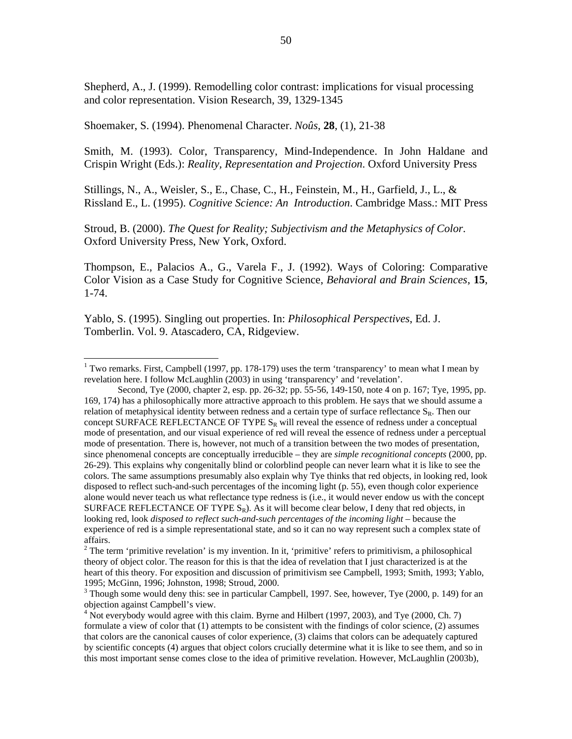Shepherd, A., J. (1999). Remodelling color contrast: implications for visual processing and color representation. Vision Research, 39, 1329-1345

Shoemaker, S. (1994). Phenomenal Character. *Noûs*, **28**, (1), 21-38

Smith, M. (1993). Color, Transparency, Mind-Independence. In John Haldane and Crispin Wright (Eds.): *Reality, Representation and Projection*. Oxford University Press

Stillings, N., A., Weisler, S., E., Chase, C., H., Feinstein, M., H., Garfield, J., L., & Rissland E., L. (1995). *Cognitive Science: An Introduction*. Cambridge Mass.: MIT Press

Stroud, B. (2000). *The Quest for Reality; Subjectivism and the Metaphysics of Color*. Oxford University Press, New York, Oxford.

Thompson, E., Palacios A., G., Varela F., J. (1992). Ways of Coloring: Comparative Color Vision as a Case Study for Cognitive Science, *Behavioral and Brain Sciences*, **15**, 1-74.

Yablo, S. (1995). Singling out properties. In: *Philosophical Perspectives*, Ed. J. Tomberlin. Vol. 9. Atascadero, CA, Ridgeview.

---

[1] Two remarks. First, Campbell (1997, pp. 178-179) uses the term 'transparency' to mean what I mean by revelation here. I follow McLaughlin (2003) in using 'transparency' and 'revelation'.

Second, Tye (2000, chapter 2, esp. pp. 26-32; pp. 55-56, 149-150, note 4 on p. 167; Tye, 1995, pp. 169, 174) has a philosophically more attractive approach to this problem. He says that we should assume a relation of metaphysical identity between redness and a certain type of surface reflectance $S_R$. Then our concept SURFACE REFLECTANCE OF TYPE $S_R$ will reveal the essence of redness under a conceptual mode of presentation, and our visual experience of red will reveal the essence of redness under a perceptual mode of presentation. There is, however, not much of a transition between the two modes of presentation, since phenomenal concepts are conceptually irreducible – they are *simple recognitional concepts* (2000, pp. 26-29). This explains why congenitally blind or colorblind people can never learn what it is like to see the colors. The same assumptions presumably also explain why Tye thinks that red objects, in looking red, look disposed to reflect such-and-such percentages of the incoming light (p. 55), even though color experience alone would never teach us what reflectance type redness is (i.e., it would never endow us with the concept SURFACE REFLECTANCE OF TYPE $S_R$). As it will become clear below, I deny that red objects, in looking red, look *disposed to reflect such-and-such percentages of the incoming light* – because the experience of red is a simple representational state, and so it can no way represent such a complex state of affairs.

[2] The term 'primitive revelation' is my invention. In it, 'primitive' refers to primitivism, a philosophical theory of object color. The reason for this is that the idea of revelation that I just characterized is at the heart of this theory. For exposition and discussion of primitivism see Campbell, 1993; Smith, 1993; Yablo, 1995; McGinn, 1996; Johnston, 1998; Stroud, 2000.

[3] Though some would deny this: see in particular Campbell, 1997. See, however, Tye (2000, p. 149) for an objection against Campbell's view.

[4] Not everybody would agree with this claim. Byrne and Hilbert (1997, 2003), and Tye (2000, Ch. 7) formulate a view of color that (1) attempts to be consistent with the findings of color science, (2) assumes that colors are the canonical causes of color experience, (3) claims that colors can be adequately captured by scientific concepts (4) argues that object colors crucially determine what it is like to see them, and so in this most important sense comes close to the idea of primitive revelation. However, McLaughlin (2003b),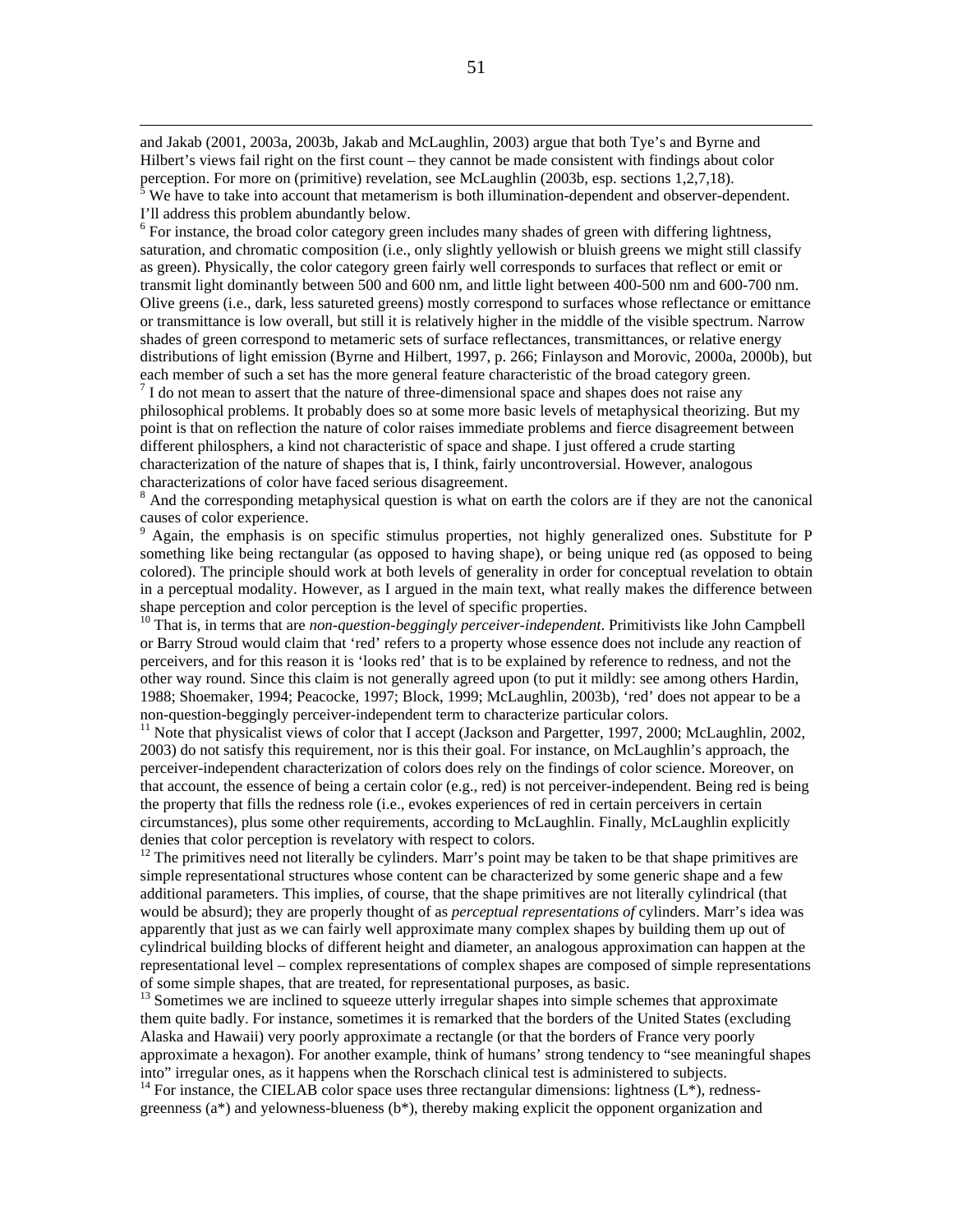and Jakab (2001, 2003a, 2003b, Jakab and McLaughlin, 2003) argue that both Tye's and Byrne and Hilbert's views fail right on the first count – they cannot be made consistent with findings about color perception. For more on (primitive) revelation, see McLaughlin (2003b, esp. sections 1,2,7,18).

[5] We have to take into account that metamerism is both illumination-dependent and observer-dependent. I'll address this problem abundantly below.

[6] For instance, the broad color category green includes many shades of green with differing lightness, saturation, and chromatic composition (i.e., only slightly yellowish or bluish greens we might still classify as green). Physically, the color category green fairly well corresponds to surfaces that reflect or emit or transmit light dominantly between 500 and 600 nm, and little light between 400-500 nm and 600-700 nm. Olive greens (i.e., dark, less satureted greens) mostly correspond to surfaces whose reflectance or emittance or transmittance is low overall, but still it is relatively higher in the middle of the visible spectrum. Narrow shades of green correspond to metameric sets of surface reflectances, transmittances, or relative energy distributions of light emission (Byrne and Hilbert, 1997, p. 266; Finlayson and Morovic, 2000a, 2000b), but each member of such a set has the more general feature characteristic of the broad category green.

[7] I do not mean to assert that the nature of three-dimensional space and shapes does not raise any philosophical problems. It probably does so at some more basic levels of metaphysical theorizing. But my point is that on reflection the nature of color raises immediate problems and fierce disagreement between different philosphers, a kind not characteristic of space and shape. I just offered a crude starting characterization of the nature of shapes that is, I think, fairly uncontroversial. However, analogous characterizations of color have faced serious disagreement.

[8] And the corresponding metaphysical question is what on earth the colors are if they are not the canonical causes of color experience.

[9] Again, the emphasis is on specific stimulus properties, not highly generalized ones. Substitute for P something like being rectangular (as opposed to having shape), or being unique red (as opposed to being colored). The principle should work at both levels of generality in order for conceptual revelation to obtain in a perceptual modality. However, as I argued in the main text, what really makes the difference between shape perception and color perception is the level of specific properties.

[10] That is, in terms that are *non-question-beggingly perceiver-independent*. Primitivists like John Campbell or Barry Stroud would claim that 'red' refers to a property whose essence does not include any reaction of perceivers, and for this reason it is 'looks red' that is to be explained by reference to redness, and not the other way round. Since this claim is not generally agreed upon (to put it mildly: see among others Hardin, 1988; Shoemaker, 1994; Peacocke, 1997; Block, 1999; McLaughlin, 2003b), 'red' does not appear to be a non-question-beggingly perceiver-independent term to characterize particular colors.

[11] Note that physicalist views of color that I accept (Jackson and Pargetter, 1997, 2000; McLaughlin, 2002, 2003) do not satisfy this requirement, nor is this their goal. For instance, on McLaughlin's approach, the perceiver-independent characterization of colors does rely on the findings of color science. Moreover, on that account, the essence of being a certain color (e.g., red) is not perceiver-independent. Being red is being the property that fills the redness role (i.e., evokes experiences of red in certain perceivers in certain circumstances), plus some other requirements, according to McLaughlin. Finally, McLaughlin explicitly denies that color perception is revelatory with respect to colors.

[12] The primitives need not literally be cylinders. Marr's point may be taken to be that shape primitives are simple representational structures whose content can be characterized by some generic shape and a few additional parameters. This implies, of course, that the shape primitives are not literally cylindrical (that would be absurd); they are properly thought of as *perceptual representations of* cylinders. Marr's idea was apparently that just as we can fairly well approximate many complex shapes by building them up out of cylindrical building blocks of different height and diameter, an analogous approximation can happen at the representational level – complex representations of complex shapes are composed of simple representations of some simple shapes, that are treated, for representational purposes, as basic.

[13] Sometimes we are inclined to squeeze utterly irregular shapes into simple schemes that approximate them quite badly. For instance, sometimes it is remarked that the borders of the United States (excluding Alaska and Hawaii) very poorly approximate a rectangle (or that the borders of France very poorly approximate a hexagon). For another example, think of humans' strong tendency to "see meaningful shapes into" irregular ones, as it happens when the Rorschach clinical test is administered to subjects.

[14] For instance, the CIELAB color space uses three rectangular dimensions: lightness (L*), redness-greenness (a*) and yelowness-blueness (b*), thereby making explicit the opponent organization and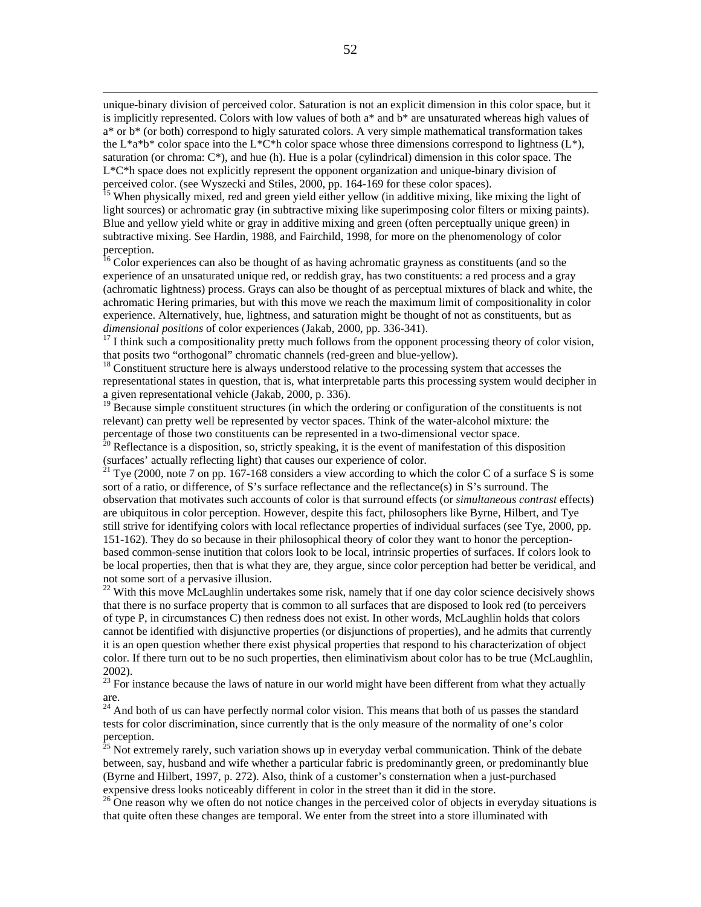unique-binary division of perceived color. Saturation is not an explicit dimension in this color space, but it is implicitly represented. Colors with low values of both a* and b* are unsaturated whereas high values of a* or b* (or both) correspond to higly saturated colors. A very simple mathematical transformation takes the L*a*b* color space into the L*C*h color space whose three dimensions correspond to lightness (L*), saturation (or chroma: C*), and hue (h). Hue is a polar (cylindrical) dimension in this color space. The L*C*h space does not explicitly represent the opponent organization and unique-binary division of perceived color. (see Wyszecki and Stiles, 2000, pp. 164-169 for these color spaces).

[15] When physically mixed, red and green yield either yellow (in additive mixing, like mixing the light of light sources) or achromatic gray (in subtractive mixing like superimposing color filters or mixing paints). Blue and yellow yield white or gray in additive mixing and green (often perceptually unique green) in subtractive mixing. See Hardin, 1988, and Fairchild, 1998, for more on the phenomenology of color perception.

[16] Color experiences can also be thought of as having achromatic grayness as constituents (and so the experience of an unsaturated unique red, or reddish gray, has two constituents: a red process and a gray (achromatic lightness) process. Grays can also be thought of as perceptual mixtures of black and white, the achromatic Hering primaries, but with this move we reach the maximum limit of compositionality in color experience. Alternatively, hue, lightness, and saturation might be thought of not as constituents, but as *dimensional positions* of color experiences (Jakab, 2000, pp. 336-341).

[17] I think such a compositionality pretty much follows from the opponent processing theory of color vision, that posits two "orthogonal" chromatic channels (red-green and blue-yellow).

[18] Constituent structure here is always understood relative to the processing system that accesses the representational states in question, that is, what interpretable parts this processing system would decipher in a given representational vehicle (Jakab, 2000, p. 336).

[19] Because simple constituent structures (in which the ordering or configuration of the constituents is not relevant) can pretty well be represented by vector spaces. Think of the water-alcohol mixture: the percentage of those two constituents can be represented in a two-dimensional vector space.

[20] Reflectance is a disposition, so, strictly speaking, it is the event of manifestation of this disposition (surfaces' actually reflecting light) that causes our experience of color.

[21] Tye (2000, note 7 on pp. 167-168 considers a view according to which the color C of a surface S is some sort of a ratio, or difference, of S's surface reflectance and the reflectance(s) in S's surround. The observation that motivates such accounts of color is that surround effects (or *simultaneous contrast* effects) are ubiquitous in color perception. However, despite this fact, philosophers like Byrne, Hilbert, and Tye still strive for identifying colors with local reflectance properties of individual surfaces (see Tye, 2000, pp. 151-162). They do so because in their philosophical theory of color they want to honor the perception-based common-sense inutition that colors look to be local, intrinsic properties of surfaces. If colors look to be local properties, then that is what they are, they argue, since color perception had better be veridical, and not some sort of a pervasive illusion.

[22] With this move McLaughlin undertakes some risk, namely that if one day color science decisively shows that there is no surface property that is common to all surfaces that are disposed to look red (to perceivers of type P, in circumstances C) then redness does not exist. In other words, McLaughlin holds that colors cannot be identified with disjunctive properties (or disjunctions of properties), and he admits that currently it is an open question whether there exist physical properties that respond to his characterization of object color. If there turn out to be no such properties, then eliminativism about color has to be true (McLaughlin, 2002).

[23] For instance because the laws of nature in our world might have been different from what they actually are.

[24] And both of us can have perfectly normal color vision. This means that both of us passes the standard tests for color discrimination, since currently that is the only measure of the normality of one's color perception.

[25] Not extremely rarely, such variation shows up in everyday verbal communication. Think of the debate between, say, husband and wife whether a particular fabric is predominantly green, or predominantly blue (Byrne and Hilbert, 1997, p. 272). Also, think of a customer's consternation when a just-purchased expensive dress looks noticeably different in color in the street than it did in the store.

[26] One reason why we often do not notice changes in the perceived color of objects in everyday situations is that quite often these changes are temporal. We enter from the street into a store illuminated with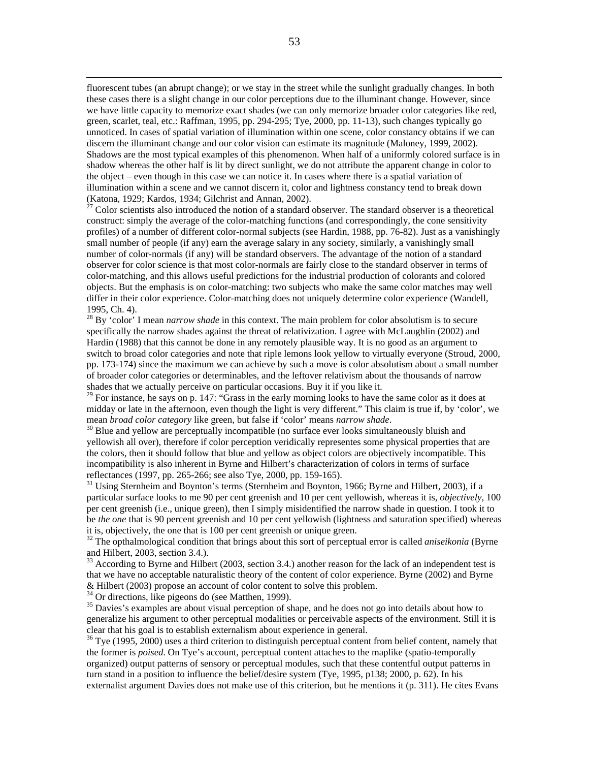fluorescent tubes (an abrupt change); or we stay in the street while the sunlight gradually changes. In both these cases there is a slight change in our color perceptions due to the illuminant change. However, since we have little capacity to memorize exact shades (we can only memorize broader color categories like red, green, scarlet, teal, etc.: Raffman, 1995, pp. 294-295; Tye, 2000, pp. 11-13), such changes typically go unnoticed. In cases of spatial variation of illumination within one scene, color constancy obtains if we can discern the illuminant change and our color vision can estimate its magnitude (Maloney, 1999, 2002). Shadows are the most typical examples of this phenomenon. When half of a uniformly colored surface is in shadow whereas the other half is lit by direct sunlight, we do not attribute the apparent change in color to the object – even though in this case we can notice it. In cases where there is a spatial variation of illumination within a scene and we cannot discern it, color and lightness constancy tend to break down (Katona, 1929; Kardos, 1934; Gilchrist and Annan, 2002).

[27] Color scientists also introduced the notion of a standard observer. The standard observer is a theoretical construct: simply the average of the color-matching functions (and correspondingly, the cone sensitivity profiles) of a number of different color-normal subjects (see Hardin, 1988, pp. 76-82). Just as a vanishingly small number of people (if any) earn the average salary in any society, similarly, a vanishingly small number of color-normals (if any) will be standard observers. The advantage of the notion of a standard observer for color science is that most color-normals are fairly close to the standard observer in terms of color-matching, and this allows useful predictions for the industrial production of colorants and colored objects. But the emphasis is on color-matching: two subjects who make the same color matches may well differ in their color experience. Color-matching does not uniquely determine color experience (Wandell, 1995, Ch. 4).

[28] By 'color' I mean *narrow shade* in this context. The main problem for color absolutism is to secure specifically the narrow shades against the threat of relativization. I agree with McLaughlin (2002) and Hardin (1988) that this cannot be done in any remotely plausible way. It is no good as an argument to switch to broad color categories and note that riple lemons look yellow to virtually everyone (Stroud, 2000, pp. 173-174) since the maximum we can achieve by such a move is color absolutism about a small number of broader color categories or determinables, and the leftover relativism about the thousands of narrow shades that we actually perceive on particular occasions. Buy it if you like it.

[29] For instance, he says on p. 147: "Grass in the early morning looks to have the same color as it does at midday or late in the afternoon, even though the light is very different." This claim is true if, by 'color', we mean *broad color category* like green, but false if 'color' means *narrow shade*.

[30] Blue and yellow are perceptually incompatible (no surface ever looks simultaneously bluish and yellowish all over), therefore if color perception veridically representes some physical properties that are the colors, then it should follow that blue and yellow as object colors are objectively incompatible. This incompatibility is also inherent in Byrne and Hilbert's characterization of colors in terms of surface reflectances (1997, pp. 265-266; see also Tye, 2000, pp. 159-165).

[31] Using Sternheim and Boynton's terms (Sternheim and Boynton, 1966; Byrne and Hilbert, 2003), if a particular surface looks to me 90 per cent greenish and 10 per cent yellowish, whereas it is, *objectively*, 100 per cent greenish (i.e., unique green), then I simply misidentified the narrow shade in question. I took it to be *the one* that is 90 percent greenish and 10 per cent yellowish (lightness and saturation specified) whereas it is, objectively, the one that is 100 per cent greenish or unique green.

[32] The opthalmological condition that brings about this sort of perceptual error is called *aniseikonia* (Byrne and Hilbert, 2003, section 3.4.).

[33] According to Byrne and Hilbert (2003, section 3.4.) another reason for the lack of an independent test is that we have no acceptable naturalistic theory of the content of color experience. Byrne (2002) and Byrne & Hilbert (2003) propose an account of color content to solve this problem.

[34] Or directions, like pigeons do (see Matthen, 1999).

[35] Davies's examples are about visual perception of shape, and he does not go into details about how to generalize his argument to other perceptual modalities or perceivable aspects of the environment. Still it is clear that his goal is to establish externalism about experience in general.

[36] Tye (1995, 2000) uses a third criterion to distinguish perceptual content from belief content, namely that the former is *poised*. On Tye's account, perceptual content attaches to the maplike (spatio-temporally organized) output patterns of sensory or perceptual modules, such that these contentful output patterns in turn stand in a position to influence the belief/desire system (Tye, 1995, p138; 2000, p. 62). In his externalist argument Davies does not make use of this criterion, but he mentions it (p. 311). He cites Evans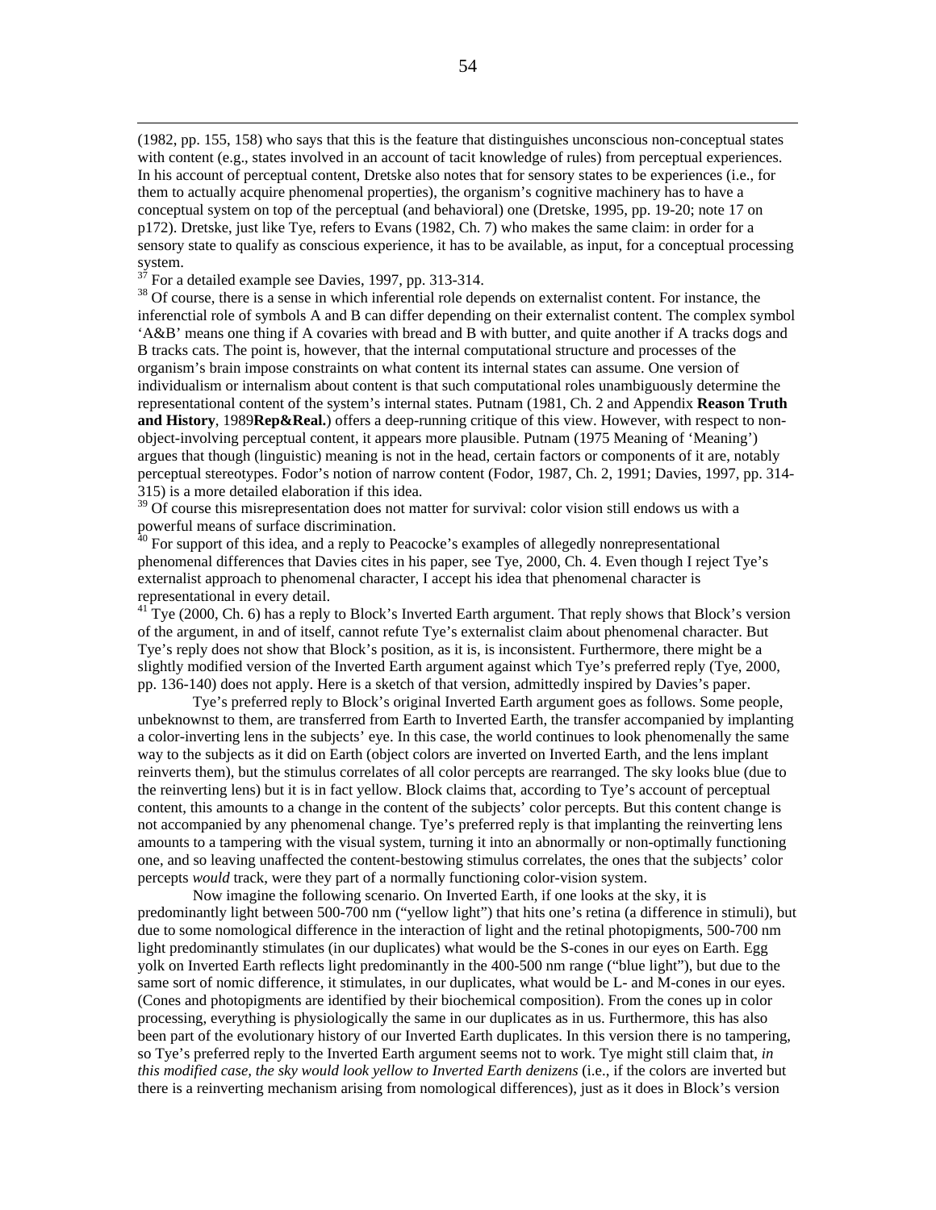(1982, pp. 155, 158) who says that this is the feature that distinguishes unconscious non-conceptual states with content (e.g., states involved in an account of tacit knowledge of rules) from perceptual experiences. In his account of perceptual content, Dretske also notes that for sensory states to be experiences (i.e., for them to actually acquire phenomenal properties), the organism's cognitive machinery has to have a conceptual system on top of the perceptual (and behavioral) one (Dretske, 1995, pp. 19-20; note 17 on p172). Dretske, just like Tye, refers to Evans (1982, Ch. 7) who makes the same claim: in order for a sensory state to qualify as conscious experience, it has to be available, as input, for a conceptual processing system.

[37] For a detailed example see Davies, 1997, pp. 313-314.

[38] Of course, there is a sense in which inferential role depends on externalist content. For instance, the inferenctial role of symbols A and B can differ depending on their externalist content. The complex symbol 'A&B' means one thing if A covaries with bread and B with butter, and quite another if A tracks dogs and B tracks cats. The point is, however, that the internal computational structure and processes of the organism's brain impose constraints on what content its internal states can assume. One version of individualism or internalism about content is that such computational roles unambiguously determine the representational content of the system's internal states. Putnam (1981, Ch. 2 and Appendix **Reason Truth and History**, 1989**Rep&Real.**) offers a deep-running critique of this view. However, with respect to non-object-involving perceptual content, it appears more plausible. Putnam (1975 Meaning of 'Meaning') argues that though (linguistic) meaning is not in the head, certain factors or components of it are, notably perceptual stereotypes. Fodor's notion of narrow content (Fodor, 1987, Ch. 2, 1991; Davies, 1997, pp. 314-315) is a more detailed elaboration if this idea.

[39] Of course this misrepresentation does not matter for survival: color vision still endows us with a powerful means of surface discrimination.

[40] For support of this idea, and a reply to Peacocke's examples of allegedly nonrepresentational phenomenal differences that Davies cites in his paper, see Tye, 2000, Ch. 4. Even though I reject Tye's externalist approach to phenomenal character, I accept his idea that phenomenal character is representational in every detail.

[41] Tye (2000, Ch. 6) has a reply to Block's Inverted Earth argument. That reply shows that Block's version of the argument, in and of itself, cannot refute Tye's externalist claim about phenomenal character. But Tye's reply does not show that Block's position, as it is, is inconsistent. Furthermore, there might be a slightly modified version of the Inverted Earth argument against which Tye's preferred reply (Tye, 2000, pp. 136-140) does not apply. Here is a sketch of that version, admittedly inspired by Davies's paper.

Tye's preferred reply to Block's original Inverted Earth argument goes as follows. Some people, unbeknownst to them, are transferred from Earth to Inverted Earth, the transfer accompanied by implanting a color-inverting lens in the subjects' eye. In this case, the world continues to look phenomenally the same way to the subjects as it did on Earth (object colors are inverted on Inverted Earth, and the lens implant reinverts them), but the stimulus correlates of all color percepts are rearranged. The sky looks blue (due to the reinverting lens) but it is in fact yellow. Block claims that, according to Tye's account of perceptual content, this amounts to a change in the content of the subjects' color percepts. But this content change is not accompanied by any phenomenal change. Tye's preferred reply is that implanting the reinverting lens amounts to a tampering with the visual system, turning it into an abnormally or non-optimally functioning one, and so leaving unaffected the content-bestowing stimulus correlates, the ones that the subjects' color percepts *would* track, were they part of a normally functioning color-vision system.

Now imagine the following scenario. On Inverted Earth, if one looks at the sky, it is predominantly light between 500-700 nm ("yellow light") that hits one's retina (a difference in stimuli), but due to some nomological difference in the interaction of light and the retinal photopigments, 500-700 nm light predominantly stimulates (in our duplicates) what would be the S-cones in our eyes on Earth. Egg yolk on Inverted Earth reflects light predominantly in the 400-500 nm range ("blue light"), but due to the same sort of nomic difference, it stimulates, in our duplicates, what would be L- and M-cones in our eyes. (Cones and photopigments are identified by their biochemical composition). From the cones up in color processing, everything is physiologically the same in our duplicates as in us. Furthermore, this has also been part of the evolutionary history of our Inverted Earth duplicates. In this version there is no tampering, so Tye's preferred reply to the Inverted Earth argument seems not to work. Tye might still claim that, *in this modified case, the sky would look yellow to Inverted Earth denizens* (i.e., if the colors are inverted but there is a reinverting mechanism arising from nomological differences), just as it does in Block's version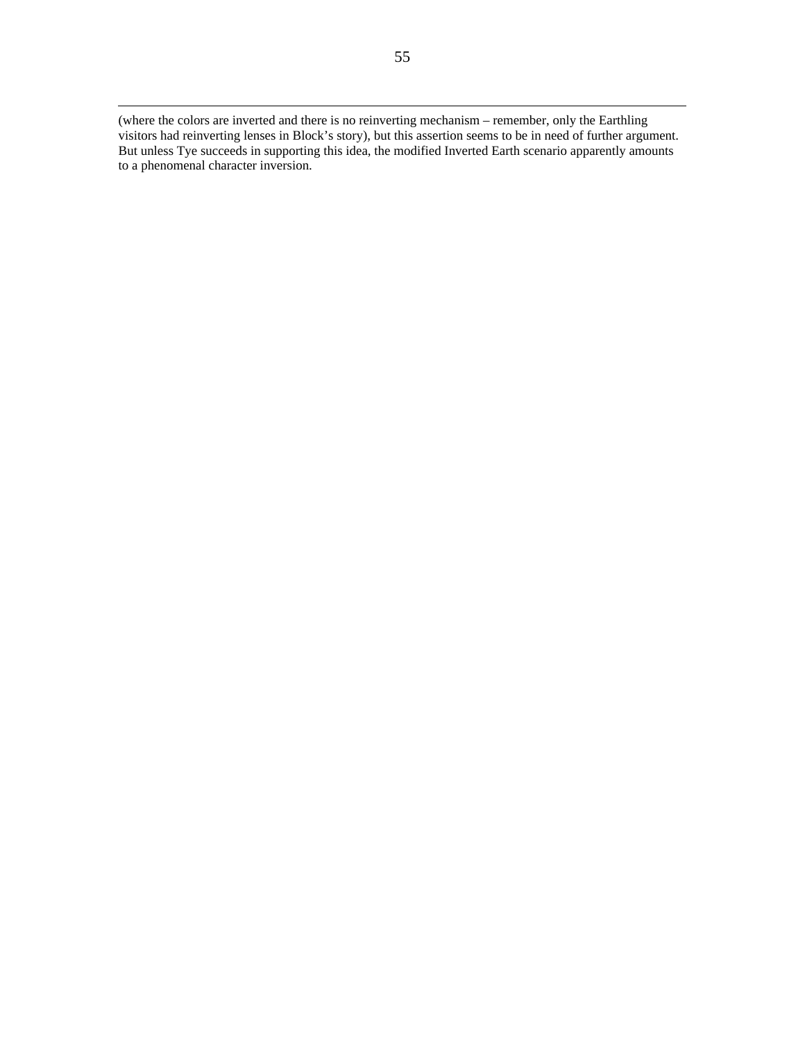(where the colors are inverted and there is no reinverting mechanism – remember, only the Earthling visitors had reinverting lenses in Block's story), but this assertion seems to be in need of further argument. But unless Tye succeeds in supporting this idea, the modified Inverted Earth scenario apparently amounts to a phenomenal character inversion.